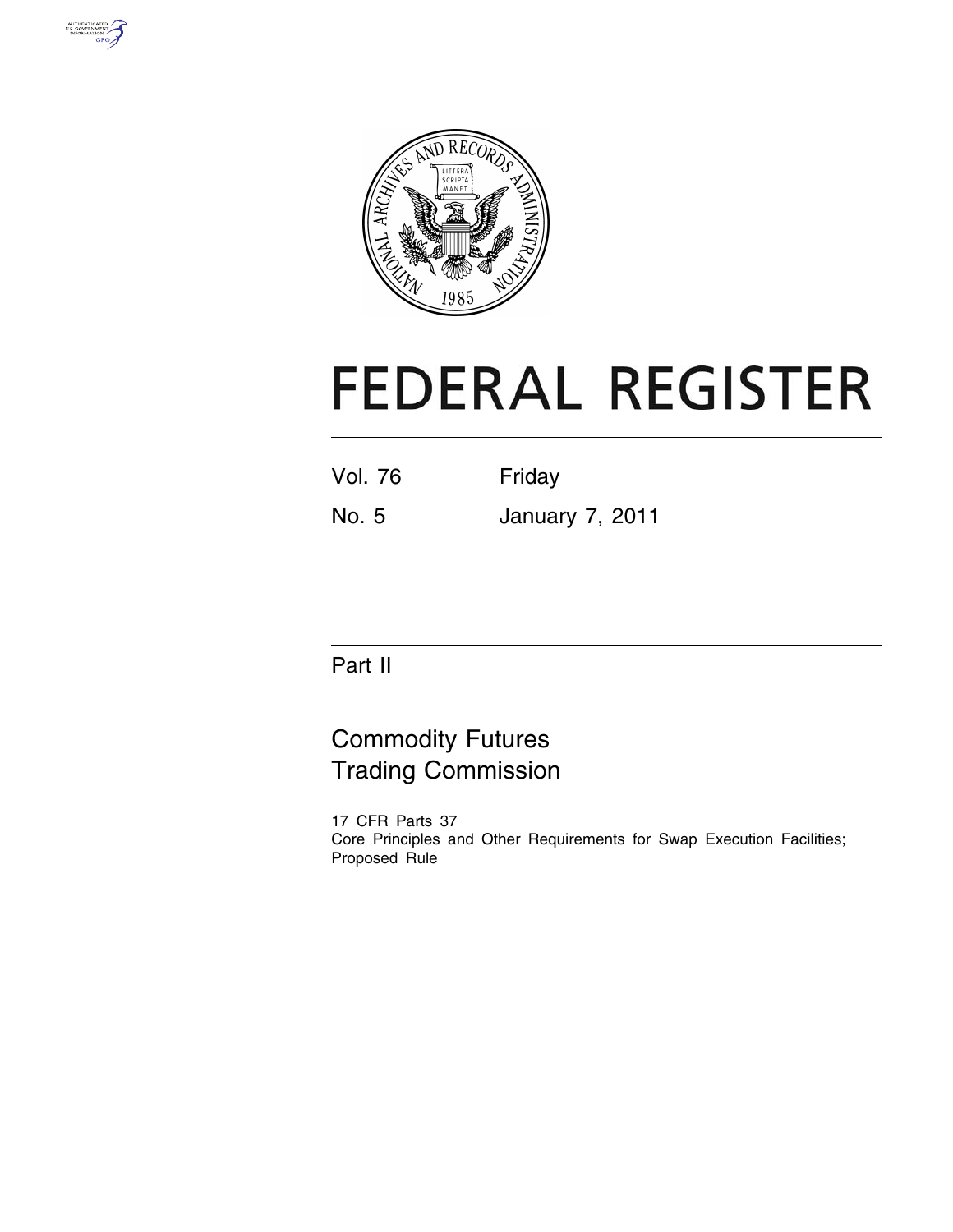# FEDERAL REGISTER

Vol. 76 | Friday
No. 5 | January 7, 2011

Part II

## Commodity Futures Trading Commission

17 CFR Parts 37
Core Principles and Other Requirements for Swap Execution Facilities; Proposed Rule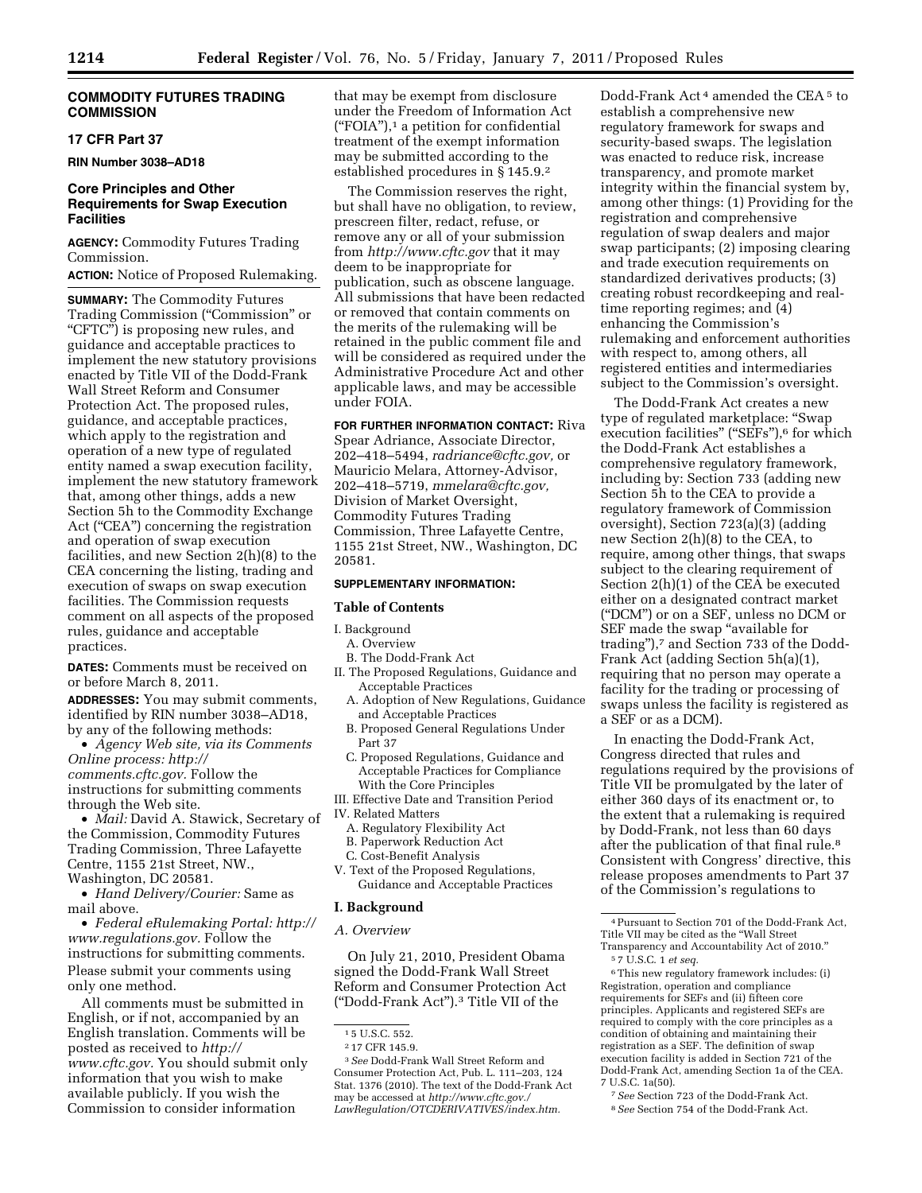**COMMODITY FUTURES TRADING COMMISSION**

**17 CFR Part 37**

**RIN Number 3038–AD18**

## Core Principles and Other Requirements for Swap Execution Facilities

**AGENCY:** Commodity Futures Trading Commission.

**ACTION:** Notice of Proposed Rulemaking.

**SUMMARY:** The Commodity Futures Trading Commission ("Commission" or "CFTC") is proposing new rules, and guidance and acceptable practices to implement the new statutory provisions enacted by Title VII of the Dodd-Frank Wall Street Reform and Consumer Protection Act. The proposed rules, guidance, and acceptable practices, which apply to the registration and operation of a new type of regulated entity named a swap execution facility, implement the new statutory framework that, among other things, adds a new Section 5h to the Commodity Exchange Act ("CEA") concerning the registration and operation of swap execution facilities, and new Section 2(h)(8) to the CEA concerning the listing, trading and execution of swaps on swap execution facilities. The Commission requests comment on all aspects of the proposed rules, guidance and acceptable practices.

**DATES:** Comments must be received on or before March 8, 2011.

**ADDRESSES:** You may submit comments, identified by RIN number 3038–AD18, by any of the following methods:

- *Agency Web site, via its Comments Online process: http://comments.cftc.gov.* Follow the instructions for submitting comments through the Web site.
- *Mail:* David A. Stawick, Secretary of the Commission, Commodity Futures Trading Commission, Three Lafayette Centre, 1155 21st Street, NW., Washington, DC 20581.
- *Hand Delivery/Courier:* Same as mail above.
- *Federal eRulemaking Portal: http://www.regulations.gov.* Follow the instructions for submitting comments.

Please submit your comments using only one method.

All comments must be submitted in English, or if not, accompanied by an English translation. Comments will be posted as received to *http://www.cftc.gov.* You should submit only information that you wish to make available publicly. If you wish the Commission to consider information that may be exempt from disclosure under the Freedom of Information Act ("FOIA"),[1] a petition for confidential treatment of the exempt information may be submitted according to the established procedures in § 145.9.[2]

The Commission reserves the right, but shall have no obligation, to review, prescreen filter, redact, refuse, or remove any or all of your submission from *http://www.cftc.gov* that it may deem to be inappropriate for publication, such as obscene language. All submissions that have been redacted or removed that contain comments on the merits of the rulemaking will be retained in the public comment file and will be considered as required under the Administrative Procedure Act and other applicable laws, and may be accessible under FOIA.

**FOR FURTHER INFORMATION CONTACT:** Riva Spear Adriance, Associate Director, 202–418–5494, *radriance@cftc.gov,* or Mauricio Melara, Attorney-Advisor, 202–418–5719, *mmelara@cftc.gov,* Division of Market Oversight, Commodity Futures Trading Commission, Three Lafayette Centre, 1155 21st Street, NW., Washington, DC 20581.

**SUPPLEMENTARY INFORMATION:**

**Table of Contents**

I. Background
  A. Overview
  B. The Dodd-Frank Act
II. The Proposed Regulations, Guidance and Acceptable Practices
  A. Adoption of New Regulations, Guidance and Acceptable Practices
  B. Proposed General Regulations Under Part 37
  C. Proposed Regulations, Guidance and Acceptable Practices for Compliance With the Core Principles
III. Effective Date and Transition Period
IV. Related Matters
  A. Regulatory Flexibility Act
  B. Paperwork Reduction Act
  C. Cost-Benefit Analysis
V. Text of the Proposed Regulations, Guidance and Acceptable Practices

## I. Background

### *A. Overview*

On July 21, 2010, President Obama signed the Dodd-Frank Wall Street Reform and Consumer Protection Act ("Dodd-Frank Act").[3] Title VII of the Dodd-Frank Act[4] amended the CEA[5] to establish a comprehensive new regulatory framework for swaps and security-based swaps. The legislation was enacted to reduce risk, increase transparency, and promote market integrity within the financial system by, among other things: (1) Providing for the registration and comprehensive regulation of swap dealers and major swap participants; (2) imposing clearing and trade execution requirements on standardized derivatives products; (3) creating robust recordkeeping and real-time reporting regimes; and (4) enhancing the Commission's rulemaking and enforcement authorities with respect to, among others, all registered entities and intermediaries subject to the Commission's oversight.

The Dodd-Frank Act creates a new type of regulated marketplace: "Swap execution facilities" ("SEFs"),[6] for which the Dodd-Frank Act establishes a comprehensive regulatory framework, including by: Section 733 (adding new Section 5h to the CEA to provide a regulatory framework of Commission oversight), Section 723(a)(3) (adding new Section 2(h)(8) to the CEA, to require, among other things, that swaps subject to the clearing requirement of Section 2(h)(1) of the CEA be executed either on a designated contract market ("DCM") or on a SEF, unless no DCM or SEF made the swap "available for trading"),[7] and Section 733 of the Dodd-Frank Act (adding Section 5h(a)(1), requiring that no person may operate a facility for the trading or processing of swaps unless the facility is registered as a SEF or as a DCM).

In enacting the Dodd-Frank Act, Congress directed that rules and regulations required by the provisions of Title VII be promulgated by the later of either 360 days of its enactment or, to the extent that a rulemaking is required by Dodd-Frank, not less than 60 days after the publication of that final rule.[8] Consistent with Congress' directive, this release proposes amendments to Part 37 of the Commission's regulations to

---

[1] 5 U.S.C. 552.

[2] 17 CFR 145.9.

[3] *See* Dodd-Frank Wall Street Reform and Consumer Protection Act, Pub. L. 111–203, 124 Stat. 1376 (2010). The text of the Dodd-Frank Act may be accessed at *http://www.cftc.gov./LawRegulation/OTCDERIVATIVES/index.htm.*

[4] Pursuant to Section 701 of the Dodd-Frank Act, Title VII may be cited as the "Wall Street Transparency and Accountability Act of 2010."

[5] 7 U.S.C. 1 *et seq.*

[6] This new regulatory framework includes: (i) Registration, operation and compliance requirements for SEFs and (ii) fifteen core principles. Applicants and registered SEFs are required to comply with the core principles as a condition of obtaining and maintaining their registration as a SEF. The definition of swap execution facility is added in Section 721 of the Dodd-Frank Act, amending Section 1a of the CEA. 7 U.S.C. 1a(50).

[7] *See* Section 723 of the Dodd-Frank Act.

[8] *See* Section 754 of the Dodd-Frank Act.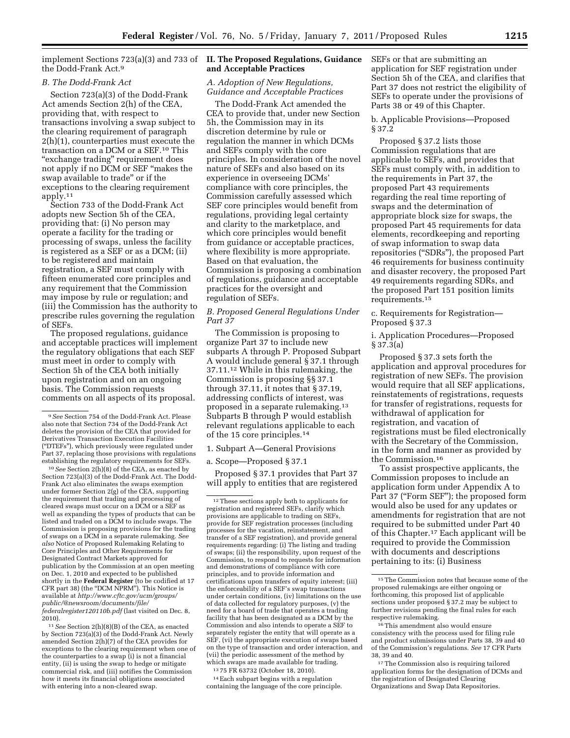implement Sections 723(a)(3) and 733 of the Dodd-Frank Act.[9]

### B. The Dodd-Frank Act

Section 723(a)(3) of the Dodd-Frank Act amends Section 2(h) of the CEA, providing that, with respect to transactions involving a swap subject to the clearing requirement of paragraph 2(h)(1), counterparties must execute the transaction on a DCM or a SEF.[10] This "exchange trading" requirement does not apply if no DCM or SEF "makes the swap available to trade" or if the exceptions to the clearing requirement apply.[11]

Section 733 of the Dodd-Frank Act adopts new Section 5h of the CEA, providing that: (i) No person may operate a facility for the trading or processing of swaps, unless the facility is registered as a SEF or as a DCM; (ii) to be registered and maintain registration, a SEF must comply with fifteen enumerated core principles and any requirement that the Commission may impose by rule or regulation; and (iii) the Commission has the authority to prescribe rules governing the regulation of SEFs.

The proposed regulations, guidance and acceptable practices will implement the regulatory obligations that each SEF must meet in order to comply with Section 5h of the CEA both initially upon registration and on an ongoing basis. The Commission requests comments on all aspects of its proposal.

## II. The Proposed Regulations, Guidance and Acceptable Practices

### A. Adoption of New Regulations, Guidance and Acceptable Practices

The Dodd-Frank Act amended the CEA to provide that, under new Section 5h, the Commission may in its discretion determine by rule or regulation the manner in which DCMs and SEFs comply with the core principles. In consideration of the novel nature of SEFs and also based on its experience in overseeing DCMs' compliance with core principles, the Commission carefully assessed which SEF core principles would benefit from regulations, providing legal certainty and clarity to the marketplace, and which core principles would benefit from guidance or acceptable practices, where flexibility is more appropriate. Based on that evaluation, the Commission is proposing a combination of regulations, guidance and acceptable practices for the oversight and regulation of SEFs.

### B. Proposed General Regulations Under Part 37

The Commission is proposing to organize Part 37 to include new subparts A through P. Proposed Subpart A would include general § 37.1 through 37.11.[12] While in this rulemaking, the Commission is proposing §§ 37.1 through 37.11, it notes that § 37.19, addressing conflicts of interest, was proposed in a separate rulemaking.[13] Subparts B through P would establish relevant regulations applicable to each of the 15 core principles.[14]

1. Subpart A—General Provisions

a. Scope—Proposed § 37.1

Proposed § 37.1 provides that Part 37 will apply to entities that are registered SEFs or that are submitting an application for SEF registration under Section 5h of the CEA, and clarifies that Part 37 does not restrict the eligibility of SEFs to operate under the provisions of Parts 38 or 49 of this Chapter.

b. Applicable Provisions—Proposed § 37.2

Proposed § 37.2 lists those Commission regulations that are applicable to SEFs, and provides that SEFs must comply with, in addition to the requirements in Part 37, the proposed Part 43 requirements regarding the real time reporting of swaps and the determination of appropriate block size for swaps, the proposed Part 45 requirements for data elements, recordkeeping and reporting of swap information to swap data repositories ("SDRs"), the proposed Part 46 requirements for business continuity and disaster recovery, the proposed Part 49 requirements regarding SDRs, and the proposed Part 151 position limits requirements.[15]

c. Requirements for Registration—Proposed § 37.3

i. Application Procedures—Proposed § 37.3(a)

Proposed § 37.3 sets forth the application and approval procedures for registration of new SEFs. The provision would require that all SEF applications, reinstatements of registrations, requests for transfer of registrations, requests for withdrawal of application for registration, and vacation of registrations must be filed electronically with the Secretary of the Commission, in the form and manner as provided by the Commission.[16]

To assist prospective applicants, the Commission proposes to include an application form under Appendix A to Part 37 ("Form SEF"); the proposed form would also be used for any updates or amendments for registration that are not required to be submitted under Part 40 of this Chapter.[17] Each applicant will be required to provide the Commission with documents and descriptions pertaining to its: (i) Business

---

[9] *See* Section 754 of the Dodd-Frank Act. Please also note that Section 734 of the Dodd-Frank Act deletes the provision of the CEA that provided for Derivatives Transaction Execution Facilities ("DTEFs"), which previously were regulated under Part 37, replacing those provisions with regulations establishing the regulatory requirements for SEFs.

[10] *See* Section 2(h)(8) of the CEA, as enacted by Section 723(a)(3) of the Dodd-Frank Act. The Dodd-Frank Act also eliminates the swaps exemption under former Section 2(g) of the CEA, supporting the requirement that trading and processing of cleared swaps must occur on a DCM or a SEF as well as expanding the types of products that can be listed and traded on a DCM to include swaps. The Commission is proposing provisions for the trading of swaps on a DCM in a separate rulemaking. *See also* Notice of Proposed Rulemaking Relating to Core Principles and Other Requirements for Designated Contract Markets approved for publication by the Commission at an open meeting on Dec. 1, 2010 and expected to be published shortly in the **Federal Register** (to be codified at 17 CFR part 38) (the "DCM NPRM"). This Notice is available at *http://www.cftc.gov/ucm/groups/public/@newsroom/documents/file/federalregister120110b.pdf* (last visited on Dec. 8, 2010).

[11] *See* Section 2(h)(8)(B) of the CEA, as enacted by Section 723(a)(3) of the Dodd-Frank Act. Newly amended Section 2(h)(7) of the CEA provides for exceptions to the clearing requirement when one of the counterparties to a swap (i) is not a financial entity, (ii) is using the swap to hedge or mitigate commercial risk, and (iii) notifies the Commission how it meets its financial obligations associated with entering into a non-cleared swap.

[12] These sections apply both to applicants for registration and registered SEFs, clarify which provisions are applicable to trading on SEFs, provide for SEF registration processes (including processes for the vacation, reinstatement, and transfer of a SEF registration), and provide general requirements regarding: (i) The listing and trading of swaps; (ii) the responsibility, upon request of the Commission, to respond to requests for information and demonstrations of compliance with core principles, and to provide information and certifications upon transfers of equity interest; (iii) the enforceability of a SEF's swap transactions under certain conditions, (iv) limitations on the use of data collected for regulatory purposes, (v) the need for a board of trade that operates a trading facility that has been designated as a DCM by the Commission and also intends to operate a SEF to separately register the entity that will operate as a SEF, (vi) the appropriate execution of swaps based on the type of transaction and order interaction, and (vii) the periodic assessment of the method by which swaps are made available for trading.

[13] 75 FR 63732 (October 18, 2010).

[14] Each subpart begins with a regulation containing the language of the core principle.

[15] The Commission notes that because some of the proposed rulemakings are either ongoing or forthcoming, this proposed list of applicable sections under proposed § 37.2 may be subject to further revisions pending the final rules for each respective rulemaking.

[16] This amendment also would ensure consistency with the process used for filing rule and product submissions under Parts 38, 39 and 40 of the Commission's regulations. *See* 17 CFR Parts 38, 39 and 40.

[17] The Commission also is requiring tailored application forms for the designation of DCMs and the registration of Designated Clearing Organizations and Swap Data Repositories.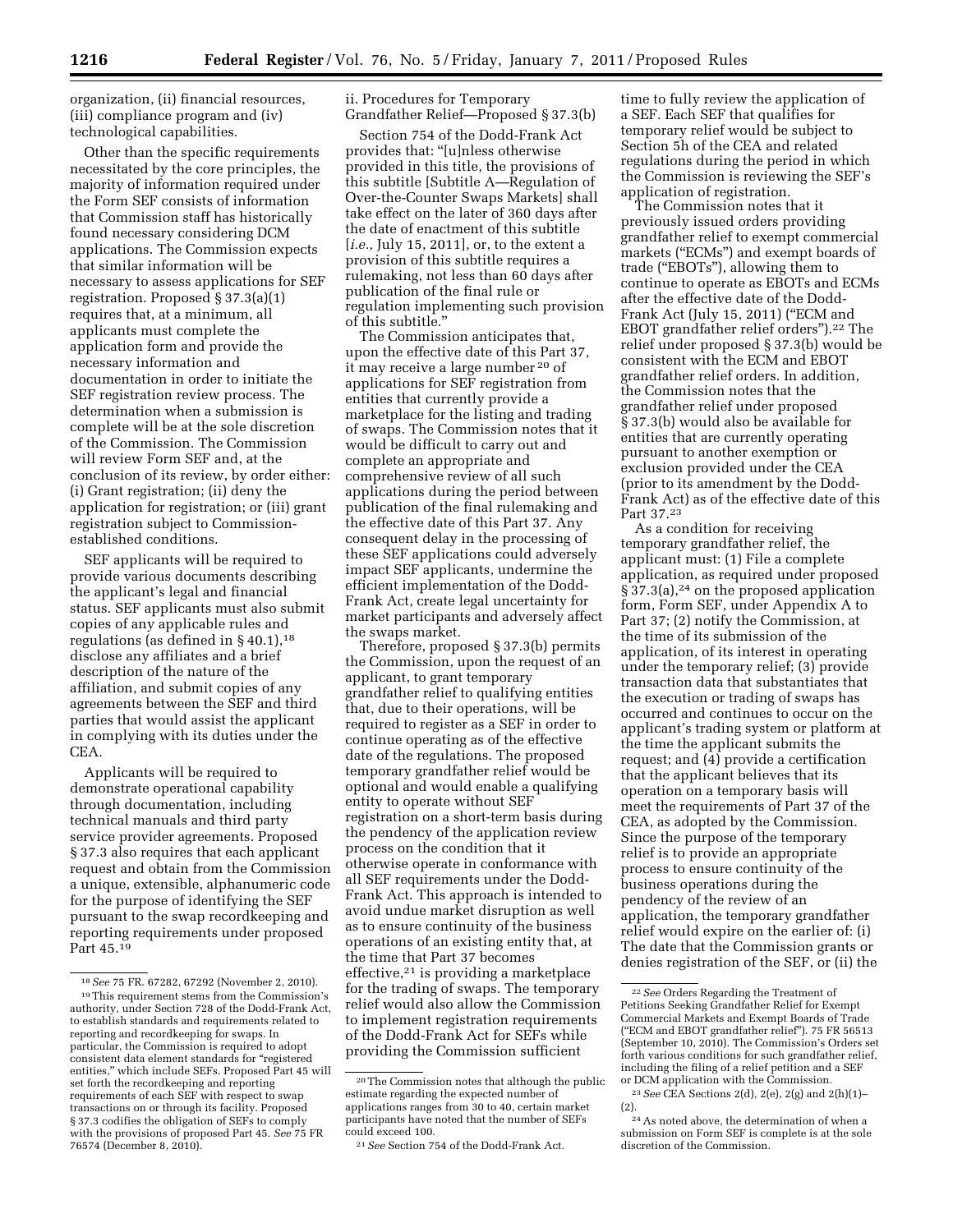organization, (ii) financial resources, (iii) compliance program and (iv) technological capabilities.

Other than the specific requirements necessitated by the core principles, the majority of information required under the Form SEF consists of information that Commission staff has historically found necessary considering DCM applications. The Commission expects that similar information will be necessary to assess applications for SEF registration. Proposed § 37.3(a)(1) requires that, at a minimum, all applicants must complete the application form and provide the necessary information and documentation in order to initiate the SEF registration review process. The determination when a submission is complete will be at the sole discretion of the Commission. The Commission will review Form SEF and, at the conclusion of its review, by order either: (i) Grant registration; (ii) deny the application for registration; or (iii) grant registration subject to Commission-established conditions.

SEF applicants will be required to provide various documents describing the applicant's legal and financial status. SEF applicants must also submit copies of any applicable rules and regulations (as defined in § 40.1),[18] disclose any affiliates and a brief description of the nature of the affiliation, and submit copies of any agreements between the SEF and third parties that would assist the applicant in complying with its duties under the CEA.

Applicants will be required to demonstrate operational capability through documentation, including technical manuals and third party service provider agreements. Proposed § 37.3 also requires that each applicant request and obtain from the Commission a unique, extensible, alphanumeric code for the purpose of identifying the SEF pursuant to the swap recordkeeping and reporting requirements under proposed Part 45.[19]

ii. Procedures for Temporary Grandfather Relief—Proposed § 37.3(b)

Section 754 of the Dodd-Frank Act provides that: "[u]nless otherwise provided in this title, the provisions of this subtitle [Subtitle A—Regulation of Over-the-Counter Swaps Markets] shall take effect on the later of 360 days after the date of enactment of this subtitle [*i.e.,* July 15, 2011], or, to the extent a provision of this subtitle requires a rulemaking, not less than 60 days after publication of the final rule or regulation implementing such provision of this subtitle."

The Commission anticipates that, upon the effective date of this Part 37, it may receive a large number[20] of applications for SEF registration from entities that currently provide a marketplace for the listing and trading of swaps. The Commission notes that it would be difficult to carry out and complete an appropriate and comprehensive review of all such applications during the period between publication of the final rulemaking and the effective date of this Part 37. Any consequent delay in the processing of these SEF applications could adversely impact SEF applicants, undermine the efficient implementation of the Dodd-Frank Act, create legal uncertainty for market participants and adversely affect the swaps market.

Therefore, proposed § 37.3(b) permits the Commission, upon the request of an applicant, to grant temporary grandfather relief to qualifying entities that, due to their operations, will be required to register as a SEF in order to continue operating as of the effective date of the regulations. The proposed temporary grandfather relief would be optional and would enable a qualifying entity to operate without SEF registration on a short-term basis during the pendency of the application review process on the condition that it otherwise operate in conformance with all SEF requirements under the Dodd-Frank Act. This approach is intended to avoid undue market disruption as well as to ensure continuity of the business operations of an existing entity that, at the time that Part 37 becomes effective,[21] is providing a marketplace for the trading of swaps. The temporary relief would also allow the Commission to implement registration requirements of the Dodd-Frank Act for SEFs while providing the Commission sufficient time to fully review the application of a SEF. Each SEF that qualifies for temporary relief would be subject to Section 5h of the CEA and related regulations during the period in which the Commission is reviewing the SEF's application of registration.

The Commission notes that it previously issued orders providing grandfather relief to exempt commercial markets ("ECMs") and exempt boards of trade ("EBOTs"), allowing them to continue to operate as EBOTs and ECMs after the effective date of the Dodd-Frank Act (July 15, 2011) ("ECM and EBOT grandfather relief orders").[22] The relief under proposed § 37.3(b) would be consistent with the ECM and EBOT grandfather relief orders. In addition, the Commission notes that the grandfather relief under proposed § 37.3(b) would also be available for entities that are currently operating pursuant to another exemption or exclusion provided under the CEA (prior to its amendment by the Dodd-Frank Act) as of the effective date of this Part 37.[23]

As a condition for receiving temporary grandfather relief, the applicant must: (1) File a complete application, as required under proposed § 37.3(a),[24] on the proposed application form, Form SEF, under Appendix A to Part 37; (2) notify the Commission, at the time of its submission of the application, of its interest in operating under the temporary relief; (3) provide transaction data that substantiates that the execution or trading of swaps has occurred and continues to occur on the applicant's trading system or platform at the time the applicant submits the request; and (4) provide a certification that the applicant believes that its operation on a temporary basis will meet the requirements of Part 37 of the CEA, as adopted by the Commission. Since the purpose of the temporary relief is to provide an appropriate process to ensure continuity of the business operations during the pendency of the review of an application, the temporary grandfather relief would expire on the earlier of: (i) The date that the Commission grants or denies registration of the SEF, or (ii) the

---

[18] *See* 75 FR. 67282, 67292 (November 2, 2010).

[19] This requirement stems from the Commission's authority, under Section 728 of the Dodd-Frank Act, to establish standards and requirements related to reporting and recordkeeping for swaps. In particular, the Commission is required to adopt consistent data element standards for "registered entities," which include SEFs. Proposed Part 45 will set forth the recordkeeping and reporting requirements of each SEF with respect to swap transactions on or through its facility. Proposed § 37.3 codifies the obligation of SEFs to comply with the provisions of proposed Part 45. *See* 75 FR 76574 (December 8, 2010).

[20] The Commission notes that although the public estimate regarding the expected number of applications ranges from 30 to 40, certain market participants have noted that the number of SEFs could exceed 100.

[21] *See* Section 754 of the Dodd-Frank Act.

[22] *See* Orders Regarding the Treatment of Petitions Seeking Grandfather Relief for Exempt Commercial Markets and Exempt Boards of Trade ("ECM and EBOT grandfather relief"). 75 FR 56513 (September 10, 2010). The Commission's Orders set forth various conditions for such grandfather relief, including the filing of a relief petition and a SEF or DCM application with the Commission.

[23] *See* CEA Sections 2(d), 2(e), 2(g) and 2(h)(1)–(2).

[24] As noted above, the determination of when a submission on Form SEF is complete is at the sole discretion of the Commission.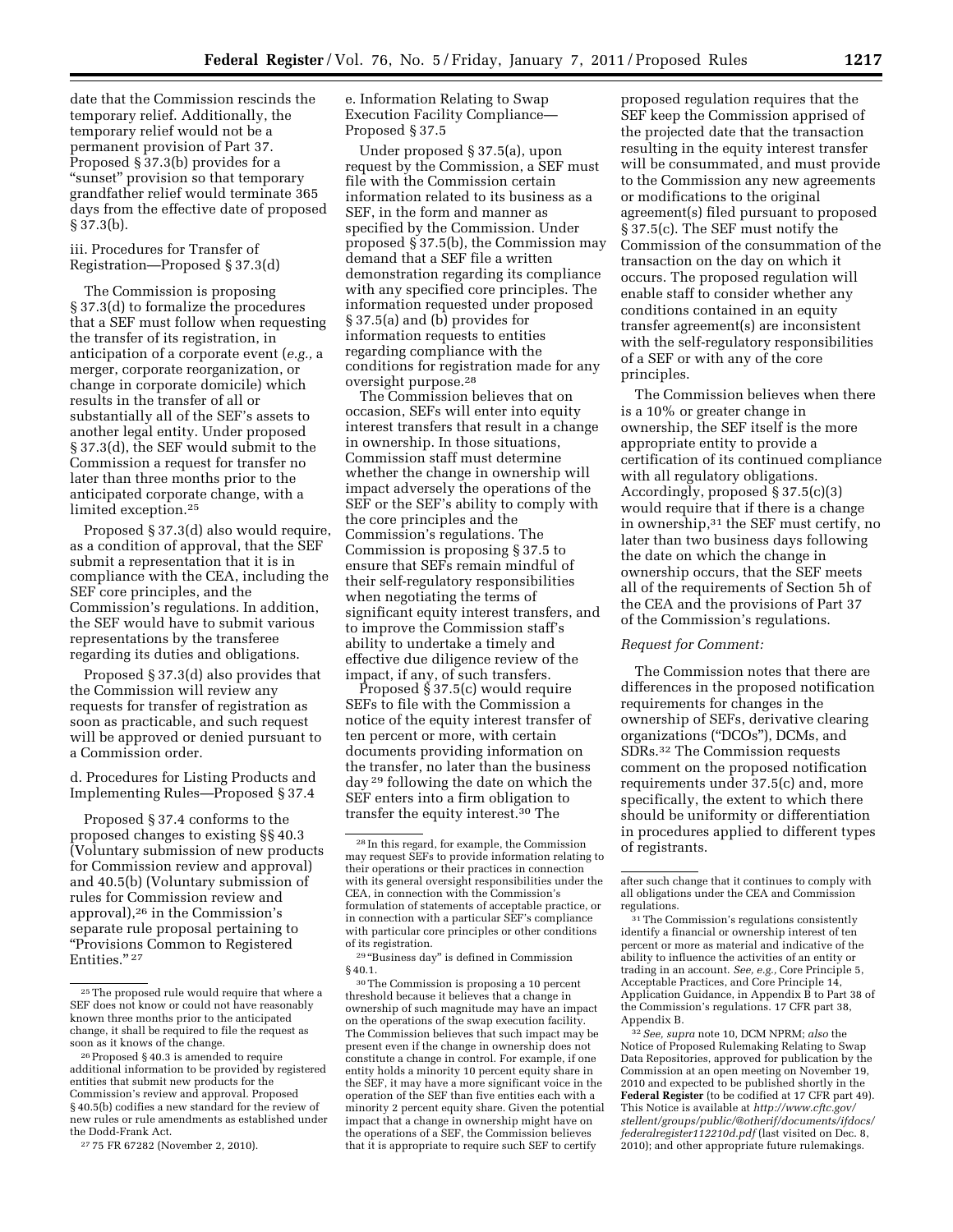date that the Commission rescinds the temporary relief. Additionally, the temporary relief would not be a permanent provision of Part 37. Proposed § 37.3(b) provides for a "sunset" provision so that temporary grandfather relief would terminate 365 days from the effective date of proposed § 37.3(b).

iii. Procedures for Transfer of Registration—Proposed § 37.3(d)

The Commission is proposing § 37.3(d) to formalize the procedures that a SEF must follow when requesting the transfer of its registration, in anticipation of a corporate event (*e.g.,* a merger, corporate reorganization, or change in corporate domicile) which results in the transfer of all or substantially all of the SEF's assets to another legal entity. Under proposed § 37.3(d), the SEF would submit to the Commission a request for transfer no later than three months prior to the anticipated corporate change, with a limited exception.[25]

Proposed § 37.3(d) also would require, as a condition of approval, that the SEF submit a representation that it is in compliance with the CEA, including the SEF core principles, and the Commission's regulations. In addition, the SEF would have to submit various representations by the transferee regarding its duties and obligations.

Proposed § 37.3(d) also provides that the Commission will review any requests for transfer of registration as soon as practicable, and such request will be approved or denied pursuant to a Commission order.

d. Procedures for Listing Products and Implementing Rules—Proposed § 37.4

Proposed § 37.4 conforms to the proposed changes to existing §§ 40.3 (Voluntary submission of new products for Commission review and approval) and 40.5(b) (Voluntary submission of rules for Commission review and approval),[26] in the Commission's separate rule proposal pertaining to "Provisions Common to Registered Entities."[27]

e. Information Relating to Swap Execution Facility Compliance—Proposed § 37.5

Under proposed § 37.5(a), upon request by the Commission, a SEF must file with the Commission certain information related to its business as a SEF, in the form and manner as specified by the Commission. Under proposed § 37.5(b), the Commission may demand that a SEF file a written demonstration regarding its compliance with any specified core principles. The information requested under proposed § 37.5(a) and (b) provides for information requests to entities regarding compliance with the conditions for registration made for any oversight purpose.[28]

The Commission believes that on occasion, SEFs will enter into equity interest transfers that result in a change in ownership. In those situations, Commission staff must determine whether the change in ownership will impact adversely the operations of the SEF or the SEF's ability to comply with the core principles and the Commission's regulations. The Commission is proposing § 37.5 to ensure that SEFs remain mindful of their self-regulatory responsibilities when negotiating the terms of significant equity interest transfers, and to improve the Commission staff's ability to undertake a timely and effective due diligence review of the impact, if any, of such transfers.

Proposed § 37.5(c) would require SEFs to file with the Commission a notice of the equity interest transfer of ten percent or more, with certain documents providing information on the transfer, no later than the business day[29] following the date on which the SEF enters into a firm obligation to transfer the equity interest.[30] The proposed regulation requires that the SEF keep the Commission apprised of the projected date that the transaction resulting in the equity interest transfer will be consummated, and must provide to the Commission any new agreements or modifications to the original agreement(s) filed pursuant to proposed § 37.5(c). The SEF must notify the Commission of the consummation of the transaction on the day on which it occurs. The proposed regulation will enable staff to consider whether any conditions contained in an equity transfer agreement(s) are inconsistent with the self-regulatory responsibilities of a SEF or with any of the core principles.

The Commission believes when there is a 10% or greater change in ownership, the SEF itself is the more appropriate entity to provide a certification of its continued compliance with all regulatory obligations. Accordingly, proposed § 37.5(c)(3) would require that if there is a change in ownership,[31] the SEF must certify, no later than two business days following the date on which the change in ownership occurs, that the SEF meets all of the requirements of Section 5h of the CEA and the provisions of Part 37 of the Commission's regulations.

*Request for Comment:*

The Commission notes that there are differences in the proposed notification requirements for changes in the ownership of SEFs, derivative clearing organizations ("DCOs"), DCMs, and SDRs.[32] The Commission requests comment on the proposed notification requirements under 37.5(c) and, more specifically, the extent to which there should be uniformity or differentiation in procedures applied to different types of registrants.

---

[25] The proposed rule would require that where a SEF does not know or could not have reasonably known three months prior to the anticipated change, it shall be required to file the request as soon as it knows of the change.

[26] Proposed § 40.3 is amended to require additional information to be provided by registered entities that submit new products for the Commission's review and approval. Proposed § 40.5(b) codifies a new standard for the review of new rules or rule amendments as established under the Dodd-Frank Act.

[27] 75 FR 67282 (November 2, 2010).

[28] In this regard, for example, the Commission may request SEFs to provide information relating to their operations or their practices in connection with its general oversight responsibilities under the CEA, in connection with the Commission's formulation of statements of acceptable practice, or in connection with a particular SEF's compliance with particular core principles or other conditions of its registration.

[29] "Business day" is defined in Commission § 40.1.

[30] The Commission is proposing a 10 percent threshold because it believes that a change in ownership of such magnitude may have an impact on the operations of the swap execution facility. The Commission believes that such impact may be present even if the change in ownership does not constitute a change in control. For example, if one entity holds a minority 10 percent equity share in the SEF, it may have a more significant voice in the operation of the SEF than five entities each with a minority 2 percent equity share. Given the potential impact that a change in ownership might have on the operations of a SEF, the Commission believes that it is appropriate to require such SEF to certify after such change that it continues to comply with all obligations under the CEA and Commission regulations.

[31] The Commission's regulations consistently identify a financial or ownership interest of ten percent or more as material and indicative of the ability to influence the activities of an entity or trading in an account. *See, e.g.,* Core Principle 5, Acceptable Practices, and Core Principle 14, Application Guidance, in Appendix B to Part 38 of the Commission's regulations. 17 CFR part 38, Appendix B.

[32] *See, supra* note 10, DCM NPRM; *also* the Notice of Proposed Rulemaking Relating to Swap Data Repositories, approved for publication by the Commission at an open meeting on November 19, 2010 and expected to be published shortly in the **Federal Register** (to be codified at 17 CFR part 49). This Notice is available at *http://www.cftc.gov/stellent/groups/public/@otherif/documents/ifdocs/federalregister112210d.pdf* (last visited on Dec. 8, 2010); and other appropriate future rulemakings.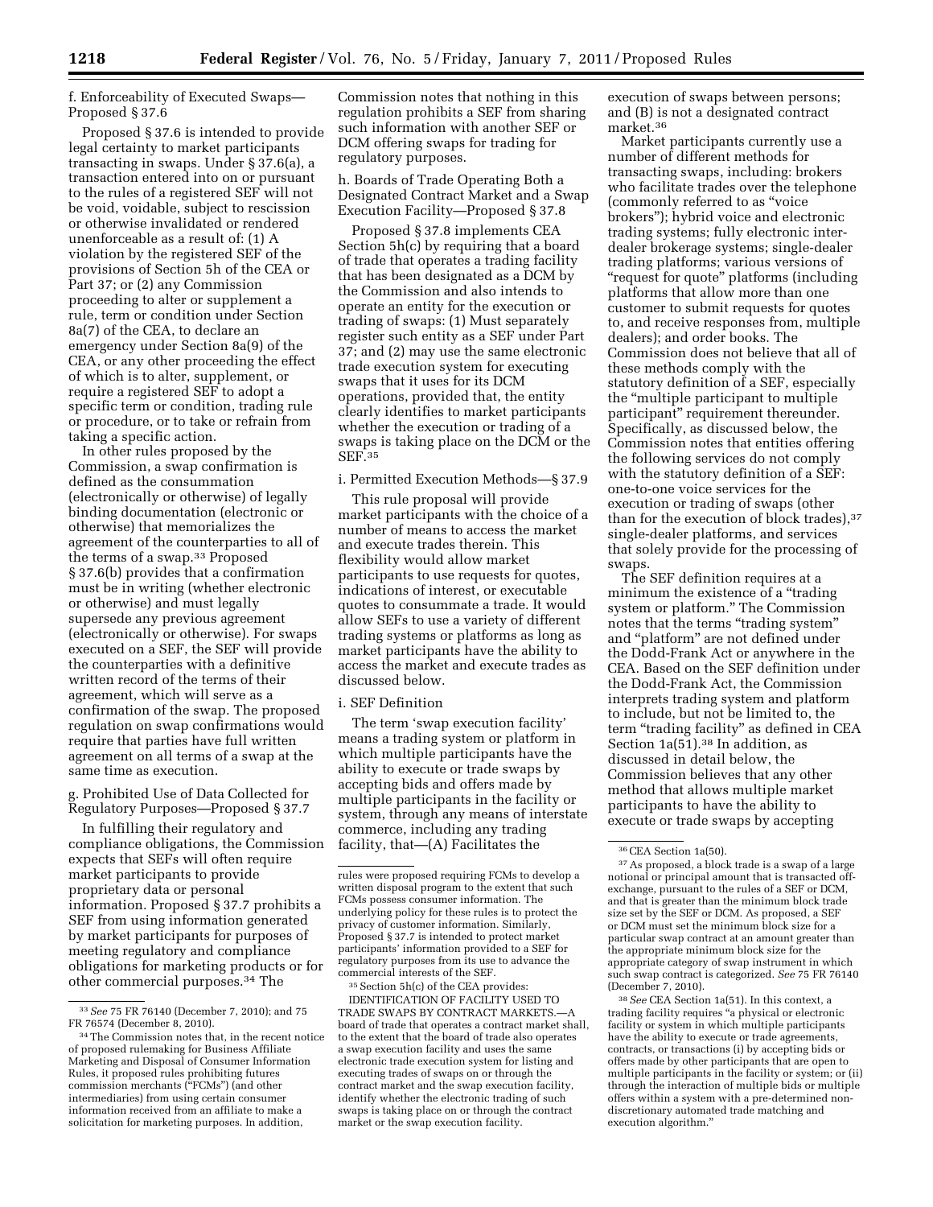f. Enforceability of Executed Swaps—Proposed § 37.6

Proposed § 37.6 is intended to provide legal certainty to market participants transacting in swaps. Under § 37.6(a), a transaction entered into on or pursuant to the rules of a registered SEF will not be void, voidable, subject to rescission or otherwise invalidated or rendered unenforceable as a result of: (1) A violation by the registered SEF of the provisions of Section 5h of the CEA or Part 37; or (2) any Commission proceeding to alter or supplement a rule, term or condition under Section 8a(7) of the CEA, to declare an emergency under Section 8a(9) of the CEA, or any other proceeding the effect of which is to alter, supplement, or require a registered SEF to adopt a specific term or condition, trading rule or procedure, or to take or refrain from taking a specific action.

In other rules proposed by the Commission, a swap confirmation is defined as the consummation (electronically or otherwise) of legally binding documentation (electronic or otherwise) that memorializes the agreement of the counterparties to all of the terms of a swap.[33] Proposed § 37.6(b) provides that a confirmation must be in writing (whether electronic or otherwise) and must legally supersede any previous agreement (electronically or otherwise). For swaps executed on a SEF, the SEF will provide the counterparties with a definitive written record of the terms of their agreement, which will serve as a confirmation of the swap. The proposed regulation on swap confirmations would require that parties have full written agreement on all terms of a swap at the same time as execution.

g. Prohibited Use of Data Collected for Regulatory Purposes—Proposed § 37.7

In fulfilling their regulatory and compliance obligations, the Commission expects that SEFs will often require market participants to provide proprietary data or personal information. Proposed § 37.7 prohibits a SEF from using information generated by market participants for purposes of meeting regulatory and compliance obligations for marketing products or for other commercial purposes.[34] The Commission notes that nothing in this regulation prohibits a SEF from sharing such information with another SEF or DCM offering swaps for trading for regulatory purposes.

h. Boards of Trade Operating Both a Designated Contract Market and a Swap Execution Facility—Proposed § 37.8

Proposed § 37.8 implements CEA Section 5h(c) by requiring that a board of trade that operates a trading facility that has been designated as a DCM by the Commission and also intends to operate an entity for the execution or trading of swaps: (1) Must separately register such entity as a SEF under Part 37; and (2) may use the same electronic trade execution system for executing swaps that it uses for its DCM operations, provided that, the entity clearly identifies to market participants whether the execution or trading of a swaps is taking place on the DCM or the SEF.[35]

i. Permitted Execution Methods—§ 37.9

This rule proposal will provide market participants with the choice of a number of means to access the market and execute trades therein. This flexibility would allow market participants to use requests for quotes, indications of interest, or executable quotes to consummate a trade. It would allow SEFs to use a variety of different trading systems or platforms as long as market participants have the ability to access the market and execute trades as discussed below.

i. SEF Definition

The term 'swap execution facility' means a trading system or platform in which multiple participants have the ability to execute or trade swaps by accepting bids and offers made by multiple participants in the facility or system, through any means of interstate commerce, including any trading facility, that—(A) Facilitates the execution of swaps between persons; and (B) is not a designated contract market.[36]

Market participants currently use a number of different methods for transacting swaps, including: brokers who facilitate trades over the telephone (commonly referred to as "voice brokers"); hybrid voice and electronic trading systems; fully electronic inter-dealer brokerage systems; single-dealer trading platforms; various versions of "request for quote" platforms (including platforms that allow more than one customer to submit requests for quotes to, and receive responses from, multiple dealers); and order books. The Commission does not believe that all of these methods comply with the statutory definition of a SEF, especially the "multiple participant to multiple participant" requirement thereunder. Specifically, as discussed below, the Commission notes that entities offering the following services do not comply with the statutory definition of a SEF: one-to-one voice services for the execution or trading of swaps (other than for the execution of block trades),[37] single-dealer platforms, and services that solely provide for the processing of swaps.

The SEF definition requires at a minimum the existence of a "trading system or platform." The Commission notes that the terms "trading system" and "platform" are not defined under the Dodd-Frank Act or anywhere in the CEA. Based on the SEF definition under the Dodd-Frank Act, the Commission interprets trading system and platform to include, but not be limited to, the term "trading facility" as defined in CEA Section 1a(51).[38] In addition, as discussed in detail below, the Commission believes that any other method that allows multiple market participants to have the ability to execute or trade swaps by accepting

---

[33] *See* 75 FR 76140 (December 7, 2010); and 75 FR 76574 (December 8, 2010).

[34] The Commission notes that, in the recent notice of proposed rulemaking for Business Affiliate Marketing and Disposal of Consumer Information Rules, it proposed rules prohibiting futures commission merchants ("FCMs") (and other intermediaries) from using certain consumer information received from an affiliate to make a solicitation for marketing purposes. In addition, rules were proposed requiring FCMs to develop a written disposal program to the extent that such FCMs possess consumer information. The underlying policy for these rules is to protect the privacy of customer information. Similarly, Proposed § 37.7 is intended to protect market participants' information provided to a SEF for regulatory purposes from its use to advance the commercial interests of the SEF.

[35] Section 5h(c) of the CEA provides:

IDENTIFICATION OF FACILITY USED TO TRADE SWAPS BY CONTRACT MARKETS.—A board of trade that operates a contract market shall, to the extent that the board of trade also operates a swap execution facility and uses the same electronic trade execution system for listing and executing trades of swaps on or through the contract market and the swap execution facility, identify whether the electronic trading of such swaps is taking place on or through the contract market or the swap execution facility.

[36] CEA Section 1a(50).

[37] As proposed, a block trade is a swap of a large notional or principal amount that is transacted off-exchange, pursuant to the rules of a SEF or DCM, and that is greater than the minimum block trade size set by the SEF or DCM. As proposed, a SEF or DCM must set the minimum block size for a particular swap contract at an amount greater than the appropriate minimum block size for the appropriate category of swap instrument in which such swap contract is categorized. *See* 75 FR 76140 (December 7, 2010).

[38] *See* CEA Section 1a(51). In this context, a trading facility requires "a physical or electronic facility or system in which multiple participants have the ability to execute or trade agreements, contracts, or transactions (i) by accepting bids or offers made by other participants that are open to multiple participants in the facility or system; or (ii) through the interaction of multiple bids or multiple offers within a system with a pre-determined non-discretionary automated trade matching and execution algorithm."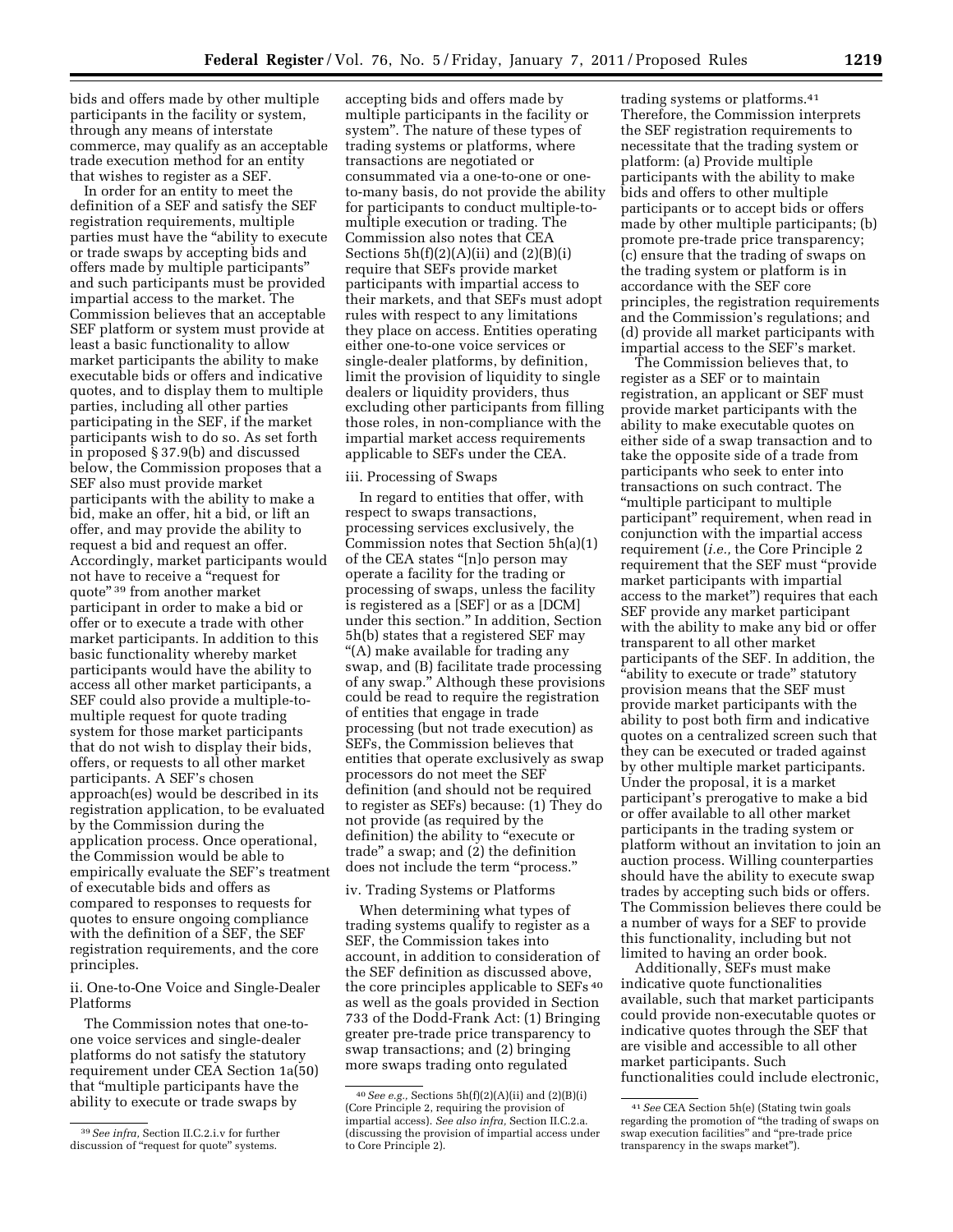bids and offers made by other multiple participants in the facility or system, through any means of interstate commerce, may qualify as an acceptable trade execution method for an entity that wishes to register as a SEF.

In order for an entity to meet the definition of a SEF and satisfy the SEF registration requirements, multiple parties must have the "ability to execute or trade swaps by accepting bids and offers made by multiple participants" and such participants must be provided impartial access to the market. The Commission believes that an acceptable SEF platform or system must provide at least a basic functionality to allow market participants the ability to make executable bids or offers and indicative quotes, and to display them to multiple parties, including all other parties participating in the SEF, if the market participants wish to do so. As set forth in proposed § 37.9(b) and discussed below, the Commission proposes that a SEF also must provide market participants with the ability to make a bid, make an offer, hit a bid, or lift an offer, and may provide the ability to request a bid and request an offer. Accordingly, market participants would not have to receive a "request for quote" [39] from another market participant in order to make a bid or offer or to execute a trade with other market participants. In addition to this basic functionality whereby market participants would have the ability to access all other market participants, a SEF could also provide a multiple-to-multiple request for quote trading system for those market participants that do not wish to display their bids, offers, or requests to all other market participants. A SEF's chosen approach(es) would be described in its registration application, to be evaluated by the Commission during the application process. Once operational, the Commission would be able to empirically evaluate the SEF's treatment of executable bids and offers as compared to responses to requests for quotes to ensure ongoing compliance with the definition of a SEF, the SEF registration requirements, and the core principles.

ii. One-to-One Voice and Single-Dealer Platforms

The Commission notes that one-to-one voice services and single-dealer platforms do not satisfy the statutory requirement under CEA Section 1a(50) that "multiple participants have the ability to execute or trade swaps by accepting bids and offers made by multiple participants in the facility or system". The nature of these types of trading systems or platforms, where transactions are negotiated or consummated via a one-to-one or one-to-many basis, do not provide the ability for participants to conduct multiple-to-multiple execution or trading. The Commission also notes that CEA Sections 5h(f)(2)(A)(ii) and (2)(B)(i) require that SEFs provide market participants with impartial access to their markets, and that SEFs must adopt rules with respect to any limitations they place on access. Entities operating either one-to-one voice services or single-dealer platforms, by definition, limit the provision of liquidity to single dealers or liquidity providers, thus excluding other participants from filling those roles, in non-compliance with the impartial market access requirements applicable to SEFs under the CEA.

iii. Processing of Swaps

In regard to entities that offer, with respect to swaps transactions, processing services exclusively, the Commission notes that Section 5h(a)(1) of the CEA states "[n]o person may operate a facility for the trading or processing of swaps, unless the facility is registered as a [SEF] or as a [DCM] under this section." In addition, Section 5h(b) states that a registered SEF may "(A) make available for trading any swap, and (B) facilitate trade processing of any swap." Although these provisions could be read to require the registration of entities that engage in trade processing (but not trade execution) as SEFs, the Commission believes that entities that operate exclusively as swap processors do not meet the SEF definition (and should not be required to register as SEFs) because: (1) They do not provide (as required by the definition) the ability to "execute or trade" a swap; and (2) the definition does not include the term "process."

iv. Trading Systems or Platforms

When determining what types of trading systems qualify to register as a SEF, the Commission takes into account, in addition to consideration of the SEF definition as discussed above, the core principles applicable to SEFs [40] as well as the goals provided in Section 733 of the Dodd-Frank Act: (1) Bringing greater pre-trade price transparency to swap transactions; and (2) bringing more swaps trading onto regulated trading systems or platforms.[41] Therefore, the Commission interprets the SEF registration requirements to necessitate that the trading system or platform: (a) Provide multiple participants with the ability to make bids and offers to other multiple participants or to accept bids or offers made by other multiple participants; (b) promote pre-trade price transparency; (c) ensure that the trading of swaps on the trading system or platform is in accordance with the SEF core principles, the registration requirements and the Commission's regulations; and (d) provide all market participants with impartial access to the SEF's market.

The Commission believes that, to register as a SEF or to maintain registration, an applicant or SEF must provide market participants with the ability to make executable quotes on either side of a swap transaction and to take the opposite side of a trade from participants who seek to enter into transactions on such contract. The "multiple participant to multiple participant" requirement, when read in conjunction with the impartial access requirement (*i.e.,* the Core Principle 2 requirement that the SEF must "provide market participants with impartial access to the market") requires that each SEF provide any market participant with the ability to make any bid or offer transparent to all other market participants of the SEF. In addition, the "ability to execute or trade" statutory provision means that the SEF must provide market participants with the ability to post both firm and indicative quotes on a centralized screen such that they can be executed or traded against by other multiple market participants. Under the proposal, it is a market participant's prerogative to make a bid or offer available to all other market participants in the trading system or platform without an invitation to join an auction process. Willing counterparties should have the ability to execute swap trades by accepting such bids or offers. The Commission believes there could be a number of ways for a SEF to provide this functionality, including but not limited to having an order book.

Additionally, SEFs must make indicative quote functionalities available, such that market participants could provide non-executable quotes or indicative quotes through the SEF that are visible and accessible to all other market participants. Such functionalities could include electronic,

---

[39] *See infra,* Section II.C.2.i.v for further discussion of "request for quote" systems.

[40] *See e.g.,* Sections 5h(f)(2)(A)(ii) and (2)(B)(i) (Core Principle 2, requiring the provision of impartial access). *See also infra,* Section II.C.2.a. (discussing the provision of impartial access under to Core Principle 2).

[41] *See* CEA Section 5h(e) (Stating twin goals regarding the promotion of "the trading of swaps on swap execution facilities" and "pre-trade price transparency in the swaps market").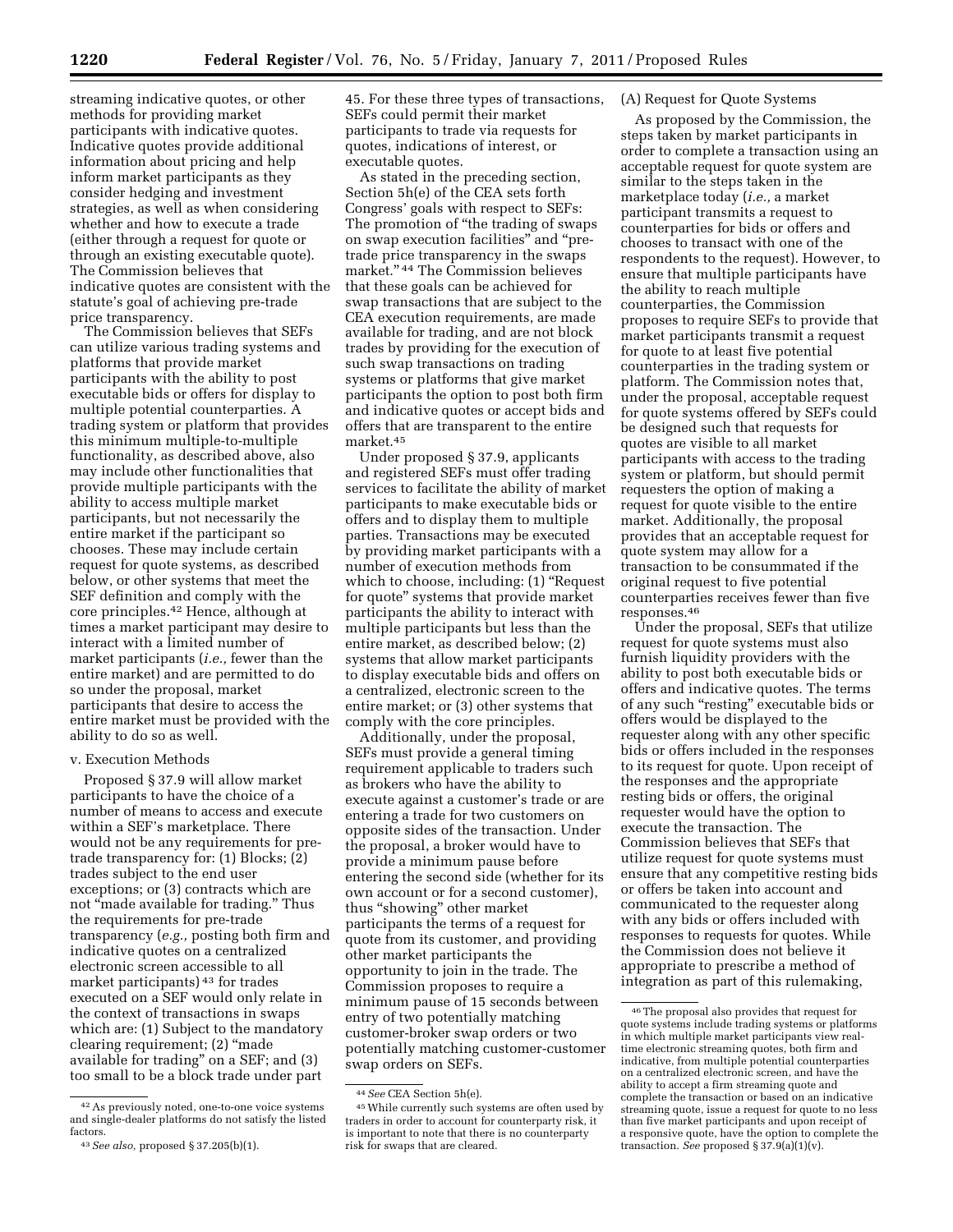streaming indicative quotes, or other methods for providing market participants with indicative quotes. Indicative quotes provide additional information about pricing and help inform market participants as they consider hedging and investment strategies, as well as when considering whether and how to execute a trade (either through a request for quote or through an existing executable quote). The Commission believes that indicative quotes are consistent with the statute's goal of achieving pre-trade price transparency.

The Commission believes that SEFs can utilize various trading systems and platforms that provide market participants with the ability to post executable bids or offers for display to multiple potential counterparties. A trading system or platform that provides this minimum multiple-to-multiple functionality, as described above, also may include other functionalities that provide multiple participants with the ability to access multiple market participants, but not necessarily the entire market if the participant so chooses. These may include certain request for quote systems, as described below, or other systems that meet the SEF definition and comply with the core principles.[42] Hence, although at times a market participant may desire to interact with a limited number of market participants (*i.e.,* fewer than the entire market) and are permitted to do so under the proposal, market participants that desire to access the entire market must be provided with the ability to do so as well.

v. Execution Methods

Proposed § 37.9 will allow market participants to have the choice of a number of means to access and execute within a SEF's marketplace. There would not be any requirements for pre-trade transparency for: (1) Blocks; (2) trades subject to the end user exceptions; or (3) contracts which are not "made available for trading." Thus the requirements for pre-trade transparency (*e.g.,* posting both firm and indicative quotes on a centralized electronic screen accessible to all market participants)[43] for trades executed on a SEF would only relate in the context of transactions in swaps which are: (1) Subject to the mandatory clearing requirement; (2) "made available for trading" on a SEF; and (3) too small to be a block trade under part 45. For these three types of transactions, SEFs could permit their market participants to trade via requests for quotes, indications of interest, or executable quotes.

As stated in the preceding section, Section 5h(e) of the CEA sets forth Congress' goals with respect to SEFs: The promotion of "the trading of swaps on swap execution facilities" and "pre-trade price transparency in the swaps market."[44] The Commission believes that these goals can be achieved for swap transactions that are subject to the CEA execution requirements, are made available for trading, and are not block trades by providing for the execution of such swap transactions on trading systems or platforms that give market participants the option to post both firm and indicative quotes or accept bids and offers that are transparent to the entire market.[45]

Under proposed § 37.9, applicants and registered SEFs must offer trading services to facilitate the ability of market participants to make executable bids or offers and to display them to multiple parties. Transactions may be executed by providing market participants with a number of execution methods from which to choose, including: (1) "Request for quote" systems that provide market participants the ability to interact with multiple participants but less than the entire market, as described below; (2) systems that allow market participants to display executable bids and offers on a centralized, electronic screen to the entire market; or (3) other systems that comply with the core principles.

Additionally, under the proposal, SEFs must provide a general timing requirement applicable to traders such as brokers who have the ability to execute against a customer's trade or are entering a trade for two customers on opposite sides of the transaction. Under the proposal, a broker would have to provide a minimum pause before entering the second side (whether for its own account or for a second customer), thus "showing" other market participants the terms of a request for quote from its customer, and providing other market participants the opportunity to join in the trade. The Commission proposes to require a minimum pause of 15 seconds between entry of two potentially matching customer-broker swap orders or two potentially matching customer-customer swap orders on SEFs.

(A) Request for Quote Systems

As proposed by the Commission, the steps taken by market participants in order to complete a transaction using an acceptable request for quote system are similar to the steps taken in the marketplace today (*i.e.,* a market participant transmits a request to counterparties for bids or offers and chooses to transact with one of the respondents to the request). However, to ensure that multiple participants have the ability to reach multiple counterparties, the Commission proposes to require SEFs to provide that market participants transmit a request for quote to at least five potential counterparties in the trading system or platform. The Commission notes that, under the proposal, acceptable request for quote systems offered by SEFs could be designed such that requests for quotes are visible to all market participants with access to the trading system or platform, but should permit requesters the option of making a request for quote visible to the entire market. Additionally, the proposal provides that an acceptable request for quote system may allow for a transaction to be consummated if the original request to five potential counterparties receives fewer than five responses.[46]

Under the proposal, SEFs that utilize request for quote systems must also furnish liquidity providers with the ability to post both executable bids or offers and indicative quotes. The terms of any such "resting" executable bids or offers would be displayed to the requester along with any other specific bids or offers included in the responses to its request for quote. Upon receipt of the responses and the appropriate resting bids or offers, the original requester would have the option to execute the transaction. The Commission believes that SEFs that utilize request for quote systems must ensure that any competitive resting bids or offers be taken into account and communicated to the requester along with any bids or offers included with responses to requests for quotes. While the Commission does not believe it appropriate to prescribe a method of integration as part of this rulemaking,

---

[42] As previously noted, one-to-one voice systems and single-dealer platforms do not satisfy the listed factors.

[43] *See also,* proposed § 37.205(b)(1).

[44] *See* CEA Section 5h(e).

[45] While currently such systems are often used by traders in order to account for counterparty risk, it is important to note that there is no counterparty risk for swaps that are cleared.

[46] The proposal also provides that request for quote systems include trading systems or platforms in which multiple market participants view real-time electronic streaming quotes, both firm and indicative, from multiple potential counterparties on a centralized electronic screen, and have the ability to accept a firm streaming quote and complete the transaction or based on an indicative streaming quote, issue a request for quote to no less than five market participants and upon receipt of a responsive quote, have the option to complete the transaction. *See* proposed § 37.9(a)(1)(v).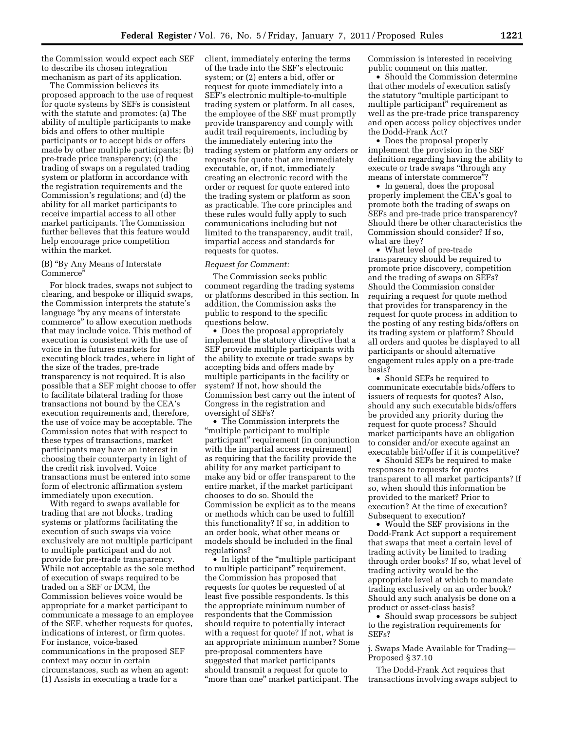the Commission would expect each SEF to describe its chosen integration mechanism as part of its application.

The Commission believes its proposed approach to the use of request for quote systems by SEFs is consistent with the statute and promotes: (a) The ability of multiple participants to make bids and offers to other multiple participants or to accept bids or offers made by other multiple participants; (b) pre-trade price transparency; (c) the trading of swaps on a regulated trading system or platform in accordance with the registration requirements and the Commission's regulations; and (d) the ability for all market participants to receive impartial access to all other market participants. The Commission further believes that this feature would help encourage price competition within the market.

(B) "By Any Means of Interstate Commerce"

For block trades, swaps not subject to clearing, and bespoke or illiquid swaps, the Commission interprets the statute's language "by any means of interstate commerce" to allow execution methods that may include voice. This method of execution is consistent with the use of voice in the futures markets for executing block trades, where in light of the size of the trades, pre-trade transparency is not required. It is also possible that a SEF might choose to offer to facilitate bilateral trading for those transactions not bound by the CEA's execution requirements and, therefore, the use of voice may be acceptable. The Commission notes that with respect to these types of transactions, market participants may have an interest in choosing their counterparty in light of the credit risk involved. Voice transactions must be entered into some form of electronic affirmation system immediately upon execution.

With regard to swaps available for trading that are not blocks, trading systems or platforms facilitating the execution of such swaps via voice exclusively are not multiple participant to multiple participant and do not provide for pre-trade transparency. While not acceptable as the sole method of execution of swaps required to be traded on a SEF or DCM, the Commission believes voice would be appropriate for a market participant to communicate a message to an employee of the SEF, whether requests for quotes, indications of interest, or firm quotes. For instance, voice-based communications in the proposed SEF context may occur in certain circumstances, such as when an agent: (1) Assists in executing a trade for a client, immediately entering the terms of the trade into the SEF's electronic system; or (2) enters a bid, offer or request for quote immediately into a SEF's electronic multiple-to-multiple trading system or platform. In all cases, the employee of the SEF must promptly provide transparency and comply with audit trail requirements, including by the immediately entering into the trading system or platform any orders or requests for quote that are immediately executable, or, if not, immediately creating an electronic record with the order or request for quote entered into the trading system or platform as soon as practicable. The core principles and these rules would fully apply to such communications including but not limited to the transparency, audit trail, impartial access and standards for requests for quotes.

*Request for Comment:*

The Commission seeks public comment regarding the trading systems or platforms described in this section. In addition, the Commission asks the public to respond to the specific questions below.

- Does the proposal appropriately implement the statutory directive that a SEF provide multiple participants with the ability to execute or trade swaps by accepting bids and offers made by multiple participants in the facility or system? If not, how should the Commission best carry out the intent of Congress in the registration and oversight of SEFs?
- The Commission interprets the "multiple participant to multiple participant" requirement (in conjunction with the impartial access requirement) as requiring that the facility provide the ability for any market participant to make any bid or offer transparent to the entire market, if the market participant chooses to do so. Should the Commission be explicit as to the means or methods which can be used to fulfill this functionality? If so, in addition to an order book, what other means or models should be included in the final regulations?
- In light of the "multiple participant to multiple participant" requirement, the Commission has proposed that requests for quotes be requested of at least five possible respondents. Is this the appropriate minimum number of respondents that the Commission should require to potentially interact with a request for quote? If not, what is an appropriate minimum number? Some pre-proposal commenters have suggested that market participants should transmit a request for quote to "more than one" market participant. The Commission is interested in receiving public comment on this matter.
- Should the Commission determine that other models of execution satisfy the statutory "multiple participant to multiple participant" requirement as well as the pre-trade price transparency and open access policy objectives under the Dodd-Frank Act?
- Does the proposal properly implement the provision in the SEF definition regarding having the ability to execute or trade swaps "through any means of interstate commerce"?
- In general, does the proposal properly implement the CEA's goal to promote both the trading of swaps on SEFs and pre-trade price transparency? Should there be other characteristics the Commission should consider? If so, what are they?
- What level of pre-trade transparency should be required to promote price discovery, competition and the trading of swaps on SEFs? Should the Commission consider requiring a request for quote method that provides for transparency in the request for quote process in addition to the posting of any resting bids/offers on its trading system or platform? Should all orders and quotes be displayed to all participants or should alternative engagement rules apply on a pre-trade basis?
- Should SEFs be required to communicate executable bids/offers to issuers of requests for quotes? Also, should any such executable bids/offers be provided any priority during the request for quote process? Should market participants have an obligation to consider and/or execute against an executable bid/offer if it is competitive?
- Should SEFs be required to make responses to requests for quotes transparent to all market participants? If so, when should this information be provided to the market? Prior to execution? At the time of execution? Subsequent to execution?
- Would the SEF provisions in the Dodd-Frank Act support a requirement that swaps that meet a certain level of trading activity be limited to trading through order books? If so, what level of trading activity would be the appropriate level at which to mandate trading exclusively on an order book? Should any such analysis be done on a product or asset-class basis?
- Should swap processors be subject to the registration requirements for SEFs?

j. Swaps Made Available for Trading—Proposed § 37.10

The Dodd-Frank Act requires that transactions involving swaps subject to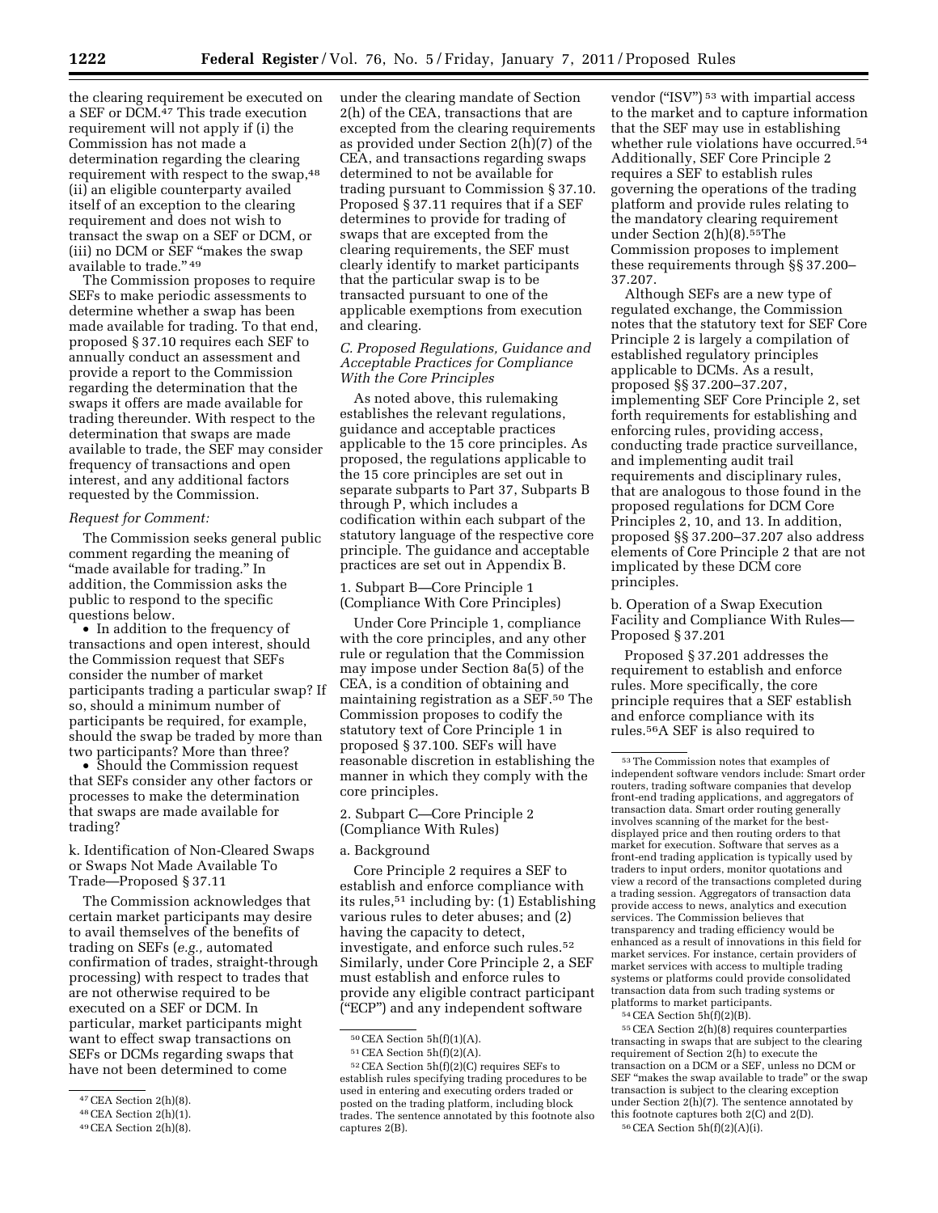the clearing requirement be executed on a SEF or DCM.[47] This trade execution requirement will not apply if (i) the Commission has not made a determination regarding the clearing requirement with respect to the swap,[48] (ii) an eligible counterparty availed itself of an exception to the clearing requirement and does not wish to transact the swap on a SEF or DCM, or (iii) no DCM or SEF "makes the swap available to trade."[49]

The Commission proposes to require SEFs to make periodic assessments to determine whether a swap has been made available for trading. To that end, proposed § 37.10 requires each SEF to annually conduct an assessment and provide a report to the Commission regarding the determination that the swaps it offers are made available for trading thereunder. With respect to the determination that swaps are made available to trade, the SEF may consider frequency of transactions and open interest, and any additional factors requested by the Commission.

*Request for Comment:*

The Commission seeks general public comment regarding the meaning of "made available for trading." In addition, the Commission asks the public to respond to the specific questions below.

• In addition to the frequency of transactions and open interest, should the Commission request that SEFs consider the number of market participants trading a particular swap? If so, should a minimum number of participants be required, for example, should the swap be traded by more than two participants? More than three?

• Should the Commission request that SEFs consider any other factors or processes to make the determination that swaps are made available for trading?

k. Identification of Non-Cleared Swaps or Swaps Not Made Available To Trade—Proposed § 37.11

The Commission acknowledges that certain market participants may desire to avail themselves of the benefits of trading on SEFs (*e.g.,* automated confirmation of trades, straight-through processing) with respect to trades that are not otherwise required to be executed on a SEF or DCM. In particular, market participants might want to effect swap transactions on SEFs or DCMs regarding swaps that have not been determined to come under the clearing mandate of Section 2(h) of the CEA, transactions that are excepted from the clearing requirements as provided under Section 2(h)(7) of the CEA, and transactions regarding swaps determined to not be available for trading pursuant to Commission § 37.10. Proposed § 37.11 requires that if a SEF determines to provide for trading of swaps that are excepted from the clearing requirements, the SEF must clearly identify to market participants that the particular swap is to be transacted pursuant to one of the applicable exemptions from execution and clearing.

*C. Proposed Regulations, Guidance and Acceptable Practices for Compliance With the Core Principles*

As noted above, this rulemaking establishes the relevant regulations, guidance and acceptable practices applicable to the 15 core principles. As proposed, the regulations applicable to the 15 core principles are set out in separate subparts to Part 37, Subparts B through P, which includes a codification within each subpart of the statutory language of the respective core principle. The guidance and acceptable practices are set out in Appendix B.

1. Subpart B—Core Principle 1 (Compliance With Core Principles)

Under Core Principle 1, compliance with the core principles, and any other rule or regulation that the Commission may impose under Section 8a(5) of the CEA, is a condition of obtaining and maintaining registration as a SEF.[50] The Commission proposes to codify the statutory text of Core Principle 1 in proposed § 37.100. SEFs will have reasonable discretion in establishing the manner in which they comply with the core principles.

2. Subpart C—Core Principle 2 (Compliance With Rules)

a. Background

Core Principle 2 requires a SEF to establish and enforce compliance with its rules,[51] including by: (1) Establishing various rules to deter abuses; and (2) having the capacity to detect, investigate, and enforce such rules.[52] Similarly, under Core Principle 2, a SEF must establish and enforce rules to provide any eligible contract participant ("ECP") and any independent software vendor ("ISV")[53] with impartial access to the market and to capture information that the SEF may use in establishing whether rule violations have occurred.[54] Additionally, SEF Core Principle 2 requires a SEF to establish rules governing the operations of the trading platform and provide rules relating to the mandatory clearing requirement under Section 2(h)(8).[55] The Commission proposes to implement these requirements through §§ 37.200–37.207.

Although SEFs are a new type of regulated exchange, the Commission notes that the statutory text for SEF Core Principle 2 is largely a compilation of established regulatory principles applicable to DCMs. As a result, proposed §§ 37.200–37.207, implementing SEF Core Principle 2, set forth requirements for establishing and enforcing rules, providing access, conducting trade practice surveillance, and implementing audit trail requirements and disciplinary rules, that are analogous to those found in the proposed regulations for DCM Core Principles 2, 10, and 13. In addition, proposed §§ 37.200–37.207 also address elements of Core Principle 2 that are not implicated by these DCM core principles.

b. Operation of a Swap Execution Facility and Compliance With Rules—Proposed § 37.201

Proposed § 37.201 addresses the requirement to establish and enforce rules. More specifically, the core principle requires that a SEF establish and enforce compliance with its rules.[56] A SEF is also required to

---

[47] CEA Section 2(h)(8).

[48] CEA Section 2(h)(1).

[49] CEA Section 2(h)(8).

[50] CEA Section 5h(f)(1)(A).

[51] CEA Section 5h(f)(2)(A).

[52] CEA Section 5h(f)(2)(C) requires SEFs to establish rules specifying trading procedures to be used in entering and executing orders traded or posted on the trading platform, including block trades. The sentence annotated by this footnote also captures 2(B).

[53] The Commission notes that examples of independent software vendors include: Smart order routers, trading software companies that develop front-end trading applications, and aggregators of transaction data. Smart order routing generally involves scanning of the market for the best-displayed price and then routing orders to that market for execution. Software that serves as a front-end trading application is typically used by traders to input orders, monitor quotations and view a record of the transactions completed during a trading session. Aggregators of transaction data provide access to news, analytics and execution services. The Commission believes that transparency and trading efficiency would be enhanced as a result of innovations in this field for market services. For instance, certain providers of market services with access to multiple trading systems or platforms could provide consolidated transaction data from such trading systems or platforms to market participants.

[54] CEA Section 5h(f)(2)(B).

[55] CEA Section 2(h)(8) requires counterparties transacting in swaps that are subject to the clearing requirement of Section 2(h) to execute the transaction on a DCM or a SEF, unless no DCM or SEF "makes the swap available to trade" or the swap transaction is subject to the clearing exception under Section 2(h)(7). The sentence annotated by this footnote captures both 2(C) and 2(D).

[56] CEA Section 5h(f)(2)(A)(i).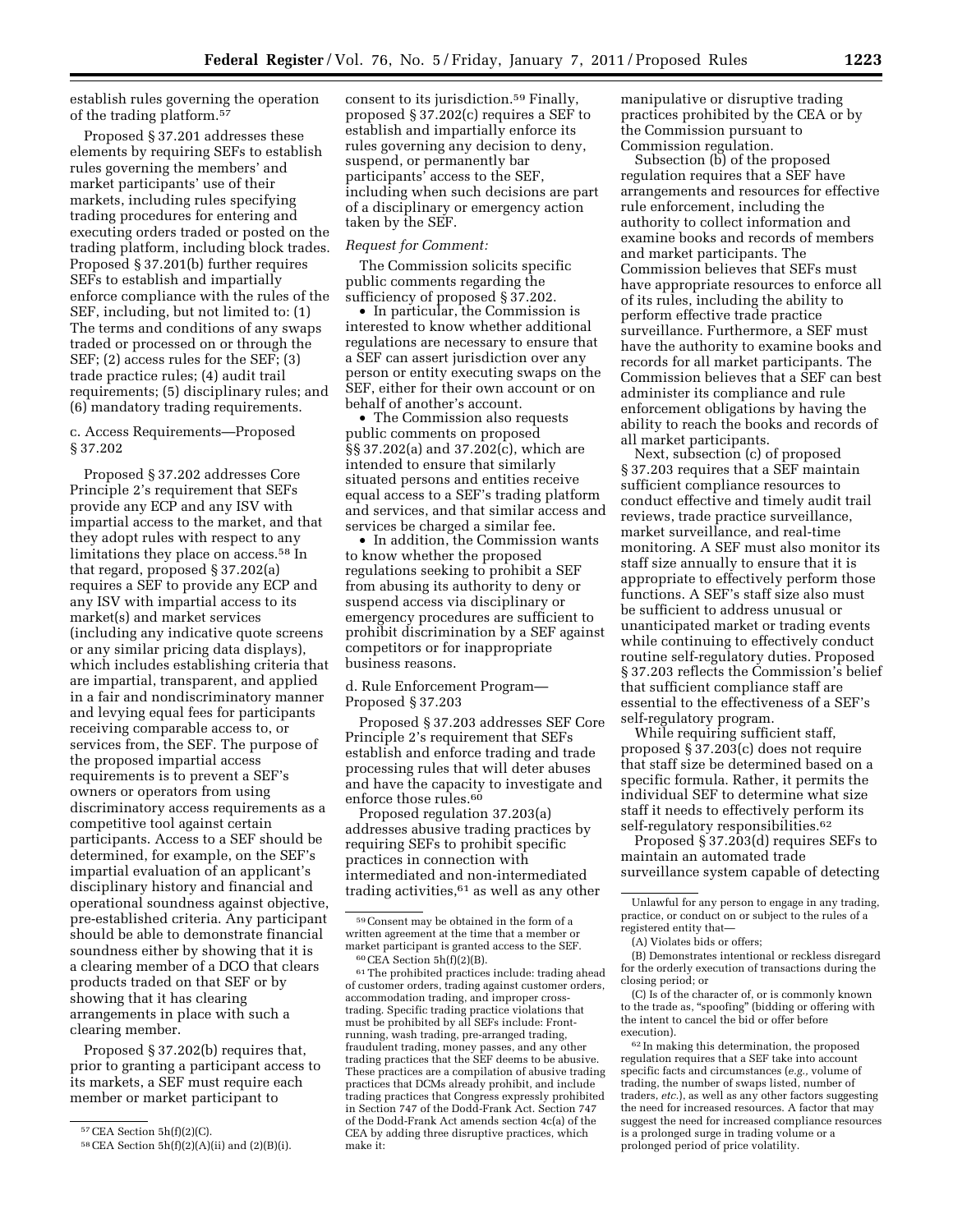establish rules governing the operation of the trading platform.[57]

Proposed § 37.201 addresses these elements by requiring SEFs to establish rules governing the members' and market participants' use of their markets, including rules specifying trading procedures for entering and executing orders traded or posted on the trading platform, including block trades. Proposed § 37.201(b) further requires SEFs to establish and impartially enforce compliance with the rules of the SEF, including, but not limited to: (1) The terms and conditions of any swaps traded or processed on or through the SEF; (2) access rules for the SEF; (3) trade practice rules; (4) audit trail requirements; (5) disciplinary rules; and (6) mandatory trading requirements.

c. Access Requirements—Proposed § 37.202

Proposed § 37.202 addresses Core Principle 2's requirement that SEFs provide any ECP and any ISV with impartial access to the market, and that they adopt rules with respect to any limitations they place on access.[58] In that regard, proposed § 37.202(a) requires a SEF to provide any ECP and any ISV with impartial access to its market(s) and market services (including any indicative quote screens or any similar pricing data displays), which includes establishing criteria that are impartial, transparent, and applied in a fair and nondiscriminatory manner and levying equal fees for participants receiving comparable access to, or services from, the SEF. The purpose of the proposed impartial access requirements is to prevent a SEF's owners or operators from using discriminatory access requirements as a competitive tool against certain participants. Access to a SEF should be determined, for example, on the SEF's impartial evaluation of an applicant's disciplinary history and financial and operational soundness against objective, pre-established criteria. Any participant should be able to demonstrate financial soundness either by showing that it is a clearing member of a DCO that clears products traded on that SEF or by showing that it has clearing arrangements in place with such a clearing member.

Proposed § 37.202(b) requires that, prior to granting a participant access to its markets, a SEF must require each member or market participant to consent to its jurisdiction.[59] Finally, proposed § 37.202(c) requires a SEF to establish and impartially enforce its rules governing any decision to deny, suspend, or permanently bar participants' access to the SEF, including when such decisions are part of a disciplinary or emergency action taken by the SEF.

*Request for Comment:*

The Commission solicits specific public comments regarding the sufficiency of proposed § 37.202.

- In particular, the Commission is interested to know whether additional regulations are necessary to ensure that a SEF can assert jurisdiction over any person or entity executing swaps on the SEF, either for their own account or on behalf of another's account.
- The Commission also requests public comments on proposed §§ 37.202(a) and 37.202(c), which are intended to ensure that similarly situated persons and entities receive equal access to a SEF's trading platform and services, and that similar access and services be charged a similar fee.
- In addition, the Commission wants to know whether the proposed regulations seeking to prohibit a SEF from abusing its authority to deny or suspend access via disciplinary or emergency procedures are sufficient to prohibit discrimination by a SEF against competitors or for inappropriate business reasons.

d. Rule Enforcement Program—Proposed § 37.203

Proposed § 37.203 addresses SEF Core Principle 2's requirement that SEFs establish and enforce trading and trade processing rules that will deter abuses and have the capacity to investigate and enforce those rules.[60]

Proposed regulation 37.203(a) addresses abusive trading practices by requiring SEFs to prohibit specific practices in connection with intermediated and non-intermediated trading activities,[61] as well as any other manipulative or disruptive trading practices prohibited by the CEA or by the Commission pursuant to Commission regulation.

Subsection (b) of the proposed regulation requires that a SEF have arrangements and resources for effective rule enforcement, including the authority to collect information and examine books and records of members and market participants. The Commission believes that SEFs must have appropriate resources to enforce all of its rules, including the ability to perform effective trade practice surveillance. Furthermore, a SEF must have the authority to examine books and records for all market participants. The Commission believes that a SEF can best administer its compliance and rule enforcement obligations by having the ability to reach the books and records of all market participants.

Next, subsection (c) of proposed § 37.203 requires that a SEF maintain sufficient compliance resources to conduct effective and timely audit trail reviews, trade practice surveillance, market surveillance, and real-time monitoring. A SEF must also monitor its staff size annually to ensure that it is appropriate to effectively perform those functions. A SEF's staff size also must be sufficient to address unusual or unanticipated market or trading events while continuing to effectively conduct routine self-regulatory duties. Proposed § 37.203 reflects the Commission's belief that sufficient compliance staff are essential to the effectiveness of a SEF's self-regulatory program.

While requiring sufficient staff, proposed § 37.203(c) does not require that staff size be determined based on a specific formula. Rather, it permits the individual SEF to determine what size staff it needs to effectively perform its self-regulatory responsibilities.[62]

Proposed § 37.203(d) requires SEFs to maintain an automated trade surveillance system capable of detecting

---

[57] CEA Section 5h(f)(2)(C).

[58] CEA Section 5h(f)(2)(A)(ii) and (2)(B)(i).

[59] Consent may be obtained in the form of a written agreement at the time that a member or market participant is granted access to the SEF.

[60] CEA Section 5h(f)(2)(B).

[61] The prohibited practices include: trading ahead of customer orders, trading against customer orders, accommodation trading, and improper cross-trading. Specific trading practice violations that must be prohibited by all SEFs include: Front-running, wash trading, pre-arranged trading, fraudulent trading, money passes, and any other trading practices that the SEF deems to be abusive. These practices are a compilation of abusive trading practices that DCMs already prohibit, and include trading practices that Congress expressly prohibited in Section 747 of the Dodd-Frank Act. Section 747 of the Dodd-Frank Act amends section 4c(a) of the CEA by adding three disruptive practices, which make it:

Unlawful for any person to engage in any trading, practice, or conduct on or subject to the rules of a registered entity that—

(A) Violates bids or offers;

(B) Demonstrates intentional or reckless disregard for the orderly execution of transactions during the closing period; or

(C) Is of the character of, or is commonly known to the trade as, "spoofing" (bidding or offering with the intent to cancel the bid or offer before execution).

[62] In making this determination, the proposed regulation requires that a SEF take into account specific facts and circumstances (*e.g.,* volume of trading, the number of swaps listed, number of traders, *etc.*), as well as any other factors suggesting the need for increased resources. A factor that may suggest the need for increased compliance resources is a prolonged surge in trading volume or a prolonged period of price volatility.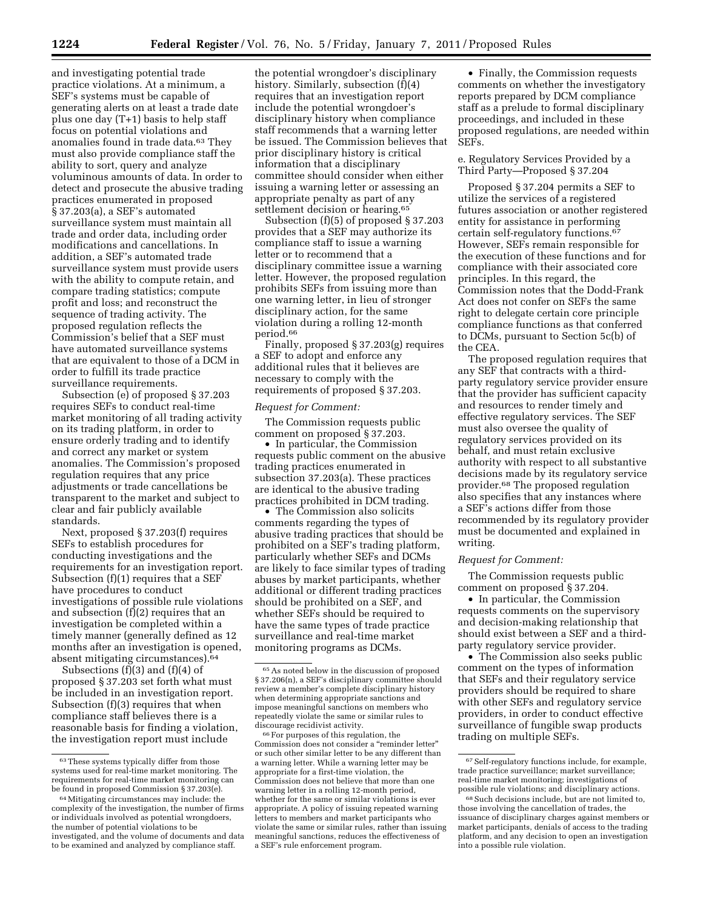and investigating potential trade practice violations. At a minimum, a SEF's systems must be capable of generating alerts on at least a trade date plus one day (T+1) basis to help staff focus on potential violations and anomalies found in trade data.[63] They must also provide compliance staff the ability to sort, query and analyze voluminous amounts of data. In order to detect and prosecute the abusive trading practices enumerated in proposed § 37.203(a), a SEF's automated surveillance system must maintain all trade and order data, including order modifications and cancellations. In addition, a SEF's automated trade surveillance system must provide users with the ability to compute retain, and compare trading statistics; compute profit and loss; and reconstruct the sequence of trading activity. The proposed regulation reflects the Commission's belief that a SEF must have automated surveillance systems that are equivalent to those of a DCM in order to fulfill its trade practice surveillance requirements.

Subsection (e) of proposed § 37.203 requires SEFs to conduct real-time market monitoring of all trading activity on its trading platform, in order to ensure orderly trading and to identify and correct any market or system anomalies. The Commission's proposed regulation requires that any price adjustments or trade cancellations be transparent to the market and subject to clear and fair publicly available standards.

Next, proposed § 37.203(f) requires SEFs to establish procedures for conducting investigations and the requirements for an investigation report. Subsection (f)(1) requires that a SEF have procedures to conduct investigations of possible rule violations and subsection (f)(2) requires that an investigation be completed within a timely manner (generally defined as 12 months after an investigation is opened, absent mitigating circumstances).[64]

Subsections (f)(3) and (f)(4) of proposed § 37.203 set forth what must be included in an investigation report. Subsection (f)(3) requires that when compliance staff believes there is a reasonable basis for finding a violation, the investigation report must include the potential wrongdoer's disciplinary history. Similarly, subsection (f)(4) requires that an investigation report include the potential wrongdoer's disciplinary history when compliance staff recommends that a warning letter be issued. The Commission believes that prior disciplinary history is critical information that a disciplinary committee should consider when either issuing a warning letter or assessing an appropriate penalty as part of any settlement decision or hearing.[65]

Subsection (f)(5) of proposed § 37.203 provides that a SEF may authorize its compliance staff to issue a warning letter or to recommend that a disciplinary committee issue a warning letter. However, the proposed regulation prohibits SEFs from issuing more than one warning letter, in lieu of stronger disciplinary action, for the same violation during a rolling 12-month period.[66]

Finally, proposed § 37.203(g) requires a SEF to adopt and enforce any additional rules that it believes are necessary to comply with the requirements of proposed § 37.203.

*Request for Comment:*

The Commission requests public comment on proposed § 37.203.

- In particular, the Commission requests public comment on the abusive trading practices enumerated in subsection 37.203(a). These practices are identical to the abusive trading practices prohibited in DCM trading.
- The Commission also solicits comments regarding the types of abusive trading practices that should be prohibited on a SEF's trading platform, particularly whether SEFs and DCMs are likely to face similar types of trading abuses by market participants, whether additional or different trading practices should be prohibited on a SEF, and whether SEFs should be required to have the same types of trade practice surveillance and real-time market monitoring programs as DCMs.
- Finally, the Commission requests comments on whether the investigatory reports prepared by DCM compliance staff as a prelude to formal disciplinary proceedings, and included in these proposed regulations, are needed within SEFs.

e. Regulatory Services Provided by a Third Party—Proposed § 37.204

Proposed § 37.204 permits a SEF to utilize the services of a registered futures association or another registered entity for assistance in performing certain self-regulatory functions.[67] However, SEFs remain responsible for the execution of these functions and for compliance with their associated core principles. In this regard, the Commission notes that the Dodd-Frank Act does not confer on SEFs the same right to delegate certain core principle compliance functions as that conferred to DCMs, pursuant to Section 5c(b) of the CEA.

The proposed regulation requires that any SEF that contracts with a third-party regulatory service provider ensure that the provider has sufficient capacity and resources to render timely and effective regulatory services. The SEF must also oversee the quality of regulatory services provided on its behalf, and must retain exclusive authority with respect to all substantive decisions made by its regulatory service provider.[68] The proposed regulation also specifies that any instances where a SEF's actions differ from those recommended by its regulatory provider must be documented and explained in writing.

*Request for Comment:*

The Commission requests public comment on proposed § 37.204.

- In particular, the Commission requests comments on the supervisory and decision-making relationship that should exist between a SEF and a third-party regulatory service provider.
- The Commission also seeks public comment on the types of information that SEFs and their regulatory service providers should be required to share with other SEFs and regulatory service providers, in order to conduct effective surveillance of fungible swap products trading on multiple SEFs.

---

[63] These systems typically differ from those systems used for real-time market monitoring. The requirements for real-time market monitoring can be found in proposed Commission § 37.203(e).

[64] Mitigating circumstances may include: the complexity of the investigation, the number of firms or individuals involved as potential wrongdoers, the number of potential violations to be investigated, and the volume of documents and data to be examined and analyzed by compliance staff.

[65] As noted below in the discussion of proposed § 37.206(n), a SEF's disciplinary committee should review a member's complete disciplinary history when determining appropriate sanctions and impose meaningful sanctions on members who repeatedly violate the same or similar rules to discourage recidivist activity.

[66] For purposes of this regulation, the Commission does not consider a "reminder letter" or such other similar letter to be any different than a warning letter. While a warning letter may be appropriate for a first-time violation, the Commission does not believe that more than one warning letter in a rolling 12-month period, whether for the same or similar violations is ever appropriate. A policy of issuing repeated warning letters to members and market participants who violate the same or similar rules, rather than issuing meaningful sanctions, reduces the effectiveness of a SEF's rule enforcement program.

[67] Self-regulatory functions include, for example, trade practice surveillance; market surveillance; real-time market monitoring; investigations of possible rule violations; and disciplinary actions.

[68] Such decisions include, but are not limited to, those involving the cancellation of trades, the issuance of disciplinary charges against members or market participants, denials of access to the trading platform, and any decision to open an investigation into a possible rule violation.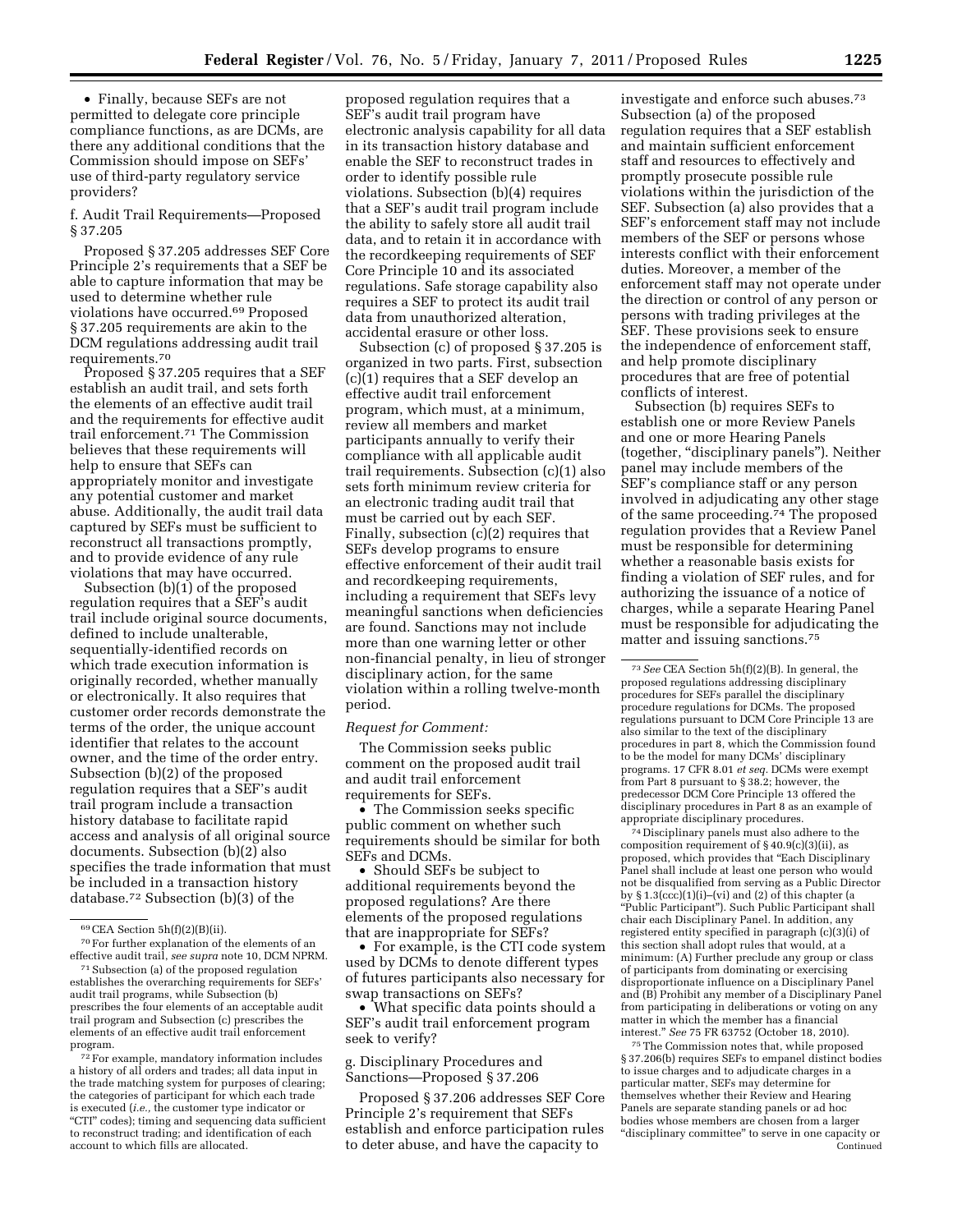• Finally, because SEFs are not permitted to delegate core principle compliance functions, as are DCMs, are there any additional conditions that the Commission should impose on SEFs' use of third-party regulatory service providers?

f. Audit Trail Requirements—Proposed § 37.205

Proposed § 37.205 addresses SEF Core Principle 2's requirements that a SEF be able to capture information that may be used to determine whether rule violations have occurred.[69] Proposed § 37.205 requirements are akin to the DCM regulations addressing audit trail requirements.[70]

Proposed § 37.205 requires that a SEF establish an audit trail, and sets forth the elements of an effective audit trail and the requirements for effective audit trail enforcement.[71] The Commission believes that these requirements will help to ensure that SEFs can appropriately monitor and investigate any potential customer and market abuse. Additionally, the audit trail data captured by SEFs must be sufficient to reconstruct all transactions promptly, and to provide evidence of any rule violations that may have occurred.

Subsection (b)(1) of the proposed regulation requires that a SEF's audit trail include original source documents, defined to include unalterable, sequentially-identified records on which trade execution information is originally recorded, whether manually or electronically. It also requires that customer order records demonstrate the terms of the order, the unique account identifier that relates to the account owner, and the time of the order entry. Subsection (b)(2) of the proposed regulation requires that a SEF's audit trail program include a transaction history database to facilitate rapid access and analysis of all original source documents. Subsection (b)(2) also specifies the trade information that must be included in a transaction history database.[72] Subsection (b)(3) of the proposed regulation requires that a SEF's audit trail program have electronic analysis capability for all data in its transaction history database and enable the SEF to reconstruct trades in order to identify possible rule violations. Subsection (b)(4) requires that a SEF's audit trail program include the ability to safely store all audit trail data, and to retain it in accordance with the recordkeeping requirements of SEF Core Principle 10 and its associated regulations. Safe storage capability also requires a SEF to protect its audit trail data from unauthorized alteration, accidental erasure or other loss.

Subsection (c) of proposed § 37.205 is organized in two parts. First, subsection (c)(1) requires that a SEF develop an effective audit trail enforcement program, which must, at a minimum, review all members and market participants annually to verify their compliance with all applicable audit trail requirements. Subsection (c)(1) also sets forth minimum review criteria for an electronic trading audit trail that must be carried out by each SEF. Finally, subsection (c)(2) requires that SEFs develop programs to ensure effective enforcement of their audit trail and recordkeeping requirements, including a requirement that SEFs levy meaningful sanctions when deficiencies are found. Sanctions may not include more than one warning letter or other non-financial penalty, in lieu of stronger disciplinary action, for the same violation within a rolling twelve-month period.

*Request for Comment:*

The Commission seeks public comment on the proposed audit trail and audit trail enforcement requirements for SEFs.

• The Commission seeks specific public comment on whether such requirements should be similar for both SEFs and DCMs.

• Should SEFs be subject to additional requirements beyond the proposed regulations? Are there elements of the proposed regulations that are inappropriate for SEFs?

• For example, is the CTI code system used by DCMs to denote different types of futures participants also necessary for swap transactions on SEFs?

• What specific data points should a SEF's audit trail enforcement program seek to verify?

g. Disciplinary Procedures and Sanctions—Proposed § 37.206

Proposed § 37.206 addresses SEF Core Principle 2's requirement that SEFs establish and enforce participation rules to deter abuse, and have the capacity to investigate and enforce such abuses.[73] Subsection (a) of the proposed regulation requires that a SEF establish and maintain sufficient enforcement staff and resources to effectively and promptly prosecute possible rule violations within the jurisdiction of the SEF. Subsection (a) also provides that a SEF's enforcement staff may not include members of the SEF or persons whose interests conflict with their enforcement duties. Moreover, a member of the enforcement staff may not operate under the direction or control of any person or persons with trading privileges at the SEF. These provisions seek to ensure the independence of enforcement staff, and help promote disciplinary procedures that are free of potential conflicts of interest.

Subsection (b) requires SEFs to establish one or more Review Panels and one or more Hearing Panels (together, "disciplinary panels"). Neither panel may include members of the SEF's compliance staff or any person involved in adjudicating any other stage of the same proceeding.[74] The proposed regulation provides that a Review Panel must be responsible for determining whether a reasonable basis exists for finding a violation of SEF rules, and for authorizing the issuance of a notice of charges, while a separate Hearing Panel must be responsible for adjudicating the matter and issuing sanctions.[75]

---

[69] CEA Section 5h(f)(2)(B)(ii).

[70] For further explanation of the elements of an effective audit trail, *see supra* note 10, DCM NPRM.

[71] Subsection (a) of the proposed regulation establishes the overarching requirements for SEFs' audit trail programs, while Subsection (b) prescribes the four elements of an acceptable audit trail program and Subsection (c) prescribes the elements of an effective audit trail enforcement program.

[72] For example, mandatory information includes a history of all orders and trades; all data input in the trade matching system for purposes of clearing; the categories of participant for which each trade is executed (*i.e.,* the customer type indicator or "CTI" codes); timing and sequencing data sufficient to reconstruct trading; and identification of each account to which fills are allocated.

[73] *See* CEA Section 5h(f)(2)(B). In general, the proposed regulations addressing disciplinary procedures for SEFs parallel the disciplinary procedure regulations for DCMs. The proposed regulations pursuant to DCM Core Principle 13 are also similar to the text of the disciplinary procedures in part 8, which the Commission found to be the model for many DCMs' disciplinary programs. 17 CFR 8.01 *et seq.* DCMs were exempt from Part 8 pursuant to § 38.2; however, the predecessor DCM Core Principle 13 offered the disciplinary procedures in Part 8 as an example of appropriate disciplinary procedures.

[74] Disciplinary panels must also adhere to the composition requirement of § 40.9(c)(3)(ii), as proposed, which provides that "Each Disciplinary Panel shall include at least one person who would not be disqualified from serving as a Public Director by § 1.3(ccc)(1)(i)–(vi) and (2) of this chapter (a "Public Participant"). Such Public Participant shall chair each Disciplinary Panel. In addition, any registered entity specified in paragraph (c)(3)(i) of this section shall adopt rules that would, at a minimum: (A) Further preclude any group or class of participants from dominating or exercising disproportionate influence on a Disciplinary Panel and (B) Prohibit any member of a Disciplinary Panel from participating in deliberations or voting on any matter in which the member has a financial interest." *See* 75 FR 63752 (October 18, 2010).

[75] The Commission notes that, while proposed § 37.206(b) requires SEFs to empanel distinct bodies to issue charges and to adjudicate charges in a particular matter, SEFs may determine for themselves whether their Review and Hearing Panels are separate standing panels or ad hoc bodies whose members are chosen from a larger "disciplinary committee" to serve in one capacity or

Continued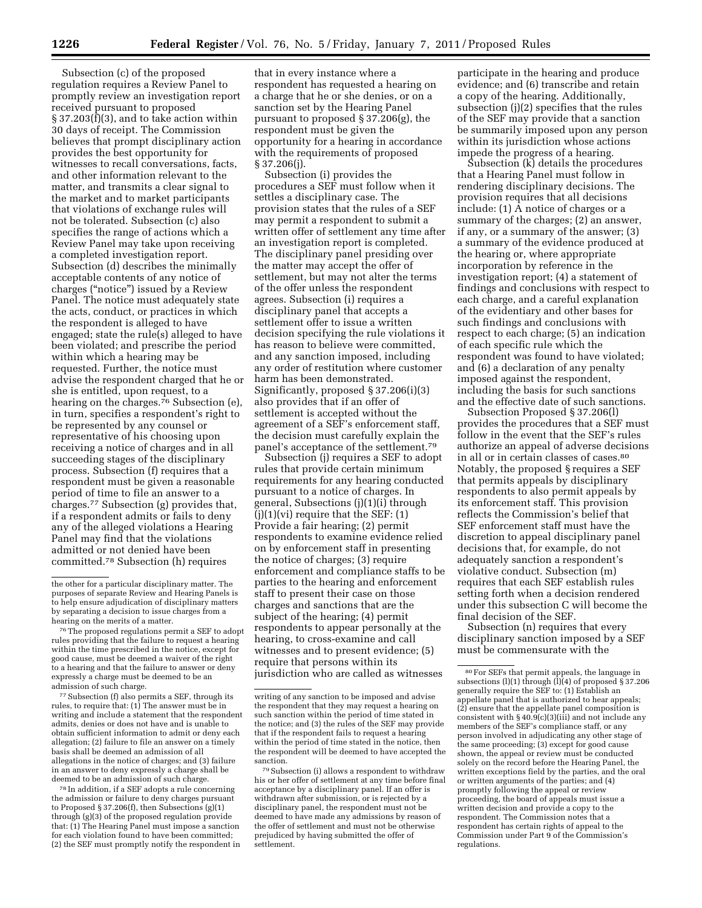Subsection (c) of the proposed regulation requires a Review Panel to promptly review an investigation report received pursuant to proposed § 37.203(f)(3), and to take action within 30 days of receipt. The Commission believes that prompt disciplinary action provides the best opportunity for witnesses to recall conversations, facts, and other information relevant to the matter, and transmits a clear signal to the market and to market participants that violations of exchange rules will not be tolerated. Subsection (c) also specifies the range of actions which a Review Panel may take upon receiving a completed investigation report. Subsection (d) describes the minimally acceptable contents of any notice of charges ("notice") issued by a Review Panel. The notice must adequately state the acts, conduct, or practices in which the respondent is alleged to have engaged; state the rule(s) alleged to have been violated; and prescribe the period within which a hearing may be requested. Further, the notice must advise the respondent charged that he or she is entitled, upon request, to a hearing on the charges.[76] Subsection (e), in turn, specifies a respondent's right to be represented by any counsel or representative of his choosing upon receiving a notice of charges and in all succeeding stages of the disciplinary process. Subsection (f) requires that a respondent must be given a reasonable period of time to file an answer to a charges.[77] Subsection (g) provides that, if a respondent admits or fails to deny any of the alleged violations a Hearing Panel may find that the violations admitted or not denied have been committed.[78] Subsection (h) requires that in every instance where a respondent has requested a hearing on a charge that he or she denies, or on a sanction set by the Hearing Panel pursuant to proposed § 37.206(g), the respondent must be given the opportunity for a hearing in accordance with the requirements of proposed § 37.206(j).

Subsection (i) provides the procedures a SEF must follow when it settles a disciplinary case. The provision states that the rules of a SEF may permit a respondent to submit a written offer of settlement any time after an investigation report is completed. The disciplinary panel presiding over the matter may accept the offer of settlement, but may not alter the terms of the offer unless the respondent agrees. Subsection (i) requires a disciplinary panel that accepts a settlement offer to issue a written decision specifying the rule violations it has reason to believe were committed, and any sanction imposed, including any order of restitution where customer harm has been demonstrated. Significantly, proposed § 37.206(i)(3) also provides that if an offer of settlement is accepted without the agreement of a SEF's enforcement staff, the decision must carefully explain the panel's acceptance of the settlement.[79]

Subsection (j) requires a SEF to adopt rules that provide certain minimum requirements for any hearing conducted pursuant to a notice of charges. In general, Subsections (j)(1)(i) through (j)(1)(vi) require that the SEF: (1) Provide a fair hearing; (2) permit respondents to examine evidence relied on by enforcement staff in presenting the notice of charges; (3) require enforcement and compliance staffs to be parties to the hearing and enforcement staff to present their case on those charges and sanctions that are the subject of the hearing; (4) permit respondents to appear personally at the hearing, to cross-examine and call witnesses and to present evidence; (5) require that persons within its jurisdiction who are called as witnesses participate in the hearing and produce evidence; and (6) transcribe and retain a copy of the hearing. Additionally, subsection (j)(2) specifies that the rules of the SEF may provide that a sanction be summarily imposed upon any person within its jurisdiction whose actions impede the progress of a hearing.

Subsection (k) details the procedures that a Hearing Panel must follow in rendering disciplinary decisions. The provision requires that all decisions include: (1) A notice of charges or a summary of the charges; (2) an answer, if any, or a summary of the answer; (3) a summary of the evidence produced at the hearing or, where appropriate incorporation by reference in the investigation report; (4) a statement of findings and conclusions with respect to each charge, and a careful explanation of the evidentiary and other bases for such findings and conclusions with respect to each charge; (5) an indication of each specific rule which the respondent was found to have violated; and (6) a declaration of any penalty imposed against the respondent, including the basis for such sanctions and the effective date of such sanctions.

Subsection Proposed § 37.206(l) provides the procedures that a SEF must follow in the event that the SEF's rules authorize an appeal of adverse decisions in all or in certain classes of cases.[80] Notably, the proposed § requires a SEF that permits appeals by disciplinary respondents to also permit appeals by its enforcement staff. This provision reflects the Commission's belief that SEF enforcement staff must have the discretion to appeal disciplinary panel decisions that, for example, do not adequately sanction a respondent's violative conduct. Subsection (m) requires that each SEF establish rules setting forth when a decision rendered under this subsection C will become the final decision of the SEF.

Subsection (n) requires that every disciplinary sanction imposed by a SEF must be commensurate with the

---

the other for a particular disciplinary matter. The purposes of separate Review and Hearing Panels is to help ensure adjudication of disciplinary matters by separating a decision to issue charges from a hearing on the merits of a matter.

[76] The proposed regulations permit a SEF to adopt rules providing that the failure to request a hearing within the time prescribed in the notice, except for good cause, must be deemed a waiver of the right to a hearing and that the failure to answer or deny expressly a charge must be deemed to be an admission of such charge.

[77] Subsection (f) also permits a SEF, through its rules, to require that: (1) The answer must be in writing and include a statement that the respondent admits, denies or does not have and is unable to obtain sufficient information to admit or deny each allegation; (2) failure to file an answer on a timely basis shall be deemed an admission of all allegations in the notice of charges; and (3) failure in an answer to deny expressly a charge shall be deemed to be an admission of such charge.

[78] In addition, if a SEF adopts a rule concerning the admission or failure to deny charges pursuant to Proposed § 37.206(f), then Subsections (g)(1) through (g)(3) of the proposed regulation provide that: (1) The Hearing Panel must impose a sanction for each violation found to have been committed; (2) the SEF must promptly notify the respondent in writing of any sanction to be imposed and advise the respondent that they may request a hearing on such sanction within the period of time stated in the notice; and (3) the rules of the SEF may provide that if the respondent fails to request a hearing within the period of time stated in the notice, then the respondent will be deemed to have accepted the sanction.

[79] Subsection (i) allows a respondent to withdraw his or her offer of settlement at any time before final acceptance by a disciplinary panel. If an offer is withdrawn after submission, or is rejected by a disciplinary panel, the respondent must not be deemed to have made any admissions by reason of the offer of settlement and must not be otherwise prejudiced by having submitted the offer of settlement.

[80] For SEFs that permit appeals, the language in subsections (l)(1) through (l)(4) of proposed § 37.206 generally require the SEF to: (1) Establish an appellate panel that is authorized to hear appeals; (2) ensure that the appellate panel composition is consistent with § 40.9(c)(3)(iii) and not include any members of the SEF's compliance staff, or any person involved in adjudicating any other stage of the same proceeding; (3) except for good cause shown, the appeal or review must be conducted solely on the record before the Hearing Panel, the written exceptions field by the parties, and the oral or written arguments of the parties; and (4) promptly following the appeal or review proceeding, the board of appeals must issue a written decision and provide a copy to the respondent. The Commission notes that a respondent has certain rights of appeal to the Commission under Part 9 of the Commission's regulations.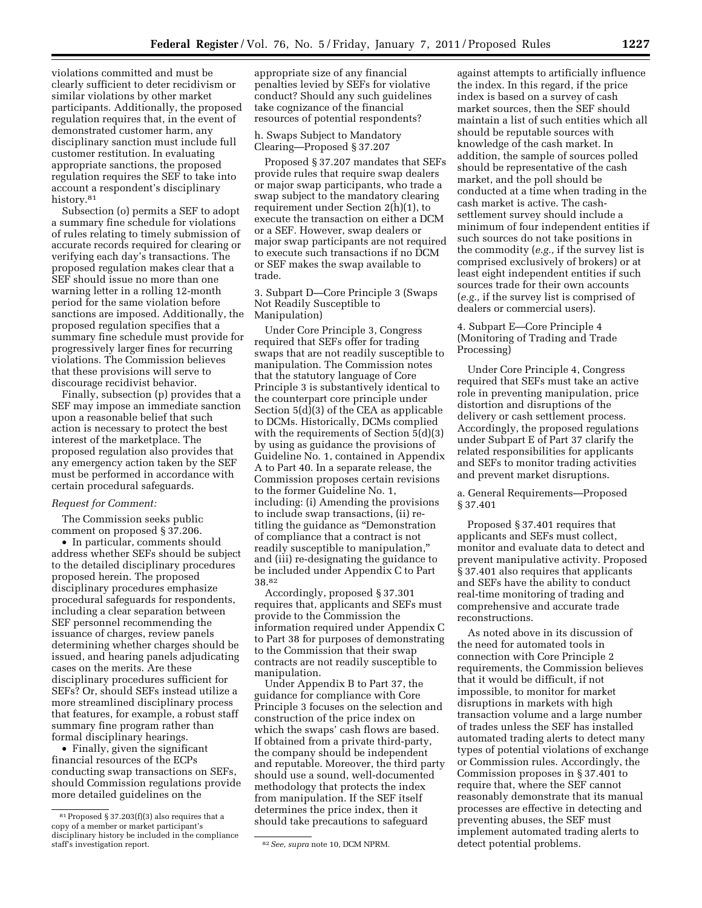violations committed and must be clearly sufficient to deter recidivism or similar violations by other market participants. Additionally, the proposed regulation requires that, in the event of demonstrated customer harm, any disciplinary sanction must include full customer restitution. In evaluating appropriate sanctions, the proposed regulation requires the SEF to take into account a respondent's disciplinary history.[81]

Subsection (o) permits a SEF to adopt a summary fine schedule for violations of rules relating to timely submission of accurate records required for clearing or verifying each day's transactions. The proposed regulation makes clear that a SEF should issue no more than one warning letter in a rolling 12-month period for the same violation before sanctions are imposed. Additionally, the proposed regulation specifies that a summary fine schedule must provide for progressively larger fines for recurring violations. The Commission believes that these provisions will serve to discourage recidivist behavior.

Finally, subsection (p) provides that a SEF may impose an immediate sanction upon a reasonable belief that such action is necessary to protect the best interest of the marketplace. The proposed regulation also provides that any emergency action taken by the SEF must be performed in accordance with certain procedural safeguards.

*Request for Comment:*

The Commission seeks public comment on proposed § 37.206.

• In particular, comments should address whether SEFs should be subject to the detailed disciplinary procedures proposed herein. The proposed disciplinary procedures emphasize procedural safeguards for respondents, including a clear separation between SEF personnel recommending the issuance of charges, review panels determining whether charges should be issued, and hearing panels adjudicating cases on the merits. Are these disciplinary procedures sufficient for SEFs? Or, should SEFs instead utilize a more streamlined disciplinary process that features, for example, a robust staff summary fine program rather than formal disciplinary hearings.

• Finally, given the significant financial resources of the ECPs conducting swap transactions on SEFs, should Commission regulations provide more detailed guidelines on the appropriate size of any financial penalties levied by SEFs for violative conduct? Should any such guidelines take cognizance of the financial resources of potential respondents?

h. Swaps Subject to Mandatory Clearing—Proposed § 37.207

Proposed § 37.207 mandates that SEFs provide rules that require swap dealers or major swap participants, who trade a swap subject to the mandatory clearing requirement under Section 2(h)(1), to execute the transaction on either a DCM or a SEF. However, swap dealers or major swap participants are not required to execute such transactions if no DCM or SEF makes the swap available to trade.

3. Subpart D—Core Principle 3 (Swaps Not Readily Susceptible to Manipulation)

Under Core Principle 3, Congress required that SEFs offer for trading swaps that are not readily susceptible to manipulation. The Commission notes that the statutory language of Core Principle 3 is substantively identical to the counterpart core principle under Section 5(d)(3) of the CEA as applicable to DCMs. Historically, DCMs complied with the requirements of Section 5(d)(3) by using as guidance the provisions of Guideline No. 1, contained in Appendix A to Part 40. In a separate release, the Commission proposes certain revisions to the former Guideline No. 1, including: (i) Amending the provisions to include swap transactions, (ii) re-titling the guidance as "Demonstration of compliance that a contract is not readily susceptible to manipulation," and (iii) re-designating the guidance to be included under Appendix C to Part 38.[82]

Accordingly, proposed § 37.301 requires that, applicants and SEFs must provide to the Commission the information required under Appendix C to Part 38 for purposes of demonstrating to the Commission that their swap contracts are not readily susceptible to manipulation.

Under Appendix B to Part 37, the guidance for compliance with Core Principle 3 focuses on the selection and construction of the price index on which the swaps' cash flows are based. If obtained from a private third-party, the company should be independent and reputable. Moreover, the third party should use a sound, well-documented methodology that protects the index from manipulation. If the SEF itself determines the price index, then it should take precautions to safeguard against attempts to artificially influence the index. In this regard, if the price index is based on a survey of cash market sources, then the SEF should maintain a list of such entities which all should be reputable sources with knowledge of the cash market. In addition, the sample of sources polled should be representative of the cash market, and the poll should be conducted at a time when trading in the cash market is active. The cash-settlement survey should include a minimum of four independent entities if such sources do not take positions in the commodity (*e.g.,* if the survey list is comprised exclusively of brokers) or at least eight independent entities if such sources trade for their own accounts (*e.g.,* if the survey list is comprised of dealers or commercial users).

4. Subpart E—Core Principle 4 (Monitoring of Trading and Trade Processing)

Under Core Principle 4, Congress required that SEFs must take an active role in preventing manipulation, price distortion and disruptions of the delivery or cash settlement process. Accordingly, the proposed regulations under Subpart E of Part 37 clarify the related responsibilities for applicants and SEFs to monitor trading activities and prevent market disruptions.

a. General Requirements—Proposed § 37.401

Proposed § 37.401 requires that applicants and SEFs must collect, monitor and evaluate data to detect and prevent manipulative activity. Proposed § 37.401 also requires that applicants and SEFs have the ability to conduct real-time monitoring of trading and comprehensive and accurate trade reconstructions.

As noted above in its discussion of the need for automated tools in connection with Core Principle 2 requirements, the Commission believes that it would be difficult, if not impossible, to monitor for market disruptions in markets with high transaction volume and a large number of trades unless the SEF has installed automated trading alerts to detect many types of potential violations of exchange or Commission rules. Accordingly, the Commission proposes in § 37.401 to require that, where the SEF cannot reasonably demonstrate that its manual processes are effective in detecting and preventing abuses, the SEF must implement automated trading alerts to detect potential problems.

---

[81] Proposed § 37.203(f)(3) also requires that a copy of a member or market participant's disciplinary history be included in the compliance staff's investigation report.

[82] *See, supra* note 10, DCM NPRM.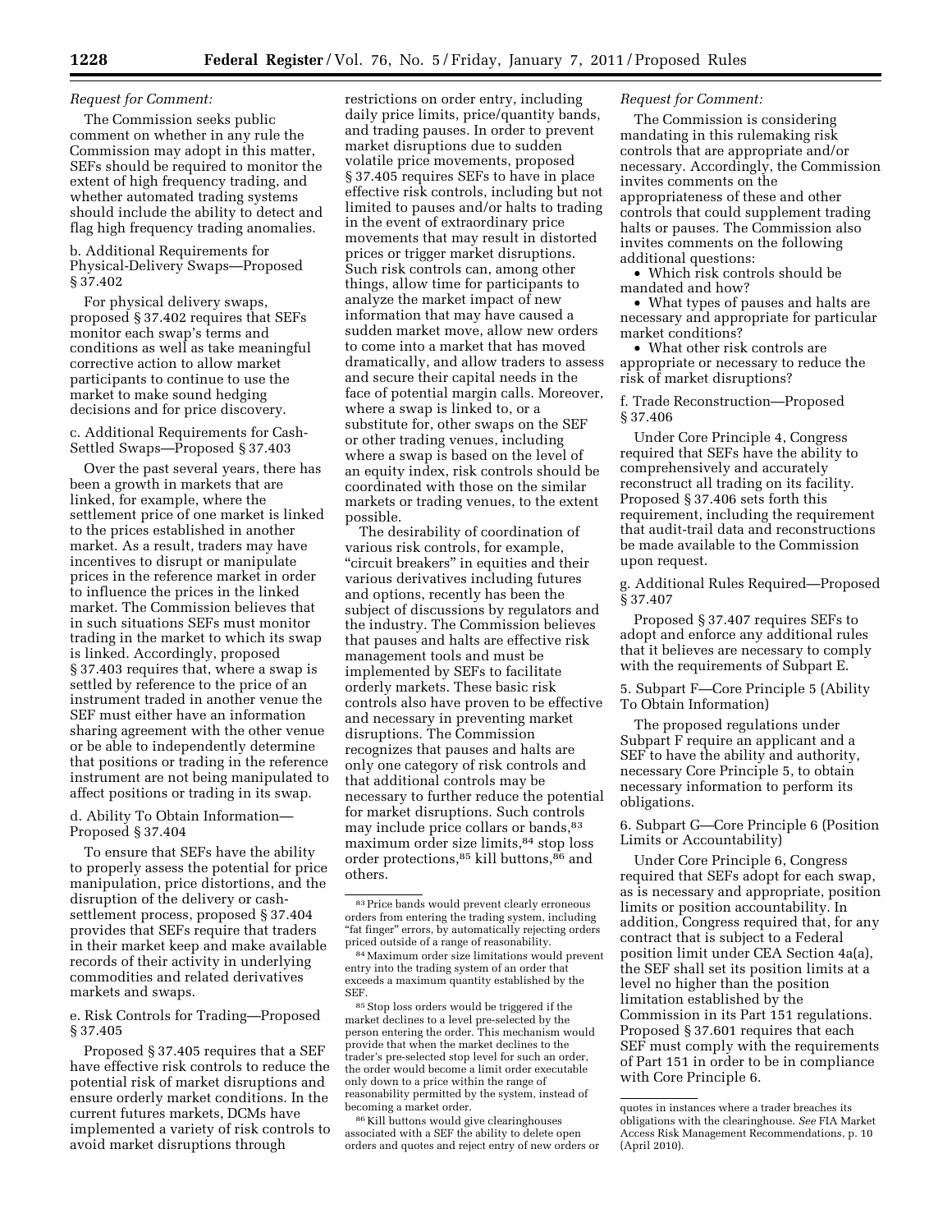*Request for Comment:*

The Commission seeks public comment on whether in any rule the Commission may adopt in this matter, SEFs should be required to monitor the extent of high frequency trading, and whether automated trading systems should include the ability to detect and flag high frequency trading anomalies.

b. Additional Requirements for Physical-Delivery Swaps—Proposed § 37.402

For physical delivery swaps, proposed § 37.402 requires that SEFs monitor each swap's terms and conditions as well as take meaningful corrective action to allow market participants to continue to use the market to make sound hedging decisions and for price discovery.

c. Additional Requirements for Cash-Settled Swaps—Proposed § 37.403

Over the past several years, there has been a growth in markets that are linked, for example, where the settlement price of one market is linked to the prices established in another market. As a result, traders may have incentives to disrupt or manipulate prices in the reference market in order to influence the prices in the linked market. The Commission believes that in such situations SEFs must monitor trading in the market to which its swap is linked. Accordingly, proposed § 37.403 requires that, where a swap is settled by reference to the price of an instrument traded in another venue the SEF must either have an information sharing agreement with the other venue or be able to independently determine that positions or trading in the reference instrument are not being manipulated to affect positions or trading in its swap.

d. Ability To Obtain Information—Proposed § 37.404

To ensure that SEFs have the ability to properly assess the potential for price manipulation, price distortions, and the disruption of the delivery or cash-settlement process, proposed § 37.404 provides that SEFs require that traders in their market keep and make available records of their activity in underlying commodities and related derivatives markets and swaps.

e. Risk Controls for Trading—Proposed § 37.405

Proposed § 37.405 requires that a SEF have effective risk controls to reduce the potential risk of market disruptions and ensure orderly market conditions. In the current futures markets, DCMs have implemented a variety of risk controls to avoid market disruptions through restrictions on order entry, including daily price limits, price/quantity bands, and trading pauses. In order to prevent market disruptions due to sudden volatile price movements, proposed § 37.405 requires SEFs to have in place effective risk controls, including but not limited to pauses and/or halts to trading in the event of extraordinary price movements that may result in distorted prices or trigger market disruptions. Such risk controls can, among other things, allow time for participants to analyze the market impact of new information that may have caused a sudden market move, allow new orders to come into a market that has moved dramatically, and allow traders to assess and secure their capital needs in the face of potential margin calls. Moreover, where a swap is linked to, or a substitute for, other swaps on the SEF or other trading venues, including where a swap is based on the level of an equity index, risk controls should be coordinated with those on the similar markets or trading venues, to the extent possible.

The desirability of coordination of various risk controls, for example, "circuit breakers" in equities and their various derivatives including futures and options, recently has been the subject of discussions by regulators and the industry. The Commission believes that pauses and halts are effective risk management tools and must be implemented by SEFs to facilitate orderly markets. These basic risk controls also have proven to be effective and necessary in preventing market disruptions. The Commission recognizes that pauses and halts are only one category of risk controls and that additional controls may be necessary to further reduce the potential for market disruptions. Such controls may include price collars or bands,[83] maximum order size limits,[84] stop loss order protections,[85] kill buttons,[86] and others.

*Request for Comment:*

The Commission is considering mandating in this rulemaking risk controls that are appropriate and/or necessary. Accordingly, the Commission invites comments on the appropriateness of these and other controls that could supplement trading halts or pauses. The Commission also invites comments on the following additional questions:

- Which risk controls should be mandated and how?
- What types of pauses and halts are necessary and appropriate for particular market conditions?
- What other risk controls are appropriate or necessary to reduce the risk of market disruptions?

f. Trade Reconstruction—Proposed § 37.406

Under Core Principle 4, Congress required that SEFs have the ability to comprehensively and accurately reconstruct all trading on its facility. Proposed § 37.406 sets forth this requirement, including the requirement that audit-trail data and reconstructions be made available to the Commission upon request.

g. Additional Rules Required—Proposed § 37.407

Proposed § 37.407 requires SEFs to adopt and enforce any additional rules that it believes are necessary to comply with the requirements of Subpart E.

5. Subpart F—Core Principle 5 (Ability To Obtain Information)

The proposed regulations under Subpart F require an applicant and a SEF to have the ability and authority, necessary Core Principle 5, to obtain necessary information to perform its obligations.

6. Subpart G—Core Principle 6 (Position Limits or Accountability)

Under Core Principle 6, Congress required that SEFs adopt for each swap, as is necessary and appropriate, position limits or position accountability. In addition, Congress required that, for any contract that is subject to a Federal position limit under CEA Section 4a(a), the SEF shall set its position limits at a level no higher than the position limitation established by the Commission in its Part 151 regulations. Proposed § 37.601 requires that each SEF must comply with the requirements of Part 151 in order to be in compliance with Core Principle 6.

---

[83] Price bands would prevent clearly erroneous orders from entering the trading system, including "fat finger" errors, by automatically rejecting orders priced outside of a range of reasonability.

[84] Maximum order size limitations would prevent entry into the trading system of an order that exceeds a maximum quantity established by the SEF.

[85] Stop loss orders would be triggered if the market declines to a level pre-selected by the person entering the order. This mechanism would provide that when the market declines to the trader's pre-selected stop level for such an order, the order would become a limit order executable only down to a price within the range of reasonability permitted by the system, instead of becoming a market order.

[86] Kill buttons would give clearinghouses associated with a SEF the ability to delete open orders and quotes and reject entry of new orders or quotes in instances where a trader breaches its obligations with the clearinghouse. *See* FIA Market Access Risk Management Recommendations, p. 10 (April 2010).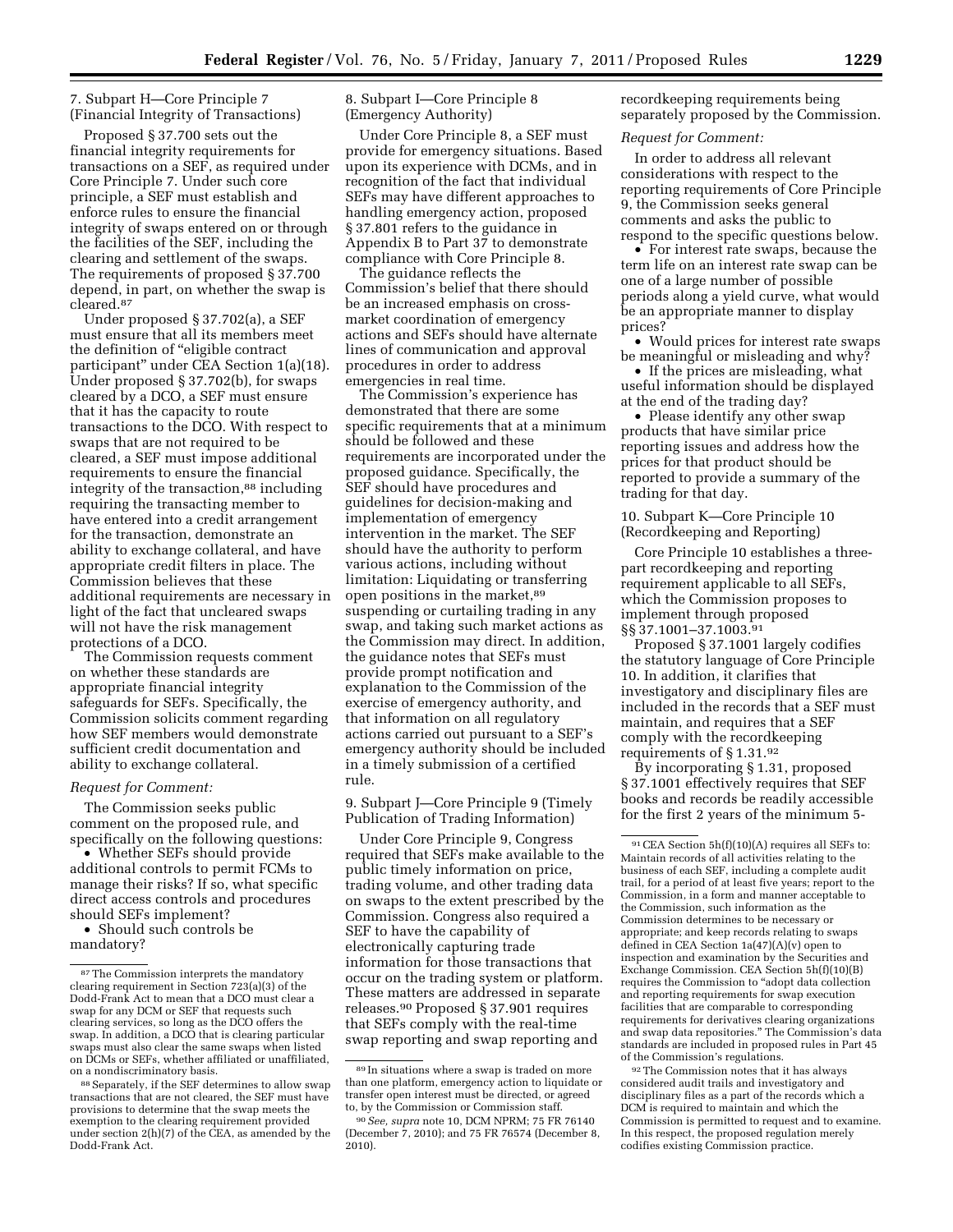7. Subpart H—Core Principle 7 (Financial Integrity of Transactions)

Proposed § 37.700 sets out the financial integrity requirements for transactions on a SEF, as required under Core Principle 7. Under such core principle, a SEF must establish and enforce rules to ensure the financial integrity of swaps entered on or through the facilities of the SEF, including the clearing and settlement of the swaps. The requirements of proposed § 37.700 depend, in part, on whether the swap is cleared.[87]

Under proposed § 37.702(a), a SEF must ensure that all its members meet the definition of "eligible contract participant" under CEA Section 1(a)(18). Under proposed § 37.702(b), for swaps cleared by a DCO, a SEF must ensure that it has the capacity to route transactions to the DCO. With respect to swaps that are not required to be cleared, a SEF must impose additional requirements to ensure the financial integrity of the transaction,[88] including requiring the transacting member to have entered into a credit arrangement for the transaction, demonstrate an ability to exchange collateral, and have appropriate credit filters in place. The Commission believes that these additional requirements are necessary in light of the fact that uncleared swaps will not have the risk management protections of a DCO.

The Commission requests comment on whether these standards are appropriate financial integrity safeguards for SEFs. Specifically, the Commission solicits comment regarding how SEF members would demonstrate sufficient credit documentation and ability to exchange collateral.

*Request for Comment:*

The Commission seeks public comment on the proposed rule, and specifically on the following questions:

• Whether SEFs should provide additional controls to permit FCMs to manage their risks? If so, what specific direct access controls and procedures should SEFs implement?

• Should such controls be mandatory?

8. Subpart I—Core Principle 8 (Emergency Authority)

Under Core Principle 8, a SEF must provide for emergency situations. Based upon its experience with DCMs, and in recognition of the fact that individual SEFs may have different approaches to handling emergency action, proposed § 37.801 refers to the guidance in Appendix B to Part 37 to demonstrate compliance with Core Principle 8.

The guidance reflects the Commission's belief that there should be an increased emphasis on cross-market coordination of emergency actions and SEFs should have alternate lines of communication and approval procedures in order to address emergencies in real time.

The Commission's experience has demonstrated that there are some specific requirements that at a minimum should be followed and these requirements are incorporated under the proposed guidance. Specifically, the SEF should have procedures and guidelines for decision-making and implementation of emergency intervention in the market. The SEF should have the authority to perform various actions, including without limitation: Liquidating or transferring open positions in the market,[89] suspending or curtailing trading in any swap, and taking such market actions as the Commission may direct. In addition, the guidance notes that SEFs must provide prompt notification and explanation to the Commission of the exercise of emergency authority, and that information on all regulatory actions carried out pursuant to a SEF's emergency authority should be included in a timely submission of a certified rule.

9. Subpart J—Core Principle 9 (Timely Publication of Trading Information)

Under Core Principle 9, Congress required that SEFs make available to the public timely information on price, trading volume, and other trading data on swaps to the extent prescribed by the Commission. Congress also required a SEF to have the capability of electronically capturing trade information for those transactions that occur on the trading system or platform. These matters are addressed in separate releases.[90] Proposed § 37.901 requires that SEFs comply with the real-time swap reporting and swap reporting and recordkeeping requirements being separately proposed by the Commission.

*Request for Comment:*

In order to address all relevant considerations with respect to the reporting requirements of Core Principle 9, the Commission seeks general comments and asks the public to respond to the specific questions below.

• For interest rate swaps, because the term life on an interest rate swap can be one of a large number of possible periods along a yield curve, what would be an appropriate manner to display prices?

• Would prices for interest rate swaps be meaningful or misleading and why?

• If the prices are misleading, what useful information should be displayed at the end of the trading day?

• Please identify any other swap products that have similar price reporting issues and address how the prices for that product should be reported to provide a summary of the trading for that day.

10. Subpart K—Core Principle 10 (Recordkeeping and Reporting)

Core Principle 10 establishes a three-part recordkeeping and reporting requirement applicable to all SEFs, which the Commission proposes to implement through proposed §§ 37.1001–37.1003.[91]

Proposed § 37.1001 largely codifies the statutory language of Core Principle 10. In addition, it clarifies that investigatory and disciplinary files are included in the records that a SEF must maintain, and requires that a SEF comply with the recordkeeping requirements of § 1.31.[92]

By incorporating § 1.31, proposed § 37.1001 effectively requires that SEF books and records be readily accessible for the first 2 years of the minimum 5-

---

[87] The Commission interprets the mandatory clearing requirement in Section 723(a)(3) of the Dodd-Frank Act to mean that a DCO must clear a swap for any DCM or SEF that requests such clearing services, so long as the DCO offers the swap. In addition, a DCO that is clearing particular swaps must also clear the same swaps when listed on DCMs or SEFs, whether affiliated or unaffiliated, on a nondiscriminatory basis.

[88] Separately, if the SEF determines to allow swap transactions that are not cleared, the SEF must have provisions to determine that the swap meets the exemption to the clearing requirement provided under section 2(h)(7) of the CEA, as amended by the Dodd-Frank Act.

[89] In situations where a swap is traded on more than one platform, emergency action to liquidate or transfer open interest must be directed, or agreed to, by the Commission or Commission staff.

[90] *See, supra* note 10, DCM NPRM; 75 FR 76140 (December 7, 2010); and 75 FR 76574 (December 8, 2010).

[91] CEA Section 5h(f)(10)(A) requires all SEFs to: Maintain records of all activities relating to the business of each SEF, including a complete audit trail, for a period of at least five years; report to the Commission, in a form and manner acceptable to the Commission, such information as the Commission determines to be necessary or appropriate; and keep records relating to swaps defined in CEA Section 1a(47)(A)(v) open to inspection and examination by the Securities and Exchange Commission. CEA Section 5h(f)(10)(B) requires the Commission to "adopt data collection and reporting requirements for swap execution facilities that are comparable to corresponding requirements for derivatives clearing organizations and swap data repositories." The Commission's data standards are included in proposed rules in Part 45 of the Commission's regulations.

[92] The Commission notes that it has always considered audit trails and investigatory and disciplinary files as a part of the records which a DCM is required to maintain and which the Commission is permitted to request and to examine. In this respect, the proposed regulation merely codifies existing Commission practice.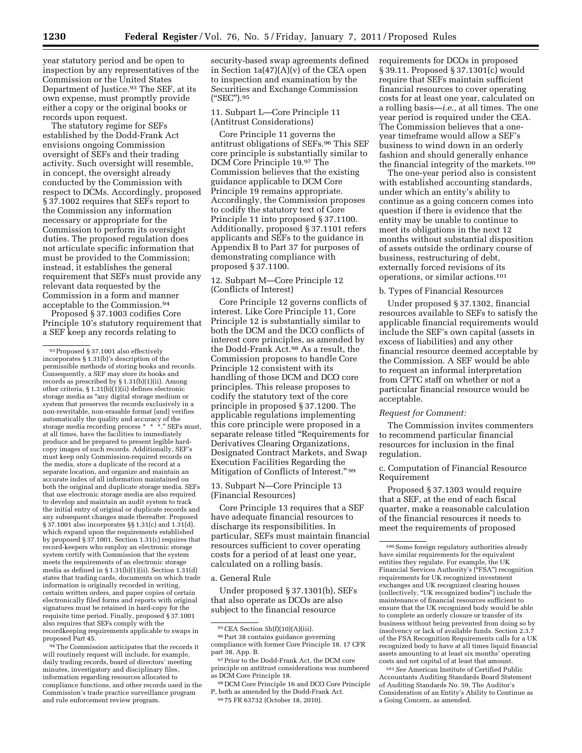year statutory period and be open to inspection by any representatives of the Commission or the United States Department of Justice.[93] The SEF, at its own expense, must promptly provide either a copy or the original books or records upon request.

The statutory regime for SEFs established by the Dodd-Frank Act envisions ongoing Commission oversight of SEFs and their trading activity. Such oversight will resemble, in concept, the oversight already conducted by the Commission with respect to DCMs. Accordingly, proposed § 37.1002 requires that SEFs report to the Commission any information necessary or appropriate for the Commission to perform its oversight duties. The proposed regulation does not articulate specific information that must be provided to the Commission; instead, it establishes the general requirement that SEFs must provide any relevant data requested by the Commission in a form and manner acceptable to the Commission.[94]

Proposed § 37.1003 codifies Core Principle 10's statutory requirement that a SEF keep any records relating to security-based swap agreements defined in Section 1a(47)(A)(v) of the CEA open to inspection and examination by the Securities and Exchange Commission ("SEC").[95]

11. Subpart L—Core Principle 11 (Antitrust Considerations)

Core Principle 11 governs the antitrust obligations of SEFs.[96] This SEF core principle is substantially similar to DCM Core Principle 19.[97] The Commission believes that the existing guidance applicable to DCM Core Principle 19 remains appropriate. Accordingly, the Commission proposes to codify the statutory text of Core Principle 11 into proposed § 37.1100. Additionally, proposed § 37.1101 refers applicants and SEFs to the guidance in Appendix B to Part 37 for purposes of demonstrating compliance with proposed § 37.1100.

12. Subpart M—Core Principle 12 (Conflicts of Interest)

Core Principle 12 governs conflicts of interest. Like Core Principle 11, Core Principle 12 is substantially similar to both the DCM and the DCO conflicts of interest core principles, as amended by the Dodd-Frank Act.[98] As a result, the Commission proposes to handle Core Principle 12 consistent with its handling of those DCM and DCO core principles. This release proposes to codify the statutory text of the core principle in proposed § 37.1200. The applicable regulations implementing this core principle were proposed in a separate release titled "Requirements for Derivatives Clearing Organizations, Designated Contract Markets, and Swap Execution Facilities Regarding the Mitigation of Conflicts of Interest." [99]

13. Subpart N—Core Principle 13 (Financial Resources)

Core Principle 13 requires that a SEF have adequate financial resources to discharge its responsibilities. In particular, SEFs must maintain financial resources sufficient to cover operating costs for a period of at least one year, calculated on a rolling basis.

a. General Rule

Under proposed § 37.1301(b), SEFs that also operate as DCOs are also subject to the financial resource requirements for DCOs in proposed § 39.11. Proposed § 37.1301(c) would require that SEFs maintain sufficient financial resources to cover operating costs for at least one year, calculated on a rolling basis—*i.e.,* at all times. The one year period is required under the CEA. The Commission believes that a one-year timeframe would allow a SEF's business to wind down in an orderly fashion and should generally enhance the financial integrity of the markets.[100]

The one-year period also is consistent with established accounting standards, under which an entity's ability to continue as a going concern comes into question if there is evidence that the entity may be unable to continue to meet its obligations in the next 12 months without substantial disposition of assets outside the ordinary course of business, restructuring of debt, externally forced revisions of its operations, or similar actions.[101]

b. Types of Financial Resources

Under proposed § 37.1302, financial resources available to SEFs to satisfy the applicable financial requirements would include the SEF's own capital (assets in excess of liabilities) and any other financial resource deemed acceptable by the Commission. A SEF would be able to request an informal interpretation from CFTC staff on whether or not a particular financial resource would be acceptable.

*Request for Comment:*

The Commission invites commenters to recommend particular financial resources for inclusion in the final regulation.

c. Computation of Financial Resource Requirement

Proposed § 37.1303 would require that a SEF, at the end of each fiscal quarter, make a reasonable calculation of the financial resources it needs to meet the requirements of proposed

---

[93] Proposed § 37.1001 also effectively incorporates § 1.31(b)'s description of the permissible methods of storing books and records. Consequently, a SEF may store its books and records as prescribed by § 1.31(b)(1)(ii). Among other criteria, § 1.31(b)(1)(ii) defines electronic storage media as "any digital storage medium or system that preserves the records exclusively in a non-rewritable, non-erasable format [and] verifies automatically the quality and accuracy of the storage media recording process * * *." SEFs must, at all times, have the facilities to immediately produce and be prepared to present legible hard-copy images of such records. Additionally, SEF's must keep only Commission-required records on the media, store a duplicate of the record at a separate location, and organize and maintain an accurate index of all information maintained on both the original and duplicate storage media. SEFs that use electronic storage media are also required to develop and maintain an audit system to track the initial entry of original or duplicate records and any subsequent changes made thereafter. Proposed § 37.1001 also incorporates §§ 1.31(c) and 1.31(d), which expand upon the requirements established by proposed § 37.1001. Section 1.31(c) requires that record-keepers who employ an electronic storage system certify with Commission that the system meets the requirements of an electronic storage media as defined in § 1.31(b)(1)(ii). Section 1.31(d) states that trading cards, documents on which trade information is originally recorded in writing, certain written orders, and paper copies of certain electronically filed forms and reports with original signatures must be retained in hard-copy for the requisite time period. Finally, proposed § 37.1001 also requires that SEFs comply with the recordkeeping requirements applicable to swaps in proposed Part 45.

[94] The Commission anticipates that the records it will routinely request will include, for example, daily trading records, board of directors' meeting minutes, investigatory and disciplinary files, information regarding resources allocated to compliance functions, and other records used in the Commission's trade practice surveillance program and rule enforcement review program.

[95] CEA Section 5h(f)(10)(A)(iii).

[96] Part 38 contains guidance governing compliance with former Core Principle 18. 17 CFR part 38, App. B.

[97] Prior to the Dodd-Frank Act, the DCM core principle on antitrust considerations was numbered as DCM Core Principle 18.

[98] DCM Core Principle 16 and DCO Core Principle P, both as amended by the Dodd-Frank Act.

[99] 75 FR 63732 (October 18, 2010).

[100] Some foreign regulatory authorities already have similar requirements for the equivalent entities they regulate. For example, the UK Financial Services Authority's ("FSA") recognition requirements for UK recognized investment exchanges and UK recognized clearing houses (collectively, "UK recognized bodies") include the maintenance of financial resources sufficient to ensure that the UK recognized body would be able to complete an orderly closure or transfer of its business without being prevented from doing so by insolvency or lack of available funds. Section 2.3.7 of the FSA Recognition Requirements calls for a UK recognized body to have at all times liquid financial assets amounting to at least six months' operating costs and net capital of at least that amount.

[101] *See* American Institute of Certified Public Accountants Auditing Standards Board Statement of Auditing Standards No. 59, The Auditor's Consideration of an Entity's Ability to Continue as a Going Concern, as amended.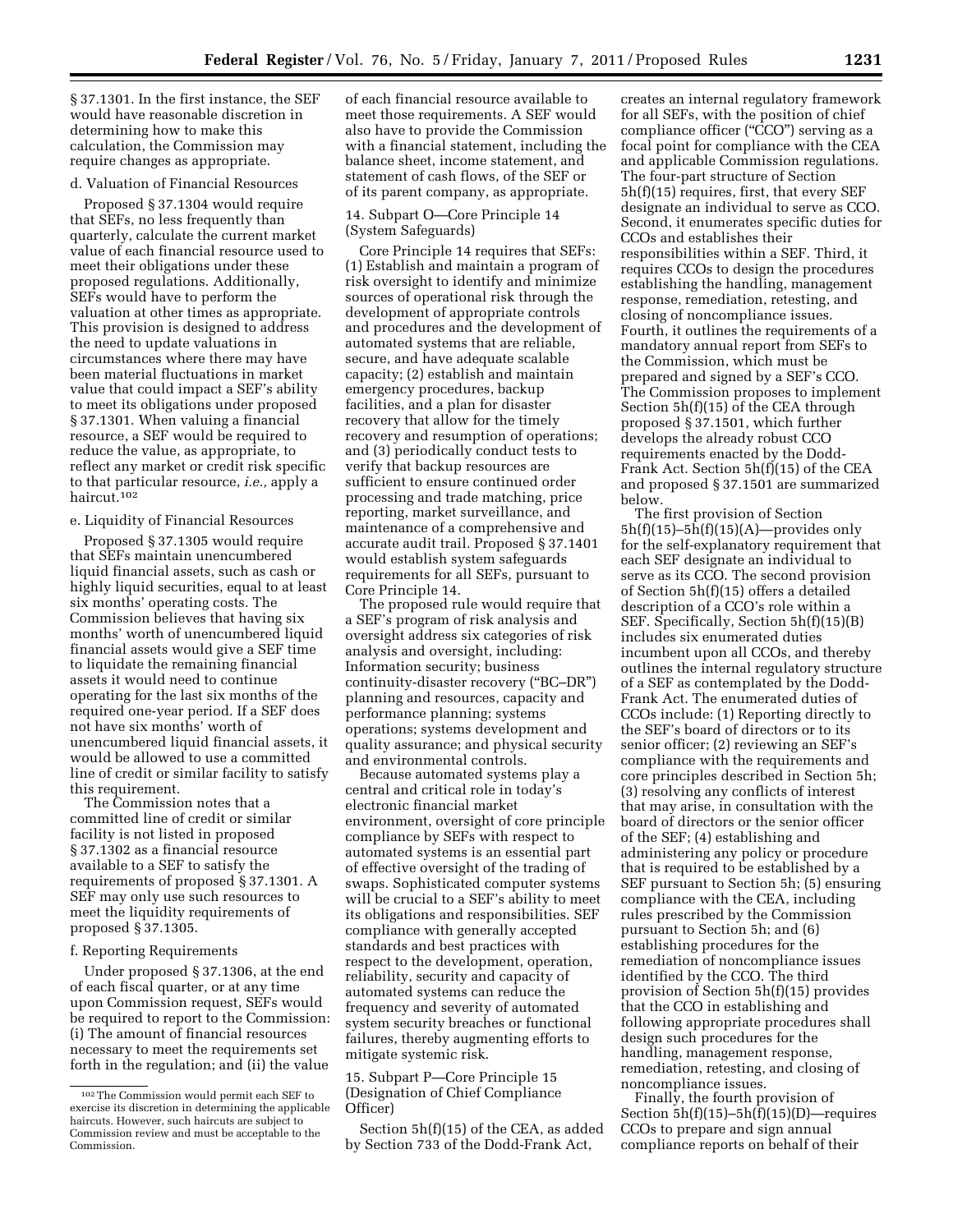§ 37.1301. In the first instance, the SEF would have reasonable discretion in determining how to make this calculation, the Commission may require changes as appropriate.

d. Valuation of Financial Resources

Proposed § 37.1304 would require that SEFs, no less frequently than quarterly, calculate the current market value of each financial resource used to meet their obligations under these proposed regulations. Additionally, SEFs would have to perform the valuation at other times as appropriate. This provision is designed to address the need to update valuations in circumstances where there may have been material fluctuations in market value that could impact a SEF's ability to meet its obligations under proposed § 37.1301. When valuing a financial resource, a SEF would be required to reduce the value, as appropriate, to reflect any market or credit risk specific to that particular resource, *i.e.,* apply a haircut.[102]

e. Liquidity of Financial Resources

Proposed § 37.1305 would require that SEFs maintain unencumbered liquid financial assets, such as cash or highly liquid securities, equal to at least six months' operating costs. The Commission believes that having six months' worth of unencumbered liquid financial assets would give a SEF time to liquidate the remaining financial assets it would need to continue operating for the last six months of the required one-year period. If a SEF does not have six months' worth of unencumbered liquid financial assets, it would be allowed to use a committed line of credit or similar facility to satisfy this requirement.

The Commission notes that a committed line of credit or similar facility is not listed in proposed § 37.1302 as a financial resource available to a SEF to satisfy the requirements of proposed § 37.1301. A SEF may only use such resources to meet the liquidity requirements of proposed § 37.1305.

f. Reporting Requirements

Under proposed § 37.1306, at the end of each fiscal quarter, or at any time upon Commission request, SEFs would be required to report to the Commission: (i) The amount of financial resources necessary to meet the requirements set forth in the regulation; and (ii) the value of each financial resource available to meet those requirements. A SEF would also have to provide the Commission with a financial statement, including the balance sheet, income statement, and statement of cash flows, of the SEF or of its parent company, as appropriate.

14. Subpart O—Core Principle 14 (System Safeguards)

Core Principle 14 requires that SEFs: (1) Establish and maintain a program of risk oversight to identify and minimize sources of operational risk through the development of appropriate controls and procedures and the development of automated systems that are reliable, secure, and have adequate scalable capacity; (2) establish and maintain emergency procedures, backup facilities, and a plan for disaster recovery that allow for the timely recovery and resumption of operations; and (3) periodically conduct tests to verify that backup resources are sufficient to ensure continued order processing and trade matching, price reporting, market surveillance, and maintenance of a comprehensive and accurate audit trail. Proposed § 37.1401 would establish system safeguards requirements for all SEFs, pursuant to Core Principle 14.

The proposed rule would require that a SEF's program of risk analysis and oversight address six categories of risk analysis and oversight, including: Information security; business continuity-disaster recovery ("BC–DR") planning and resources, capacity and performance planning; systems operations; systems development and quality assurance; and physical security and environmental controls.

Because automated systems play a central and critical role in today's electronic financial market environment, oversight of core principle compliance by SEFs with respect to automated systems is an essential part of effective oversight of the trading of swaps. Sophisticated computer systems will be crucial to a SEF's ability to meet its obligations and responsibilities. SEF compliance with generally accepted standards and best practices with respect to the development, operation, reliability, security and capacity of automated systems can reduce the frequency and severity of automated system security breaches or functional failures, thereby augmenting efforts to mitigate systemic risk.

15. Subpart P—Core Principle 15 (Designation of Chief Compliance Officer)

Section 5h(f)(15) of the CEA, as added by Section 733 of the Dodd-Frank Act, creates an internal regulatory framework for all SEFs, with the position of chief compliance officer ("CCO") serving as a focal point for compliance with the CEA and applicable Commission regulations. The four-part structure of Section 5h(f)(15) requires, first, that every SEF designate an individual to serve as CCO. Second, it enumerates specific duties for CCOs and establishes their responsibilities within a SEF. Third, it requires CCOs to design the procedures establishing the handling, management response, remediation, retesting, and closing of noncompliance issues. Fourth, it outlines the requirements of a mandatory annual report from SEFs to the Commission, which must be prepared and signed by a SEF's CCO. The Commission proposes to implement Section 5h(f)(15) of the CEA through proposed § 37.1501, which further develops the already robust CCO requirements enacted by the Dodd-Frank Act. Section 5h(f)(15) of the CEA and proposed § 37.1501 are summarized below.

The first provision of Section 5h(f)(15)–5h(f)(15)(A)—provides only for the self-explanatory requirement that each SEF designate an individual to serve as its CCO. The second provision of Section 5h(f)(15) offers a detailed description of a CCO's role within a SEF. Specifically, Section 5h(f)(15)(B) includes six enumerated duties incumbent upon all CCOs, and thereby outlines the internal regulatory structure of a SEF as contemplated by the Dodd-Frank Act. The enumerated duties of CCOs include: (1) Reporting directly to the SEF's board of directors or to its senior officer; (2) reviewing an SEF's compliance with the requirements and core principles described in Section 5h; (3) resolving any conflicts of interest that may arise, in consultation with the board of directors or the senior officer of the SEF; (4) establishing and administering any policy or procedure that is required to be established by a SEF pursuant to Section 5h; (5) ensuring compliance with the CEA, including rules prescribed by the Commission pursuant to Section 5h; and (6) establishing procedures for the remediation of noncompliance issues identified by the CCO. The third provision of Section 5h(f)(15) provides that the CCO in establishing and following appropriate procedures shall design such procedures for the handling, management response, remediation, retesting, and closing of noncompliance issues.

Finally, the fourth provision of Section 5h(f)(15)–5h(f)(15)(D)—requires CCOs to prepare and sign annual compliance reports on behalf of their

---

[102] The Commission would permit each SEF to exercise its discretion in determining the applicable haircuts. However, such haircuts are subject to Commission review and must be acceptable to the Commission.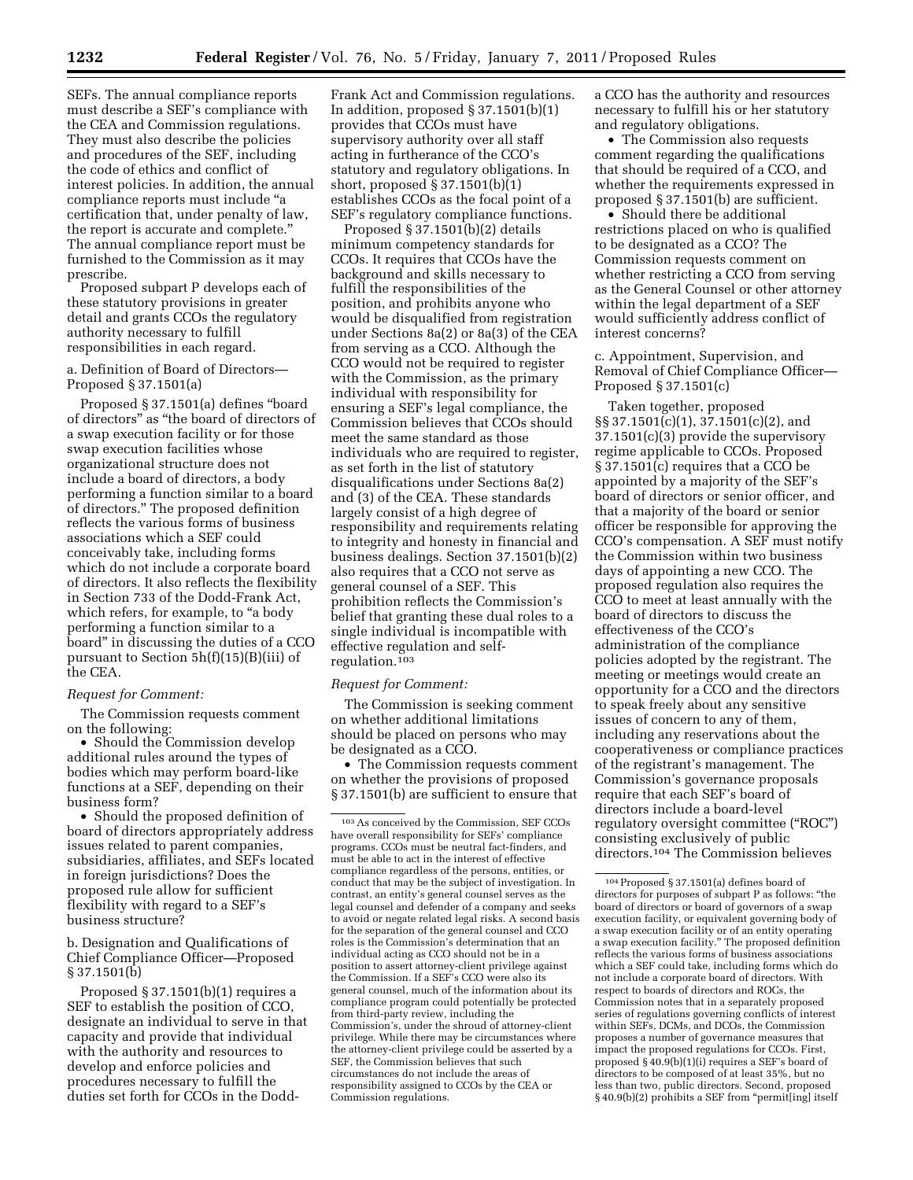SEFs. The annual compliance reports must describe a SEF's compliance with the CEA and Commission regulations. They must also describe the policies and procedures of the SEF, including the code of ethics and conflict of interest policies. In addition, the annual compliance reports must include "a certification that, under penalty of law, the report is accurate and complete." The annual compliance report must be furnished to the Commission as it may prescribe.

Proposed subpart P develops each of these statutory provisions in greater detail and grants CCOs the regulatory authority necessary to fulfill responsibilities in each regard.

a. Definition of Board of Directors—Proposed § 37.1501(a)

Proposed § 37.1501(a) defines "board of directors" as "the board of directors of a swap execution facility or for those swap execution facilities whose organizational structure does not include a board of directors, a body performing a function similar to a board of directors." The proposed definition reflects the various forms of business associations which a SEF could conceivably take, including forms which do not include a corporate board of directors. It also reflects the flexibility in Section 733 of the Dodd-Frank Act, which refers, for example, to "a body performing a function similar to a board" in discussing the duties of a CCO pursuant to Section 5h(f)(15)(B)(iii) of the CEA.

*Request for Comment:*

The Commission requests comment on the following:

- Should the Commission develop additional rules around the types of bodies which may perform board-like functions at a SEF, depending on their business form?
- Should the proposed definition of board of directors appropriately address issues related to parent companies, subsidiaries, affiliates, and SEFs located in foreign jurisdictions? Does the proposed rule allow for sufficient flexibility with regard to a SEF's business structure?

b. Designation and Qualifications of Chief Compliance Officer—Proposed § 37.1501(b)

Proposed § 37.1501(b)(1) requires a SEF to establish the position of CCO, designate an individual to serve in that capacity and provide that individual with the authority and resources to develop and enforce policies and procedures necessary to fulfill the duties set forth for CCOs in the Dodd-Frank Act and Commission regulations. In addition, proposed § 37.1501(b)(1) provides that CCOs must have supervisory authority over all staff acting in furtherance of the CCO's statutory and regulatory obligations. In short, proposed § 37.1501(b)(1) establishes CCOs as the focal point of a SEF's regulatory compliance functions.

Proposed § 37.1501(b)(2) details minimum competency standards for CCOs. It requires that CCOs have the background and skills necessary to fulfill the responsibilities of the position, and prohibits anyone who would be disqualified from registration under Sections 8a(2) or 8a(3) of the CEA from serving as a CCO. Although the CCO would not be required to register with the Commission, as the primary individual with responsibility for ensuring a SEF's legal compliance, the Commission believes that CCOs should meet the same standard as those individuals who are required to register, as set forth in the list of statutory disqualifications under Sections 8a(2) and (3) of the CEA. These standards largely consist of a high degree of responsibility and requirements relating to integrity and honesty in financial and business dealings. Section 37.1501(b)(2) also requires that a CCO not serve as general counsel of a SEF. This prohibition reflects the Commission's belief that granting these dual roles to a single individual is incompatible with effective regulation and self-regulation.[103]

*Request for Comment:*

The Commission is seeking comment on whether additional limitations should be placed on persons who may be designated as a CCO.

- The Commission requests comment on whether the provisions of proposed § 37.1501(b) are sufficient to ensure that a CCO has the authority and resources necessary to fulfill his or her statutory and regulatory obligations.
- The Commission also requests comment regarding the qualifications that should be required of a CCO, and whether the requirements expressed in proposed § 37.1501(b) are sufficient.
- Should there be additional restrictions placed on who is qualified to be designated as a CCO? The Commission requests comment on whether restricting a CCO from serving as the General Counsel or other attorney within the legal department of a SEF would sufficiently address conflict of interest concerns?

c. Appointment, Supervision, and Removal of Chief Compliance Officer—Proposed § 37.1501(c)

Taken together, proposed §§ 37.1501(c)(1), 37.1501(c)(2), and 37.1501(c)(3) provide the supervisory regime applicable to CCOs. Proposed § 37.1501(c) requires that a CCO be appointed by a majority of the SEF's board of directors or senior officer, and that a majority of the board or senior officer be responsible for approving the CCO's compensation. A SEF must notify the Commission within two business days of appointing a new CCO. The proposed regulation also requires the CCO to meet at least annually with the board of directors to discuss the effectiveness of the CCO's administration of the compliance policies adopted by the registrant. The meeting or meetings would create an opportunity for a CCO and the directors to speak freely about any sensitive issues of concern to any of them, including any reservations about the cooperativeness or compliance practices of the registrant's management. The Commission's governance proposals require that each SEF's board of directors include a board-level regulatory oversight committee ("ROC") consisting exclusively of public directors.[104] The Commission believes

[103] As conceived by the Commission, SEF CCOs have overall responsibility for SEFs' compliance programs. CCOs must be neutral fact-finders, and must be able to act in the interest of effective compliance regardless of the persons, entities, or conduct that may be the subject of investigation. In contrast, an entity's general counsel serves as the legal counsel and defender of a company and seeks to avoid or negate related legal risks. A second basis for the separation of the general counsel and CCO roles is the Commission's determination that an individual acting as CCO should not be in a position to assert attorney-client privilege against the Commission. If a SEF's CCO were also its general counsel, much of the information about its compliance program could potentially be protected from third-party review, including the Commission's, under the shroud of attorney-client privilege. While there may be circumstances where the attorney-client privilege could be asserted by a SEF, the Commission believes that such circumstances do not include the areas of responsibility assigned to CCOs by the CEA or Commission regulations.

[104] Proposed § 37.1501(a) defines board of directors for purposes of subpart P as follows: "the board of directors or board of governors of a swap execution facility, or equivalent governing body of a swap execution facility or of an entity operating a swap execution facility." The proposed definition reflects the various forms of business associations which a SEF could take, including forms which do not include a corporate board of directors. With respect to boards of directors and ROCs, the Commission notes that in a separately proposed series of regulations governing conflicts of interest within SEFs, DCMs, and DCOs, the Commission proposes a number of governance measures that impact the proposed regulations for CCOs. First, proposed § 40.9(b)(1)(i) requires a SEF's board of directors to be composed of at least 35%, but no less than two, public directors. Second, proposed § 40.9(b)(2) prohibits a SEF from "permit[ing] itself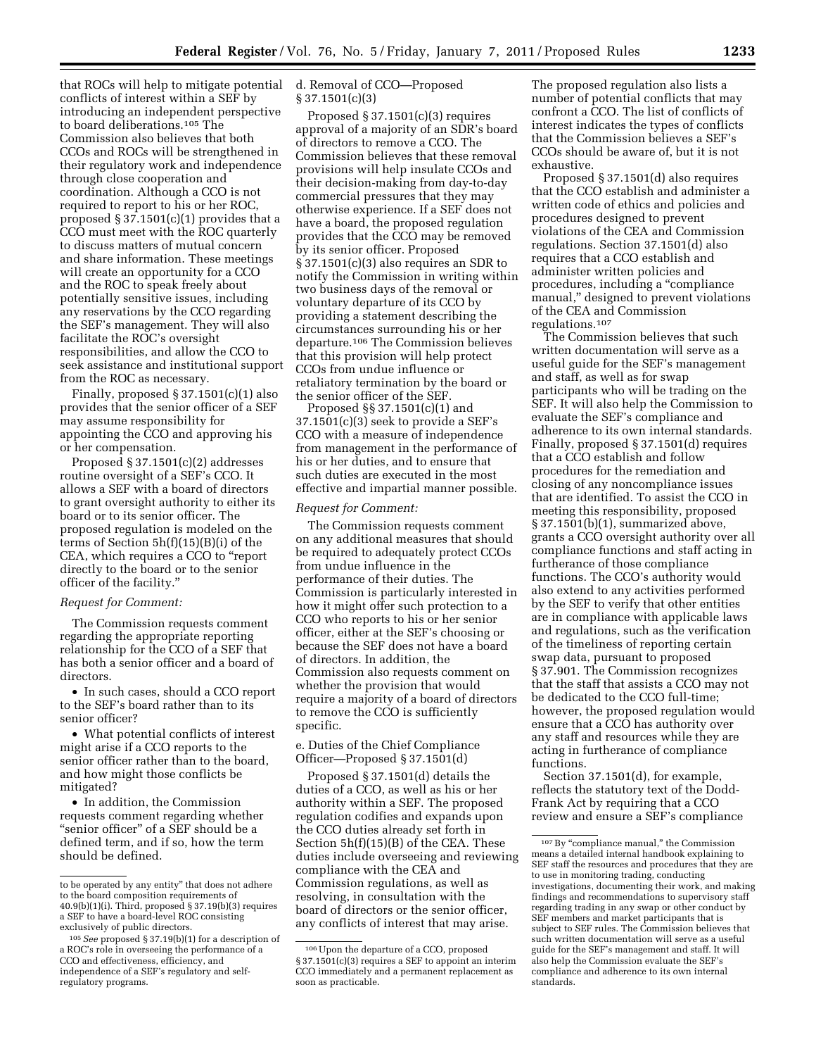that ROCs will help to mitigate potential conflicts of interest within a SEF by introducing an independent perspective to board deliberations.[105] The Commission also believes that both CCOs and ROCs will be strengthened in their regulatory work and independence through close cooperation and coordination. Although a CCO is not required to report to his or her ROC, proposed § 37.1501(c)(1) provides that a CCO must meet with the ROC quarterly to discuss matters of mutual concern and share information. These meetings will create an opportunity for a CCO and the ROC to speak freely about potentially sensitive issues, including any reservations by the CCO regarding the SEF's management. They will also facilitate the ROC's oversight responsibilities, and allow the CCO to seek assistance and institutional support from the ROC as necessary.

Finally, proposed § 37.1501(c)(1) also provides that the senior officer of a SEF may assume responsibility for appointing the CCO and approving his or her compensation.

Proposed § 37.1501(c)(2) addresses routine oversight of a SEF's CCO. It allows a SEF with a board of directors to grant oversight authority to either its board or to its senior officer. The proposed regulation is modeled on the terms of Section 5h(f)(15)(B)(i) of the CEA, which requires a CCO to "report directly to the board or to the senior officer of the facility."

*Request for Comment:*

The Commission requests comment regarding the appropriate reporting relationship for the CCO of a SEF that has both a senior officer and a board of directors.

- In such cases, should a CCO report to the SEF's board rather than to its senior officer?
- What potential conflicts of interest might arise if a CCO reports to the senior officer rather than to the board, and how might those conflicts be mitigated?
- In addition, the Commission requests comment regarding whether "senior officer" of a SEF should be a defined term, and if so, how the term should be defined.

d. Removal of CCO—Proposed § 37.1501(c)(3)

Proposed § 37.1501(c)(3) requires approval of a majority of an SDR's board of directors to remove a CCO. The Commission believes that these removal provisions will help insulate CCOs and their decision-making from day-to-day commercial pressures that they may otherwise experience. If a SEF does not have a board, the proposed regulation provides that the CCO may be removed by its senior officer. Proposed § 37.1501(c)(3) also requires an SDR to notify the Commission in writing within two business days of the removal or voluntary departure of its CCO by providing a statement describing the circumstances surrounding his or her departure.[106] The Commission believes that this provision will help protect CCOs from undue influence or retaliatory termination by the board or the senior officer of the SEF.

Proposed §§ 37.1501(c)(1) and 37.1501(c)(3) seek to provide a SEF's CCO with a measure of independence from management in the performance of his or her duties, and to ensure that such duties are executed in the most effective and impartial manner possible.

*Request for Comment:*

The Commission requests comment on any additional measures that should be required to adequately protect CCOs from undue influence in the performance of their duties. The Commission is particularly interested in how it might offer such protection to a CCO who reports to his or her senior officer, either at the SEF's choosing or because the SEF does not have a board of directors. In addition, the Commission also requests comment on whether the provision that would require a majority of a board of directors to remove the CCO is sufficiently specific.

e. Duties of the Chief Compliance Officer—Proposed § 37.1501(d)

Proposed § 37.1501(d) details the duties of a CCO, as well as his or her authority within a SEF. The proposed regulation codifies and expands upon the CCO duties already set forth in Section 5h(f)(15)(B) of the CEA. These duties include overseeing and reviewing compliance with the CEA and Commission regulations, as well as resolving, in consultation with the board of directors or the senior officer, any conflicts of interest that may arise.

The proposed regulation also lists a number of potential conflicts that may confront a CCO. The list of conflicts of interest indicates the types of conflicts that the Commission believes a SEF's CCOs should be aware of, but it is not exhaustive.

Proposed § 37.1501(d) also requires that the CCO establish and administer a written code of ethics and policies and procedures designed to prevent violations of the CEA and Commission regulations. Section 37.1501(d) also requires that a CCO establish and administer written policies and procedures, including a "compliance manual," designed to prevent violations of the CEA and Commission regulations.[107]

The Commission believes that such written documentation will serve as a useful guide for the SEF's management and staff, as well as for swap participants who will be trading on the SEF. It will also help the Commission to evaluate the SEF's compliance and adherence to its own internal standards. Finally, proposed § 37.1501(d) requires that a CCO establish and follow procedures for the remediation and closing of any noncompliance issues that are identified. To assist the CCO in meeting this responsibility, proposed § 37.1501(b)(1), summarized above, grants a CCO oversight authority over all compliance functions and staff acting in furtherance of those compliance functions. The CCO's authority would also extend to any activities performed by the SEF to verify that other entities are in compliance with applicable laws and regulations, such as the verification of the timeliness of reporting certain swap data, pursuant to proposed § 37.901. The Commission recognizes that the staff that assists a CCO may not be dedicated to the CCO full-time; however, the proposed regulation would ensure that a CCO has authority over any staff and resources while they are acting in furtherance of compliance functions.

Section 37.1501(d), for example, reflects the statutory text of the Dodd-Frank Act by requiring that a CCO review and ensure a SEF's compliance

---

to be operated by any entity" that does not adhere to the board composition requirements of 40.9(b)(1)(i). Third, proposed § 37.19(b)(3) requires a SEF to have a board-level ROC consisting exclusively of public directors.

[105] *See* proposed § 37.19(b)(1) for a description of a ROC's role in overseeing the performance of a CCO and effectiveness, efficiency, and independence of a SEF's regulatory and self-regulatory programs.

[106] Upon the departure of a CCO, proposed § 37.1501(c)(3) requires a SEF to appoint an interim CCO immediately and a permanent replacement as soon as practicable.

[107] By "compliance manual," the Commission means a detailed internal handbook explaining to SEF staff the resources and procedures that they are to use in monitoring trading, conducting investigations, documenting their work, and making findings and recommendations to supervisory staff regarding trading in any swap or other conduct by SEF members and market participants that is subject to SEF rules. The Commission believes that such written documentation will serve as a useful guide for the SEF's management and staff. It will also help the Commission evaluate the SEF's compliance and adherence to its own internal standards.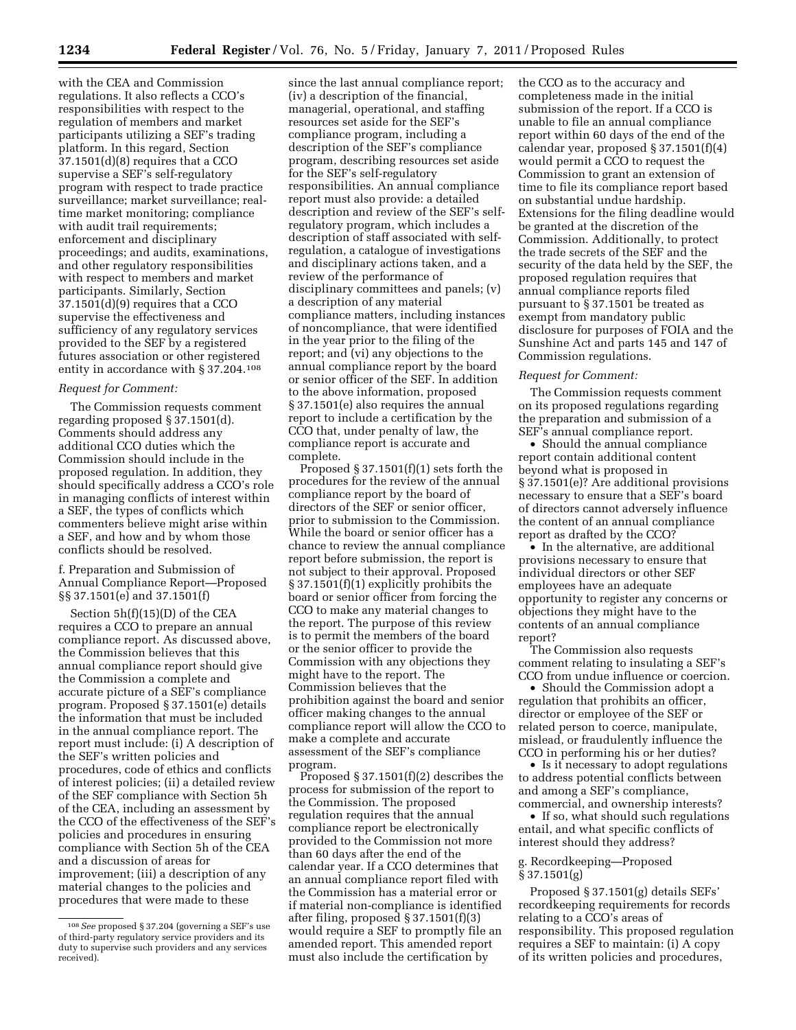with the CEA and Commission regulations. It also reflects a CCO's responsibilities with respect to the regulation of members and market participants utilizing a SEF's trading platform. In this regard, Section 37.1501(d)(8) requires that a CCO supervise a SEF's self-regulatory program with respect to trade practice surveillance; market surveillance; real-time market monitoring; compliance with audit trail requirements; enforcement and disciplinary proceedings; and audits, examinations, and other regulatory responsibilities with respect to members and market participants. Similarly, Section 37.1501(d)(9) requires that a CCO supervise the effectiveness and sufficiency of any regulatory services provided to the SEF by a registered futures association or other registered entity in accordance with § 37.204.[108]

*Request for Comment:*

The Commission requests comment regarding proposed § 37.1501(d). Comments should address any additional CCO duties which the Commission should include in the proposed regulation. In addition, they should specifically address a CCO's role in managing conflicts of interest within a SEF, the types of conflicts which commenters believe might arise within a SEF, and how and by whom those conflicts should be resolved.

f. Preparation and Submission of Annual Compliance Report—Proposed §§ 37.1501(e) and 37.1501(f)

Section 5h(f)(15)(D) of the CEA requires a CCO to prepare an annual compliance report. As discussed above, the Commission believes that this annual compliance report should give the Commission a complete and accurate picture of a SEF's compliance program. Proposed § 37.1501(e) details the information that must be included in the annual compliance report. The report must include: (i) A description of the SEF's written policies and procedures, code of ethics and conflicts of interest policies; (ii) a detailed review of the SEF compliance with Section 5h of the CEA, including an assessment by the CCO of the effectiveness of the SEF's policies and procedures in ensuring compliance with Section 5h of the CEA and a discussion of areas for improvement; (iii) a description of any material changes to the policies and procedures that were made to these since the last annual compliance report; (iv) a description of the financial, managerial, operational, and staffing resources set aside for the SEF's compliance program, including a description of the SEF's compliance program, describing resources set aside for the SEF's self-regulatory responsibilities. An annual compliance report must also provide: a detailed description and review of the SEF's self-regulatory program, which includes a description of staff associated with self-regulation, a catalogue of investigations and disciplinary actions taken, and a review of the performance of disciplinary committees and panels; (v) a description of any material compliance matters, including instances of noncompliance, that were identified in the year prior to the filing of the report; and (vi) any objections to the annual compliance report by the board or senior officer of the SEF. In addition to the above information, proposed § 37.1501(e) also requires the annual report to include a certification by the CCO that, under penalty of law, the compliance report is accurate and complete.

Proposed § 37.1501(f)(1) sets forth the procedures for the review of the annual compliance report by the board of directors of the SEF or senior officer, prior to submission to the Commission. While the board or senior officer has a chance to review the annual compliance report before submission, the report is not subject to their approval. Proposed § 37.1501(f)(1) explicitly prohibits the board or senior officer from forcing the CCO to make any material changes to the report. The purpose of this review is to permit the members of the board or the senior officer to provide the Commission with any objections they might have to the report. The Commission believes that the prohibition against the board and senior officer making changes to the annual compliance report will allow the CCO to make a complete and accurate assessment of the SEF's compliance program.

Proposed § 37.1501(f)(2) describes the process for submission of the report to the Commission. The proposed regulation requires that the annual compliance report be electronically provided to the Commission not more than 60 days after the end of the calendar year. If a CCO determines that an annual compliance report filed with the Commission has a material error or if material non-compliance is identified after filing, proposed § 37.1501(f)(3) would require a SEF to promptly file an amended report. This amended report must also include the certification by the CCO as to the accuracy and completeness made in the initial submission of the report. If a CCO is unable to file an annual compliance report within 60 days of the end of the calendar year, proposed § 37.1501(f)(4) would permit a CCO to request the Commission to grant an extension of time to file its compliance report based on substantial undue hardship. Extensions for the filing deadline would be granted at the discretion of the Commission. Additionally, to protect the trade secrets of the SEF and the security of the data held by the SEF, the proposed regulation requires that annual compliance reports filed pursuant to § 37.1501 be treated as exempt from mandatory public disclosure for purposes of FOIA and the Sunshine Act and parts 145 and 147 of Commission regulations.

*Request for Comment:*

The Commission requests comment on its proposed regulations regarding the preparation and submission of a SEF's annual compliance report.

- Should the annual compliance report contain additional content beyond what is proposed in § 37.1501(e)? Are additional provisions necessary to ensure that a SEF's board of directors cannot adversely influence the content of an annual compliance report as drafted by the CCO?
- In the alternative, are additional provisions necessary to ensure that individual directors or other SEF employees have an adequate opportunity to register any concerns or objections they might have to the contents of an annual compliance report?

The Commission also requests comment relating to insulating a SEF's CCO from undue influence or coercion.

- Should the Commission adopt a regulation that prohibits an officer, director or employee of the SEF or related person to coerce, manipulate, mislead, or fraudulently influence the CCO in performing his or her duties?
- Is it necessary to adopt regulations to address potential conflicts between and among a SEF's compliance, commercial, and ownership interests?
- If so, what should such regulations entail, and what specific conflicts of interest should they address?

g. Recordkeeping—Proposed § 37.1501(g)

Proposed § 37.1501(g) details SEFs' recordkeeping requirements for records relating to a CCO's areas of responsibility. This proposed regulation requires a SEF to maintain: (i) A copy of its written policies and procedures,

[108] *See* proposed § 37.204 (governing a SEF's use of third-party regulatory service providers and its duty to supervise such providers and any services received).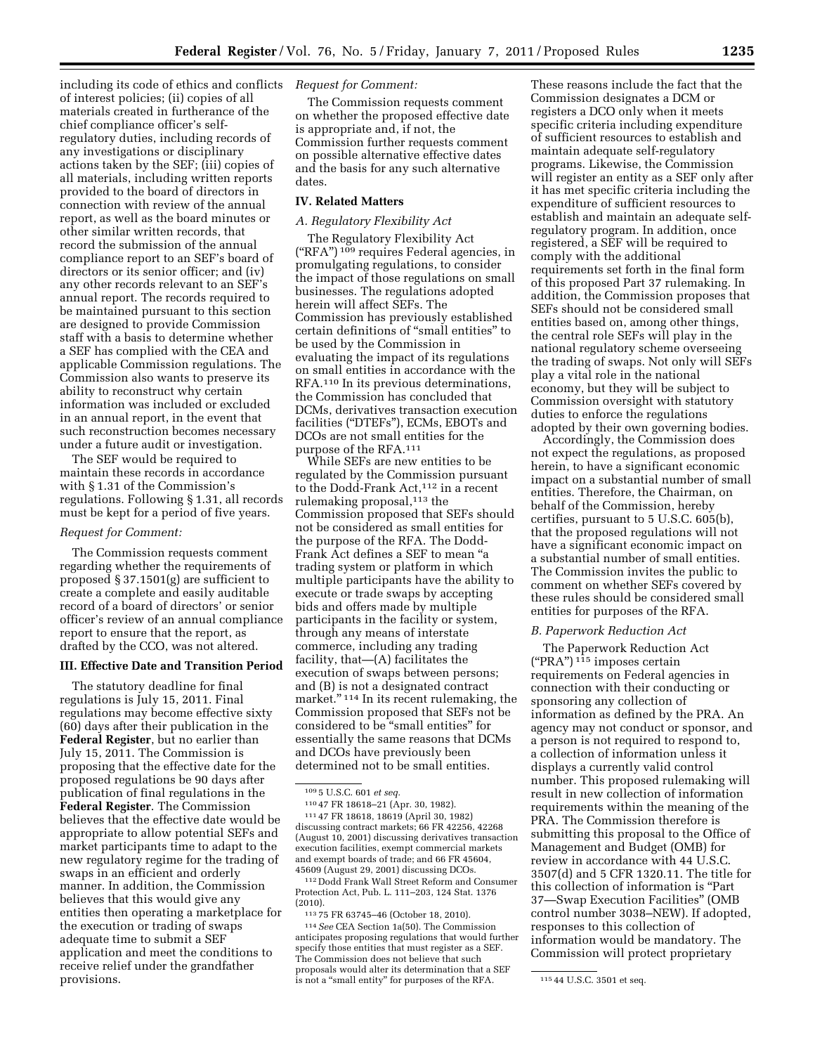including its code of ethics and conflicts of interest policies; (ii) copies of all materials created in furtherance of the chief compliance officer's self-regulatory duties, including records of any investigations or disciplinary actions taken by the SEF; (iii) copies of all materials, including written reports provided to the board of directors in connection with review of the annual report, as well as the board minutes or other similar written records, that record the submission of the annual compliance report to an SEF's board of directors or its senior officer; and (iv) any other records relevant to an SEF's annual report. The records required to be maintained pursuant to this section are designed to provide Commission staff with a basis to determine whether a SEF has complied with the CEA and applicable Commission regulations. The Commission also wants to preserve its ability to reconstruct why certain information was included or excluded in an annual report, in the event that such reconstruction becomes necessary under a future audit or investigation.

The SEF would be required to maintain these records in accordance with § 1.31 of the Commission's regulations. Following § 1.31, all records must be kept for a period of five years.

*Request for Comment:*

The Commission requests comment regarding whether the requirements of proposed § 37.1501(g) are sufficient to create a complete and easily auditable record of a board of directors' or senior officer's review of an annual compliance report to ensure that the report, as drafted by the CCO, was not altered.

## III. Effective Date and Transition Period

The statutory deadline for final regulations is July 15, 2011. Final regulations may become effective sixty (60) days after their publication in the **Federal Register**, but no earlier than July 15, 2011. The Commission is proposing that the effective date for the proposed regulations be 90 days after publication of final regulations in the **Federal Register**. The Commission believes that the effective date would be appropriate to allow potential SEFs and market participants time to adapt to the new regulatory regime for the trading of swaps in an efficient and orderly manner. In addition, the Commission believes that this would give any entities then operating a marketplace for the execution or trading of swaps adequate time to submit a SEF application and meet the conditions to receive relief under the grandfather provisions.

*Request for Comment:*

The Commission requests comment on whether the proposed effective date is appropriate and, if not, the Commission further requests comment on possible alternative effective dates and the basis for any such alternative dates.

## IV. Related Matters

### *A. Regulatory Flexibility Act*

The Regulatory Flexibility Act ("RFA") [109] requires Federal agencies, in promulgating regulations, to consider the impact of those regulations on small businesses. The regulations adopted herein will affect SEFs. The Commission has previously established certain definitions of "small entities" to be used by the Commission in evaluating the impact of its regulations on small entities in accordance with the RFA.[110] In its previous determinations, the Commission has concluded that DCMs, derivatives transaction execution facilities ("DTEFs"), ECMs, EBOTs and DCOs are not small entities for the purpose of the RFA.[111]

While SEFs are new entities to be regulated by the Commission pursuant to the Dodd-Frank Act,[112] in a recent rulemaking proposal,[113] the Commission proposed that SEFs should not be considered as small entities for the purpose of the RFA. The Dodd-Frank Act defines a SEF to mean "a trading system or platform in which multiple participants have the ability to execute or trade swaps by accepting bids and offers made by multiple participants in the facility or system, through any means of interstate commerce, including any trading facility, that—(A) facilitates the execution of swaps between persons; and (B) is not a designated contract market." [114] In its recent rulemaking, the Commission proposed that SEFs not be considered to be "small entities" for essentially the same reasons that DCMs and DCOs have previously been determined not to be small entities.

These reasons include the fact that the Commission designates a DCM or registers a DCO only when it meets specific criteria including expenditure of sufficient resources to establish and maintain adequate self-regulatory programs. Likewise, the Commission will register an entity as a SEF only after it has met specific criteria including the expenditure of sufficient resources to establish and maintain an adequate self-regulatory program. In addition, once registered, a SEF will be required to comply with the additional requirements set forth in the final form of this proposed Part 37 rulemaking. In addition, the Commission proposes that SEFs should not be considered small entities based on, among other things, the central role SEFs will play in the national regulatory scheme overseeing the trading of swaps. Not only will SEFs play a vital role in the national economy, but they will be subject to Commission oversight with statutory duties to enforce the regulations adopted by their own governing bodies.

Accordingly, the Commission does not expect the regulations, as proposed herein, to have a significant economic impact on a substantial number of small entities. Therefore, the Chairman, on behalf of the Commission, hereby certifies, pursuant to 5 U.S.C. 605(b), that the proposed regulations will not have a significant economic impact on a substantial number of small entities. The Commission invites the public to comment on whether SEFs covered by these rules should be considered small entities for purposes of the RFA.

### *B. Paperwork Reduction Act*

The Paperwork Reduction Act ("PRA") [115] imposes certain requirements on Federal agencies in connection with their conducting or sponsoring any collection of information as defined by the PRA. An agency may not conduct or sponsor, and a person is not required to respond to, a collection of information unless it displays a currently valid control number. This proposed rulemaking will result in new collection of information requirements within the meaning of the PRA. The Commission therefore is submitting this proposal to the Office of Management and Budget (OMB) for review in accordance with 44 U.S.C. 3507(d) and 5 CFR 1320.11. The title for this collection of information is "Part 37—Swap Execution Facilities" (OMB control number 3038–NEW). If adopted, responses to this collection of information would be mandatory. The Commission will protect proprietary

---

[109] 5 U.S.C. 601 *et seq.*

[110] 47 FR 18618–21 (Apr. 30, 1982).

[111] 47 FR 18618, 18619 (April 30, 1982) discussing contract markets; 66 FR 42256, 42268 (August 10, 2001) discussing derivatives transaction execution facilities, exempt commercial markets and exempt boards of trade; and 66 FR 45604, 45609 (August 29, 2001) discussing DCOs.

[112] Dodd Frank Wall Street Reform and Consumer Protection Act, Pub. L. 111–203, 124 Stat. 1376 (2010).

[113] 75 FR 63745–46 (October 18, 2010).

[114] *See* CEA Section 1a(50). The Commission anticipates proposing regulations that would further specify those entities that must register as a SEF. The Commission does not believe that such proposals would alter its determination that a SEF is not a "small entity" for purposes of the RFA.

[115] 44 U.S.C. 3501 et seq.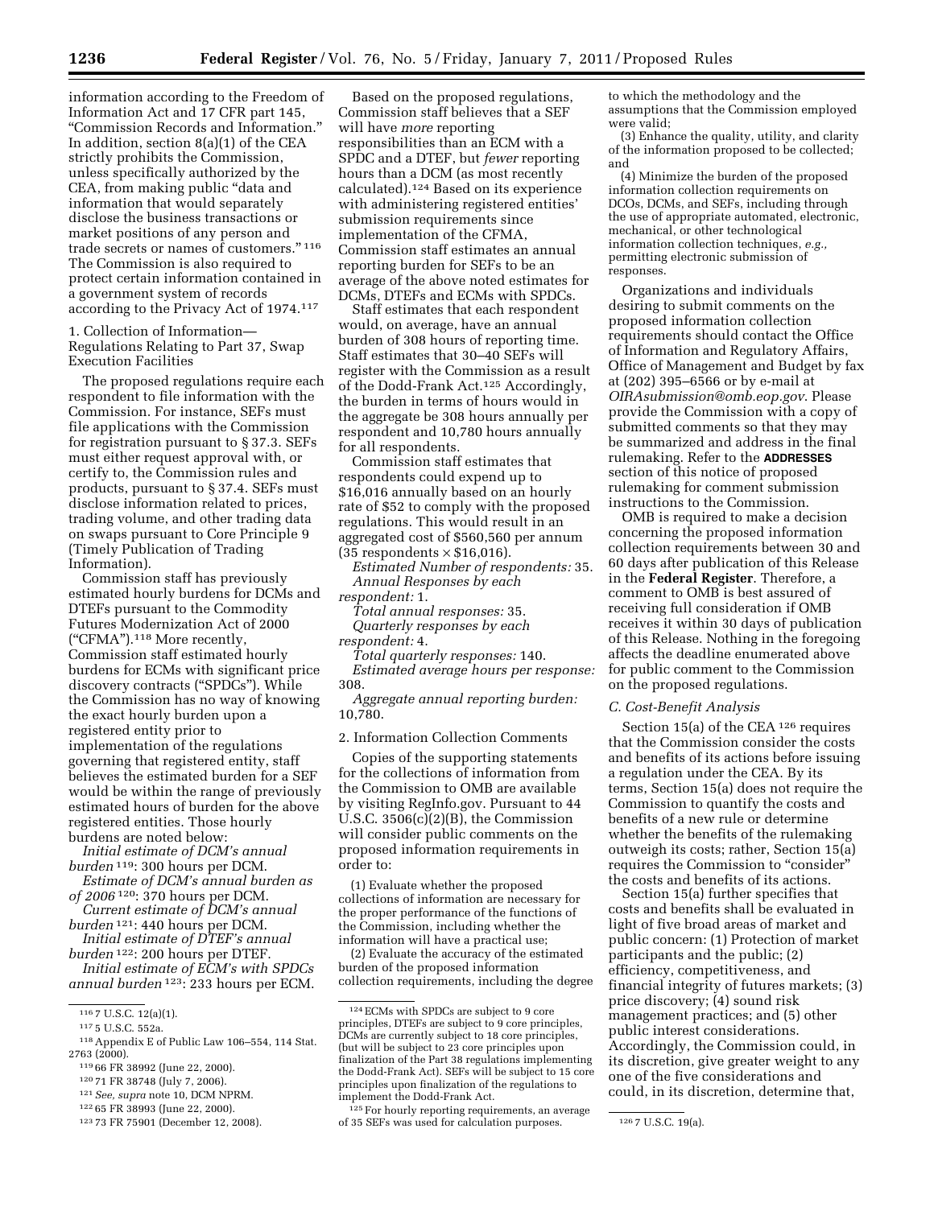information according to the Freedom of Information Act and 17 CFR part 145, "Commission Records and Information." In addition, section 8(a)(1) of the CEA strictly prohibits the Commission, unless specifically authorized by the CEA, from making public "data and information that would separately disclose the business transactions or market positions of any person and trade secrets or names of customers." [116] The Commission is also required to protect certain information contained in a government system of records according to the Privacy Act of 1974.[117]

1. Collection of Information—Regulations Relating to Part 37, Swap Execution Facilities

The proposed regulations require each respondent to file information with the Commission. For instance, SEFs must file applications with the Commission for registration pursuant to § 37.3. SEFs must either request approval with, or certify to, the Commission rules and products, pursuant to § 37.4. SEFs must disclose information related to prices, trading volume, and other trading data on swaps pursuant to Core Principle 9 (Timely Publication of Trading Information).

Commission staff has previously estimated hourly burdens for DCMs and DTEFs pursuant to the Commodity Futures Modernization Act of 2000 ("CFMA").[118] More recently, Commission staff estimated hourly burdens for ECMs with significant price discovery contracts ("SPDCs"). While the Commission has no way of knowing the exact hourly burden upon a registered entity prior to implementation of the regulations governing that registered entity, staff believes the estimated burden for a SEF would be within the range of previously estimated hours of burden for the above registered entities. Those hourly burdens are noted below:

*Initial estimate of DCM's annual burden* [119]: 300 hours per DCM.

*Estimate of DCM's annual burden as of 2006* [120]: 370 hours per DCM.

*Current estimate of DCM's annual burden* [121]: 440 hours per DCM.

*Initial estimate of DTEF's annual burden* [122]: 200 hours per DTEF.

*Initial estimate of ECM's with SPDCs annual burden* [123]: 233 hours per ECM.

Based on the proposed regulations, Commission staff believes that a SEF will have *more* reporting responsibilities than an ECM with a SPDC and a DTEF, but *fewer* reporting hours than a DCM (as most recently calculated).[124] Based on its experience with administering registered entities' submission requirements since implementation of the CFMA, Commission staff estimates an annual reporting burden for SEFs to be an average of the above noted estimates for DCMs, DTEFs and ECMs with SPDCs.

Staff estimates that each respondent would, on average, have an annual burden of 308 hours of reporting time. Staff estimates that 30–40 SEFs will register with the Commission as a result of the Dodd-Frank Act.[125] Accordingly, the burden in terms of hours would in the aggregate be 308 hours annually per respondent and 10,780 hours annually for all respondents.

Commission staff estimates that respondents could expend up to $16,016 annually based on an hourly rate of $52 to comply with the proposed regulations. This would result in an aggregated cost of $560,560 per annum (35 respondents × $16,016).

*Estimated Number of respondents:* 35.

*Annual Responses by each respondent:* 1.

*Total annual responses:* 35.

*Quarterly responses by each respondent:* 4.

*Total quarterly responses:* 140.

*Estimated average hours per response:* 308.

*Aggregate annual reporting burden:* 10,780.

2. Information Collection Comments

Copies of the supporting statements for the collections of information from the Commission to OMB are available by visiting RegInfo.gov. Pursuant to 44 U.S.C. 3506(c)(2)(B), the Commission will consider public comments on the proposed information requirements in order to:

(1) Evaluate whether the proposed collections of information are necessary for the proper performance of the functions of the Commission, including whether the information will have a practical use;

(2) Evaluate the accuracy of the estimated burden of the proposed information collection requirements, including the degree to which the methodology and the assumptions that the Commission employed were valid;

(3) Enhance the quality, utility, and clarity of the information proposed to be collected; and

(4) Minimize the burden of the proposed information collection requirements on DCOs, DCMs, and SEFs, including through the use of appropriate automated, electronic, mechanical, or other technological information collection techniques, *e.g.,* permitting electronic submission of responses.

Organizations and individuals desiring to submit comments on the proposed information collection requirements should contact the Office of Information and Regulatory Affairs, Office of Management and Budget by fax at (202) 395–6566 or by e-mail at *OIRAsubmission@omb.eop.gov*. Please provide the Commission with a copy of submitted comments so that they may be summarized and address in the final rulemaking. Refer to the **ADDRESSES** section of this notice of proposed rulemaking for comment submission instructions to the Commission.

OMB is required to make a decision concerning the proposed information collection requirements between 30 and 60 days after publication of this Release in the **Federal Register**. Therefore, a comment to OMB is best assured of receiving full consideration if OMB receives it within 30 days of publication of this Release. Nothing in the foregoing affects the deadline enumerated above for public comment to the Commission on the proposed regulations.

### *C. Cost-Benefit Analysis*

Section 15(a) of the CEA [126] requires that the Commission consider the costs and benefits of its actions before issuing a regulation under the CEA. By its terms, Section 15(a) does not require the Commission to quantify the costs and benefits of a new rule or determine whether the benefits of the rulemaking outweigh its costs; rather, Section 15(a) requires the Commission to "consider" the costs and benefits of its actions.

Section 15(a) further specifies that costs and benefits shall be evaluated in light of five broad areas of market and public concern: (1) Protection of market participants and the public; (2) efficiency, competitiveness, and financial integrity of futures markets; (3) price discovery; (4) sound risk management practices; and (5) other public interest considerations. Accordingly, the Commission could, in its discretion, give greater weight to any one of the five considerations and could, in its discretion, determine that,

---

[116] 7 U.S.C. 12(a)(1).

[117] 5 U.S.C. 552a.

[118] Appendix E of Public Law 106–554, 114 Stat. 2763 (2000).

[119] 66 FR 38992 (June 22, 2000).

[120] 71 FR 38748 (July 7, 2006).

[121] *See, supra* note 10, DCM NPRM.

[122] 65 FR 38993 (June 22, 2000).

[123] 73 FR 75901 (December 12, 2008).

[124] ECMs with SPDCs are subject to 9 core principles, DTEFs are subject to 9 core principles, DCMs are currently subject to 18 core principles, (but will be subject to 23 core principles upon finalization of the Part 38 regulations implementing the Dodd-Frank Act). SEFs will be subject to 15 core principles upon finalization of the regulations to implement the Dodd-Frank Act.

[125] For hourly reporting requirements, an average of 35 SEFs was used for calculation purposes.

[126] 7 U.S.C. 19(a).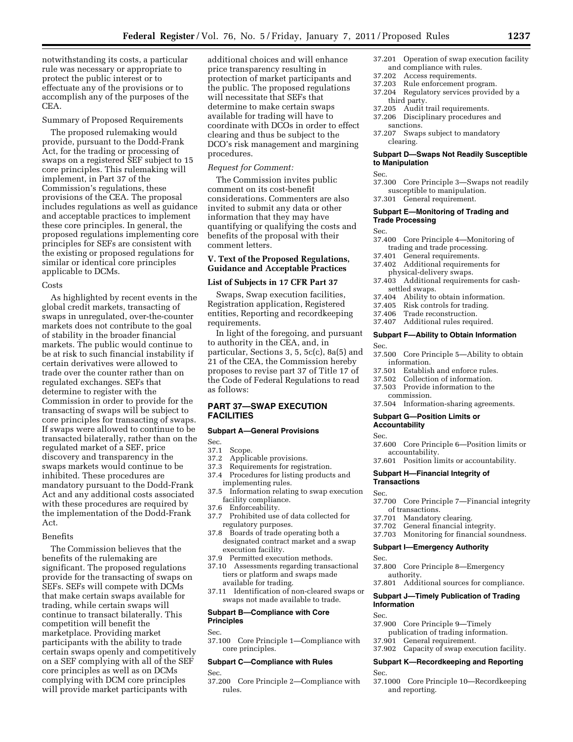notwithstanding its costs, a particular rule was necessary or appropriate to protect the public interest or to effectuate any of the provisions or to accomplish any of the purposes of the CEA.

Summary of Proposed Requirements

The proposed rulemaking would provide, pursuant to the Dodd-Frank Act, for the trading or processing of swaps on a registered SEF subject to 15 core principles. This rulemaking will implement, in Part 37 of the Commission's regulations, these provisions of the CEA. The proposal includes regulations as well as guidance and acceptable practices to implement these core principles. In general, the proposed regulations implementing core principles for SEFs are consistent with the existing or proposed regulations for similar or identical core principles applicable to DCMs.

Costs

As highlighted by recent events in the global credit markets, transacting of swaps in unregulated, over-the-counter markets does not contribute to the goal of stability in the broader financial markets. The public would continue to be at risk to such financial instability if certain derivatives were allowed to trade over the counter rather than on regulated exchanges. SEFs that determine to register with the Commission in order to provide for the transacting of swaps will be subject to core principles for transacting of swaps. If swaps were allowed to continue to be transacted bilaterally, rather than on the regulated market of a SEF, price discovery and transparency in the swaps markets would continue to be inhibited. These procedures are mandatory pursuant to the Dodd-Frank Act and any additional costs associated with these procedures are required by the implementation of the Dodd-Frank Act.

Benefits

The Commission believes that the benefits of the rulemaking are significant. The proposed regulations provide for the transacting of swaps on SEFs. SEFs will compete with DCMs that make certain swaps available for trading, while certain swaps will continue to transact bilaterally. This competition will benefit the marketplace. Providing market participants with the ability to trade certain swaps openly and competitively on a SEF complying with all of the SEF core principles as well as on DCMs complying with DCM core principles will provide market participants with additional choices and will enhance price transparency resulting in protection of market participants and the public. The proposed regulations will necessitate that SEFs that determine to make certain swaps available for trading will have to coordinate with DCOs in order to effect clearing and thus be subject to the DCO's risk management and margining procedures.

*Request for Comment:*

The Commission invites public comment on its cost-benefit considerations. Commenters are also invited to submit any data or other information that they may have quantifying or qualifying the costs and benefits of the proposal with their comment letters.

## V. Text of the Proposed Regulations, Guidance and Acceptable Practices

### List of Subjects in 17 CFR Part 37

Swaps, Swap execution facilities, Registration application, Registered entities, Reporting and recordkeeping requirements.

In light of the foregoing, and pursuant to authority in the CEA, and, in particular, Sections 3, 5, 5c(c), 8a(5) and 21 of the CEA, the Commission hereby proposes to revise part 37 of Title 17 of the Code of Federal Regulations to read as follows:

## PART 37—SWAP EXECUTION FACILITIES

### Subpart A—General Provisions

Sec.
37.1 Scope.
37.2 Applicable provisions.
37.3 Requirements for registration.
37.4 Procedures for listing products and implementing rules.
37.5 Information relating to swap execution facility compliance.
37.6 Enforceability.
37.7 Prohibited use of data collected for regulatory purposes.
37.8 Boards of trade operating both a designated contract market and a swap execution facility.
37.9 Permitted execution methods.
37.10 Assessments regarding transactional tiers or platform and swaps made available for trading.
37.11 Identification of non-cleared swaps or swaps not made available to trade.

### Subpart B—Compliance with Core Principles

Sec.
37.100 Core Principle 1—Compliance with core principles.

### Subpart C—Compliance with Rules

Sec.
37.200 Core Principle 2—Compliance with rules.
37.201 Operation of swap execution facility and compliance with rules.
37.202 Access requirements.
37.203 Rule enforcement program.
37.204 Regulatory services provided by a third party.
37.205 Audit trail requirements.
37.206 Disciplinary procedures and sanctions.
37.207 Swaps subject to mandatory clearing.

### Subpart D—Swaps Not Readily Susceptible to Manipulation

Sec.
37.300 Core Principle 3—Swaps not readily susceptible to manipulation.
37.301 General requirement.

### Subpart E—Monitoring of Trading and Trade Processing

Sec.
37.400 Core Principle 4—Monitoring of trading and trade processing.
37.401 General requirements.
37.402 Additional requirements for physical-delivery swaps.
37.403 Additional requirements for cash-settled swaps.
37.404 Ability to obtain information.
37.405 Risk controls for trading.
37.406 Trade reconstruction.
37.407 Additional rules required.

### Subpart F—Ability to Obtain Information

Sec.
37.500 Core Principle 5—Ability to obtain information.
37.501 Establish and enforce rules.
37.502 Collection of information.
37.503 Provide information to the commission.
37.504 Information-sharing agreements.

### Subpart G—Position Limits or Accountability

Sec.
37.600 Core Principle 6—Position limits or accountability.
37.601 Position limits or accountability.

### Subpart H—Financial Integrity of Transactions

Sec.
37.700 Core Principle 7—Financial integrity of transactions.
37.701 Mandatory clearing.
37.702 General financial integrity.
37.703 Monitoring for financial soundness.

### Subpart I—Emergency Authority

Sec.
37.800 Core Principle 8—Emergency authority.
37.801 Additional sources for compliance.

### Subpart J—Timely Publication of Trading Information

Sec.
37.900 Core Principle 9—Timely publication of trading information.
37.901 General requirement.
37.902 Capacity of swap execution facility.

### Subpart K—Recordkeeping and Reporting

Sec.
37.1000 Core Principle 10—Recordkeeping and reporting.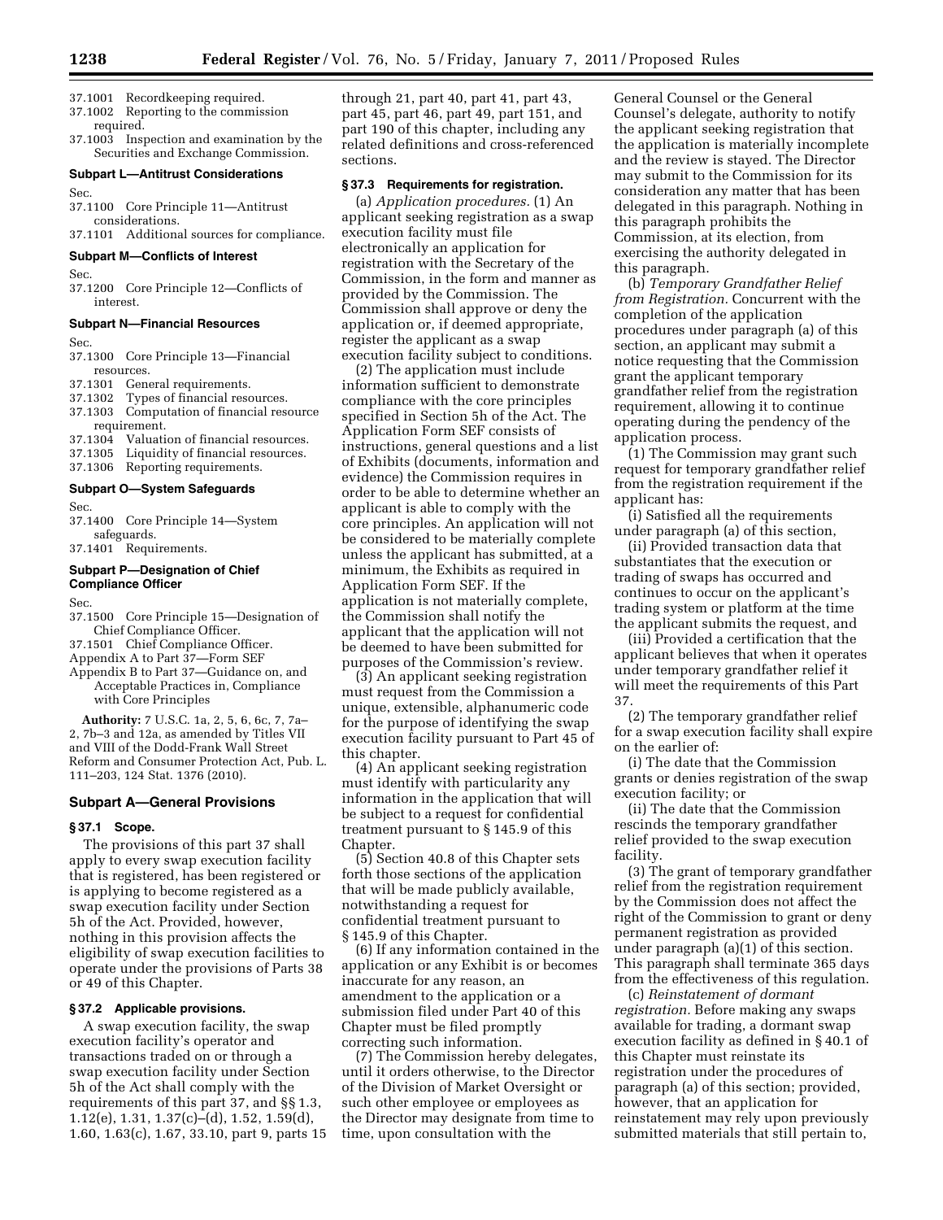37.1001 Recordkeeping required.
37.1002 Reporting to the commission required.
37.1003 Inspection and examination by the Securities and Exchange Commission.

**Subpart L—Antitrust Considerations**

Sec.
37.1100 Core Principle 11—Antitrust considerations.
37.1101 Additional sources for compliance.

**Subpart M—Conflicts of Interest**

Sec.
37.1200 Core Principle 12—Conflicts of interest.

**Subpart N—Financial Resources**

Sec.
37.1300 Core Principle 13—Financial resources.
37.1301 General requirements.
37.1302 Types of financial resources.
37.1303 Computation of financial resource requirement.
37.1304 Valuation of financial resources.
37.1305 Liquidity of financial resources.
37.1306 Reporting requirements.

**Subpart O—System Safeguards**

Sec.
37.1400 Core Principle 14—System safeguards.
37.1401 Requirements.

**Subpart P—Designation of Chief Compliance Officer**

Sec.
37.1500 Core Principle 15—Designation of Chief Compliance Officer.
37.1501 Chief Compliance Officer.
Appendix A to Part 37—Form SEF
Appendix B to Part 37—Guidance on, and Acceptable Practices in, Compliance with Core Principles

**Authority:** 7 U.S.C. 1a, 2, 5, 6, 6c, 7, 7a–2, 7b–3 and 12a, as amended by Titles VII and VIII of the Dodd-Frank Wall Street Reform and Consumer Protection Act, Pub. L. 111–203, 124 Stat. 1376 (2010).

## Subpart A—General Provisions

### § 37.1 Scope.

The provisions of this part 37 shall apply to every swap execution facility that is registered, has been registered or is applying to become registered as a swap execution facility under Section 5h of the Act. Provided, however, nothing in this provision affects the eligibility of swap execution facilities to operate under the provisions of Parts 38 or 49 of this Chapter.

### § 37.2 Applicable provisions.

A swap execution facility, the swap execution facility's operator and transactions traded on or through a swap execution facility under Section 5h of the Act shall comply with the requirements of this part 37, and §§ 1.3, 1.12(e), 1.31, 1.37(c)–(d), 1.52, 1.59(d), 1.60, 1.63(c), 1.67, 33.10, part 9, parts 15 through 21, part 40, part 41, part 43, part 45, part 46, part 49, part 151, and part 190 of this chapter, including any related definitions and cross-referenced sections.

### § 37.3 Requirements for registration.

(a) *Application procedures.* (1) An applicant seeking registration as a swap execution facility must file electronically an application for registration with the Secretary of the Commission, in the form and manner as provided by the Commission. The Commission shall approve or deny the application or, if deemed appropriate, register the applicant as a swap execution facility subject to conditions.

(2) The application must include information sufficient to demonstrate compliance with the core principles specified in Section 5h of the Act. The Application Form SEF consists of instructions, general questions and a list of Exhibits (documents, information and evidence) the Commission requires in order to be able to determine whether an applicant is able to comply with the core principles. An application will not be considered to be materially complete unless the applicant has submitted, at a minimum, the Exhibits as required in Application Form SEF. If the application is not materially complete, the Commission shall notify the applicant that the application will not be deemed to have been submitted for purposes of the Commission's review.

(3) An applicant seeking registration must request from the Commission a unique, extensible, alphanumeric code for the purpose of identifying the swap execution facility pursuant to Part 45 of this chapter.

(4) An applicant seeking registration must identify with particularity any information in the application that will be subject to a request for confidential treatment pursuant to § 145.9 of this Chapter.

(5) Section 40.8 of this Chapter sets forth those sections of the application that will be made publicly available, notwithstanding a request for confidential treatment pursuant to § 145.9 of this Chapter.

(6) If any information contained in the application or any Exhibit is or becomes inaccurate for any reason, an amendment to the application or a submission filed under Part 40 of this Chapter must be filed promptly correcting such information.

(7) The Commission hereby delegates, until it orders otherwise, to the Director of the Division of Market Oversight or such other employee or employees as the Director may designate from time to time, upon consultation with the General Counsel or the General Counsel's delegate, authority to notify the applicant seeking registration that the application is materially incomplete and the review is stayed. The Director may submit to the Commission for its consideration any matter that has been delegated in this paragraph. Nothing in this paragraph prohibits the Commission, at its election, from exercising the authority delegated in this paragraph.

(b) *Temporary Grandfather Relief from Registration.* Concurrent with the completion of the application procedures under paragraph (a) of this section, an applicant may submit a notice requesting that the Commission grant the applicant temporary grandfather relief from the registration requirement, allowing it to continue operating during the pendency of the application process.

(1) The Commission may grant such request for temporary grandfather relief from the registration requirement if the applicant has:

(i) Satisfied all the requirements under paragraph (a) of this section,

(ii) Provided transaction data that substantiates that the execution or trading of swaps has occurred and continues to occur on the applicant's trading system or platform at the time the applicant submits the request, and

(iii) Provided a certification that the applicant believes that when it operates under temporary grandfather relief it will meet the requirements of this Part 37.

(2) The temporary grandfather relief for a swap execution facility shall expire on the earlier of:

(i) The date that the Commission grants or denies registration of the swap execution facility; or

(ii) The date that the Commission rescinds the temporary grandfather relief provided to the swap execution facility.

(3) The grant of temporary grandfather relief from the registration requirement by the Commission does not affect the right of the Commission to grant or deny permanent registration as provided under paragraph (a)(1) of this section. This paragraph shall terminate 365 days from the effectiveness of this regulation.

(c) *Reinstatement of dormant registration.* Before making any swaps available for trading, a dormant swap execution facility as defined in § 40.1 of this Chapter must reinstate its registration under the procedures of paragraph (a) of this section; provided, however, that an application for reinstatement may rely upon previously submitted materials that still pertain to,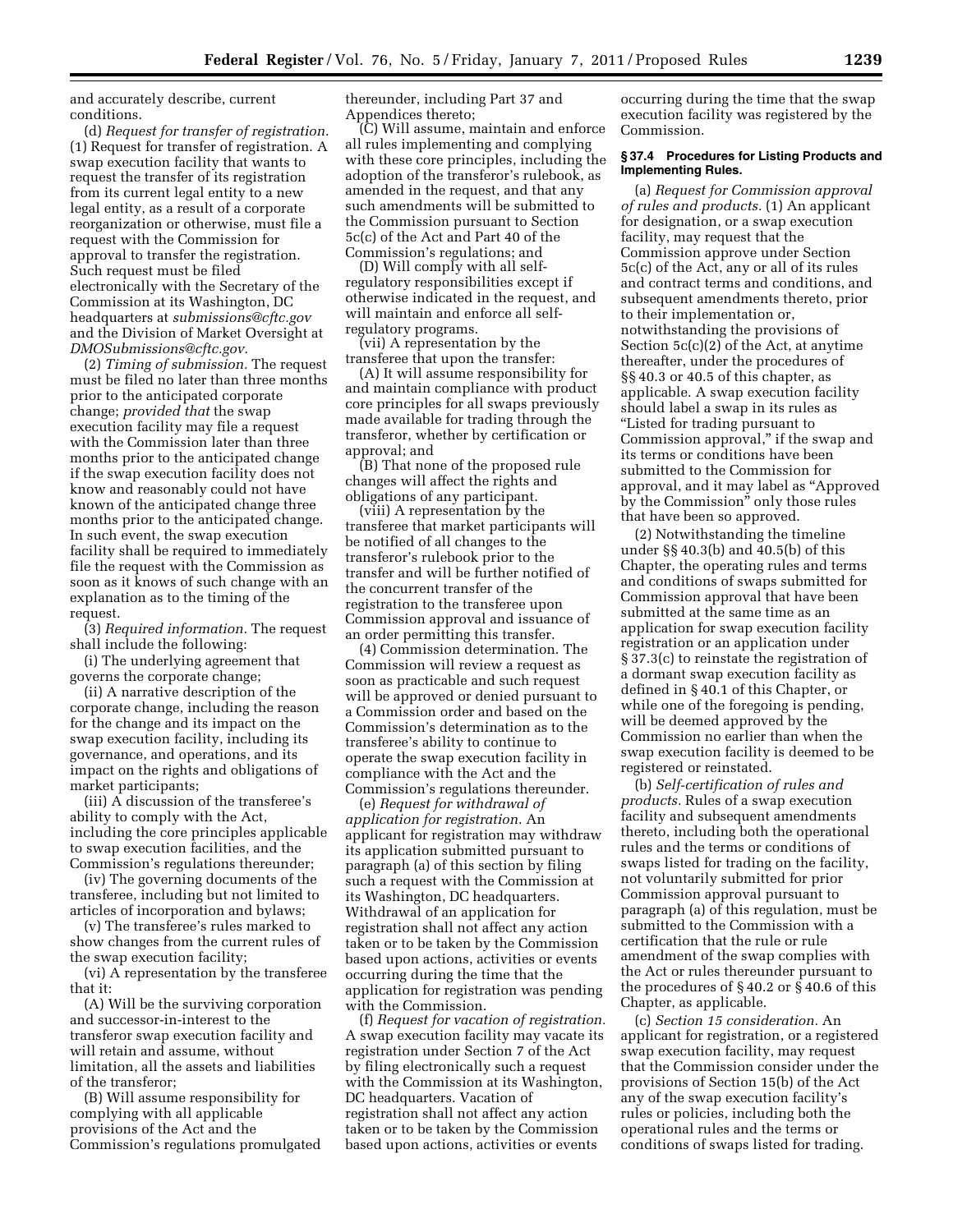and accurately describe, current conditions.

(d) *Request for transfer of registration.* (1) Request for transfer of registration. A swap execution facility that wants to request the transfer of its registration from its current legal entity to a new legal entity, as a result of a corporate reorganization or otherwise, must file a request with the Commission for approval to transfer the registration. Such request must be filed electronically with the Secretary of the Commission at its Washington, DC headquarters at *submissions@cftc.gov* and the Division of Market Oversight at *DMOSubmissions@cftc.gov.*

(2) *Timing of submission.* The request must be filed no later than three months prior to the anticipated corporate change; *provided that* the swap execution facility may file a request with the Commission later than three months prior to the anticipated change if the swap execution facility does not know and reasonably could not have known of the anticipated change three months prior to the anticipated change. In such event, the swap execution facility shall be required to immediately file the request with the Commission as soon as it knows of such change with an explanation as to the timing of the request.

(3) *Required information.* The request shall include the following:

(i) The underlying agreement that governs the corporate change;

(ii) A narrative description of the corporate change, including the reason for the change and its impact on the swap execution facility, including its governance, and operations, and its impact on the rights and obligations of market participants;

(iii) A discussion of the transferee's ability to comply with the Act, including the core principles applicable to swap execution facilities, and the Commission's regulations thereunder;

(iv) The governing documents of the transferee, including but not limited to articles of incorporation and bylaws;

(v) The transferee's rules marked to show changes from the current rules of the swap execution facility;

(vi) A representation by the transferee that it:

(A) Will be the surviving corporation and successor-in-interest to the transferor swap execution facility and will retain and assume, without limitation, all the assets and liabilities of the transferor;

(B) Will assume responsibility for complying with all applicable provisions of the Act and the Commission's regulations promulgated thereunder, including Part 37 and Appendices thereto;

(C) Will assume, maintain and enforce all rules implementing and complying with these core principles, including the adoption of the transferor's rulebook, as amended in the request, and that any such amendments will be submitted to the Commission pursuant to Section 5c(c) of the Act and Part 40 of the Commission's regulations; and

(D) Will comply with all self-regulatory responsibilities except if otherwise indicated in the request, and will maintain and enforce all self-regulatory programs.

(vii) A representation by the transferee that upon the transfer:

(A) It will assume responsibility for and maintain compliance with product core principles for all swaps previously made available for trading through the transferor, whether by certification or approval; and

(B) That none of the proposed rule changes will affect the rights and obligations of any participant.

(viii) A representation by the transferee that market participants will be notified of all changes to the transferor's rulebook prior to the transfer and will be further notified of the concurrent transfer of the registration to the transferee upon Commission approval and issuance of an order permitting this transfer.

(4) Commission determination. The Commission will review a request as soon as practicable and such request will be approved or denied pursuant to a Commission order and based on the Commission's determination as to the transferee's ability to continue to operate the swap execution facility in compliance with the Act and the Commission's regulations thereunder.

(e) *Request for withdrawal of application for registration.* An applicant for registration may withdraw its application submitted pursuant to paragraph (a) of this section by filing such a request with the Commission at its Washington, DC headquarters. Withdrawal of an application for registration shall not affect any action taken or to be taken by the Commission based upon actions, activities or events occurring during the time that the application for registration was pending with the Commission.

(f) *Request for vacation of registration.* A swap execution facility may vacate its registration under Section 7 of the Act by filing electronically such a request with the Commission at its Washington, DC headquarters. Vacation of registration shall not affect any action taken or to be taken by the Commission based upon actions, activities or events occurring during the time that the swap execution facility was registered by the Commission.

### § 37.4 Procedures for Listing Products and Implementing Rules.

(a) *Request for Commission approval of rules and products.* (1) An applicant for designation, or a swap execution facility, may request that the Commission approve under Section 5c(c) of the Act, any or all of its rules and contract terms and conditions, and subsequent amendments thereto, prior to their implementation or, notwithstanding the provisions of Section 5c(c)(2) of the Act, at anytime thereafter, under the procedures of §§ 40.3 or 40.5 of this chapter, as applicable. A swap execution facility should label a swap in its rules as "Listed for trading pursuant to Commission approval," if the swap and its terms or conditions have been submitted to the Commission for approval, and it may label as "Approved by the Commission" only those rules that have been so approved.

(2) Notwithstanding the timeline under §§ 40.3(b) and 40.5(b) of this Chapter, the operating rules and terms and conditions of swaps submitted for Commission approval that have been submitted at the same time as an application for swap execution facility registration or an application under § 37.3(c) to reinstate the registration of a dormant swap execution facility as defined in § 40.1 of this Chapter, or while one of the foregoing is pending, will be deemed approved by the Commission no earlier than when the swap execution facility is deemed to be registered or reinstated.

(b) *Self-certification of rules and products.* Rules of a swap execution facility and subsequent amendments thereto, including both the operational rules and the terms or conditions of swaps listed for trading on the facility, not voluntarily submitted for prior Commission approval pursuant to paragraph (a) of this regulation, must be submitted to the Commission with a certification that the rule or rule amendment of the swap complies with the Act or rules thereunder pursuant to the procedures of § 40.2 or § 40.6 of this Chapter, as applicable.

(c) *Section 15 consideration.* An applicant for registration, or a registered swap execution facility, may request that the Commission consider under the provisions of Section 15(b) of the Act any of the swap execution facility's rules or policies, including both the operational rules and the terms or conditions of swaps listed for trading.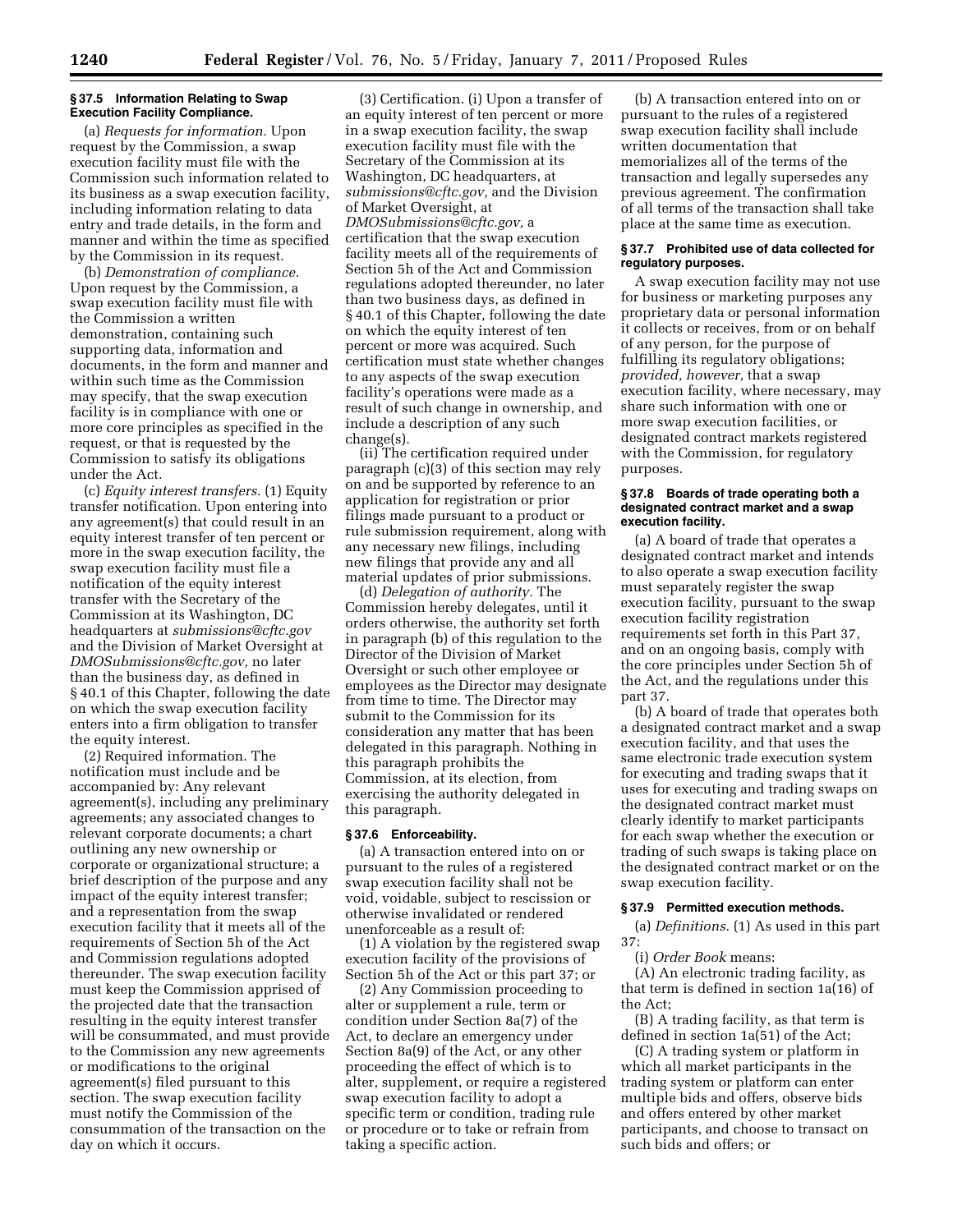### § 37.5 Information Relating to Swap Execution Facility Compliance.

(a) *Requests for information.* Upon request by the Commission, a swap execution facility must file with the Commission such information related to its business as a swap execution facility, including information relating to data entry and trade details, in the form and manner and within the time as specified by the Commission in its request.

(b) *Demonstration of compliance.* Upon request by the Commission, a swap execution facility must file with the Commission a written demonstration, containing such supporting data, information and documents, in the form and manner and within such time as the Commission may specify, that the swap execution facility is in compliance with one or more core principles as specified in the request, or that is requested by the Commission to satisfy its obligations under the Act.

(c) *Equity interest transfers.* (1) Equity transfer notification. Upon entering into any agreement(s) that could result in an equity interest transfer of ten percent or more in the swap execution facility, the swap execution facility must file a notification of the equity interest transfer with the Secretary of the Commission at its Washington, DC headquarters at *submissions@cftc.gov* and the Division of Market Oversight at *DMOSubmissions@cftc.gov,* no later than the business day, as defined in § 40.1 of this Chapter, following the date on which the swap execution facility enters into a firm obligation to transfer the equity interest.

(2) Required information. The notification must include and be accompanied by: Any relevant agreement(s), including any preliminary agreements; any associated changes to relevant corporate documents; a chart outlining any new ownership or corporate or organizational structure; a brief description of the purpose and any impact of the equity interest transfer; and a representation from the swap execution facility that it meets all of the requirements of Section 5h of the Act and Commission regulations adopted thereunder. The swap execution facility must keep the Commission apprised of the projected date that the transaction resulting in the equity interest transfer will be consummated, and must provide to the Commission any new agreements or modifications to the original agreement(s) filed pursuant to this section. The swap execution facility must notify the Commission of the consummation of the transaction on the day on which it occurs.

(3) Certification. (i) Upon a transfer of an equity interest of ten percent or more in a swap execution facility, the swap execution facility must file with the Secretary of the Commission at its Washington, DC headquarters, at *submissions@cftc.gov,* and the Division of Market Oversight, at *DMOSubmissions@cftc.gov,* a certification that the swap execution facility meets all of the requirements of Section 5h of the Act and Commission regulations adopted thereunder, no later than two business days, as defined in § 40.1 of this Chapter, following the date on which the equity interest of ten percent or more was acquired. Such certification must state whether changes to any aspects of the swap execution facility's operations were made as a result of such change in ownership, and include a description of any such change(s).

(ii) The certification required under paragraph (c)(3) of this section may rely on and be supported by reference to an application for registration or prior filings made pursuant to a product or rule submission requirement, along with any necessary new filings, including new filings that provide any and all material updates of prior submissions.

(d) *Delegation of authority.* The Commission hereby delegates, until it orders otherwise, the authority set forth in paragraph (b) of this regulation to the Director of the Division of Market Oversight or such other employee or employees as the Director may designate from time to time. The Director may submit to the Commission for its consideration any matter that has been delegated in this paragraph. Nothing in this paragraph prohibits the Commission, at its election, from exercising the authority delegated in this paragraph.

### § 37.6 Enforceability.

(a) A transaction entered into on or pursuant to the rules of a registered swap execution facility shall not be void, voidable, subject to rescission or otherwise invalidated or rendered unenforceable as a result of:

(1) A violation by the registered swap execution facility of the provisions of Section 5h of the Act or this part 37; or

(2) Any Commission proceeding to alter or supplement a rule, term or condition under Section 8a(7) of the Act, to declare an emergency under Section 8a(9) of the Act, or any other proceeding the effect of which is to alter, supplement, or require a registered swap execution facility to adopt a specific term or condition, trading rule or procedure or to take or refrain from taking a specific action.

(b) A transaction entered into on or pursuant to the rules of a registered swap execution facility shall include written documentation that memorializes all of the terms of the transaction and legally supersedes any previous agreement. The confirmation of all terms of the transaction shall take place at the same time as execution.

### § 37.7 Prohibited use of data collected for regulatory purposes.

A swap execution facility may not use for business or marketing purposes any proprietary data or personal information it collects or receives, from or on behalf of any person, for the purpose of fulfilling its regulatory obligations; *provided, however,* that a swap execution facility, where necessary, may share such information with one or more swap execution facilities, or designated contract markets registered with the Commission, for regulatory purposes.

### § 37.8 Boards of trade operating both a designated contract market and a swap execution facility.

(a) A board of trade that operates a designated contract market and intends to also operate a swap execution facility must separately register the swap execution facility, pursuant to the swap execution facility registration requirements set forth in this Part 37, and on an ongoing basis, comply with the core principles under Section 5h of the Act, and the regulations under this part 37.

(b) A board of trade that operates both a designated contract market and a swap execution facility, and that uses the same electronic trade execution system for executing and trading swaps that it uses for executing and trading swaps on the designated contract market must clearly identify to market participants for each swap whether the execution or trading of such swaps is taking place on the designated contract market or on the swap execution facility.

### § 37.9 Permitted execution methods.

(a) *Definitions.* (1) As used in this part 37:

(i) *Order Book* means:

(A) An electronic trading facility, as that term is defined in section 1a(16) of the Act;

(B) A trading facility, as that term is defined in section 1a(51) of the Act;

(C) A trading system or platform in which all market participants in the trading system or platform can enter multiple bids and offers, observe bids and offers entered by other market participants, and choose to transact on such bids and offers; or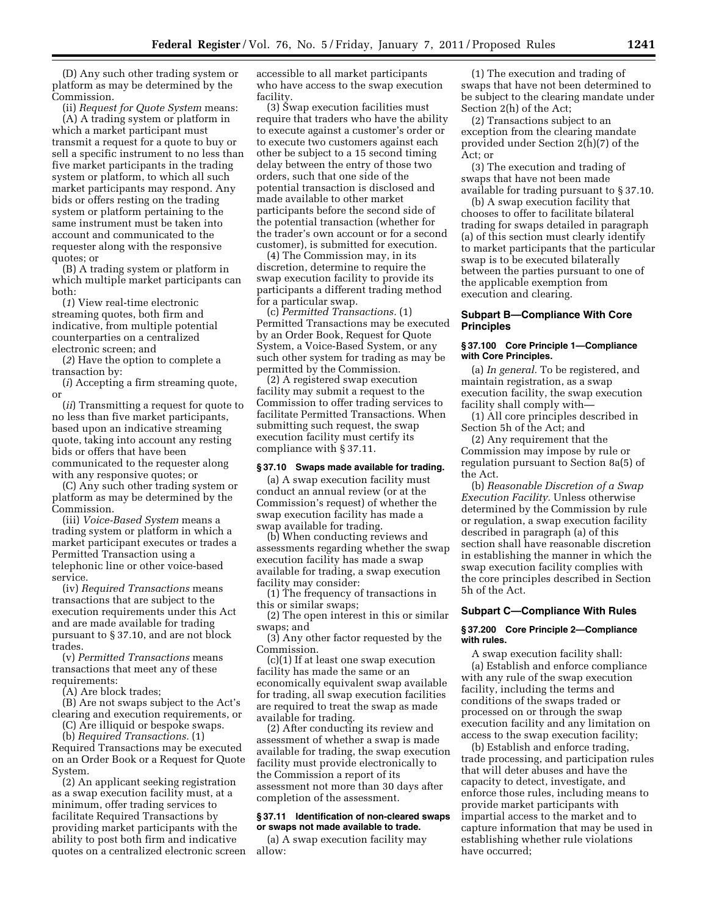(D) Any such other trading system or platform as may be determined by the Commission.

(ii) *Request for Quote System* means:

(A) A trading system or platform in which a market participant must transmit a request for a quote to buy or sell a specific instrument to no less than five market participants in the trading system or platform, to which all such market participants may respond. Any bids or offers resting on the trading system or platform pertaining to the same instrument must be taken into account and communicated to the requester along with the responsive quotes; or

(B) A trading system or platform in which multiple market participants can both:

(*1*) View real-time electronic streaming quotes, both firm and indicative, from multiple potential counterparties on a centralized electronic screen; and

(*2*) Have the option to complete a transaction by:

(*i*) Accepting a firm streaming quote, or

(*ii*) Transmitting a request for quote to no less than five market participants, based upon an indicative streaming quote, taking into account any resting bids or offers that have been communicated to the requester along with any responsive quotes; or

(C) Any such other trading system or platform as may be determined by the Commission.

(iii) *Voice-Based System* means a trading system or platform in which a market participant executes or trades a Permitted Transaction using a telephonic line or other voice-based service.

(iv) *Required Transactions* means transactions that are subject to the execution requirements under this Act and are made available for trading pursuant to § 37.10, and are not block trades.

(v) *Permitted Transactions* means transactions that meet any of these requirements:

(A) Are block trades;

(B) Are not swaps subject to the Act's clearing and execution requirements, or

(C) Are illiquid or bespoke swaps.

(b) *Required Transactions.* (1) Required Transactions may be executed on an Order Book or a Request for Quote System.

(2) An applicant seeking registration as a swap execution facility must, at a minimum, offer trading services to facilitate Required Transactions by providing market participants with the ability to post both firm and indicative quotes on a centralized electronic screen accessible to all market participants who have access to the swap execution facility.

(3) Swap execution facilities must require that traders who have the ability to execute against a customer's order or to execute two customers against each other be subject to a 15 second timing delay between the entry of those two orders, such that one side of the potential transaction is disclosed and made available to other market participants before the second side of the potential transaction (whether for the trader's own account or for a second customer), is submitted for execution.

(4) The Commission may, in its discretion, determine to require the swap execution facility to provide its participants a different trading method for a particular swap.

(c) *Permitted Transactions.* (1) Permitted Transactions may be executed by an Order Book, Request for Quote System, a Voice-Based System, or any such other system for trading as may be permitted by the Commission.

(2) A registered swap execution facility may submit a request to the Commission to offer trading services to facilitate Permitted Transactions. When submitting such request, the swap execution facility must certify its compliance with § 37.11.

#### § 37.10 Swaps made available for trading.

(a) A swap execution facility must conduct an annual review (or at the Commission's request) of whether the swap execution facility has made a swap available for trading.

(b) When conducting reviews and assessments regarding whether the swap execution facility has made a swap available for trading, a swap execution facility may consider:

(1) The frequency of transactions in this or similar swaps;

(2) The open interest in this or similar swaps; and

(3) Any other factor requested by the Commission.

(c)(1) If at least one swap execution facility has made the same or an economically equivalent swap available for trading, all swap execution facilities are required to treat the swap as made available for trading.

(2) After conducting its review and assessment of whether a swap is made available for trading, the swap execution facility must provide electronically to the Commission a report of its assessment not more than 30 days after completion of the assessment.

#### § 37.11 Identification of non-cleared swaps or swaps not made available to trade.

(a) A swap execution facility may allow:

(1) The execution and trading of swaps that have not been determined to be subject to the clearing mandate under Section 2(h) of the Act;

(2) Transactions subject to an exception from the clearing mandate provided under Section 2(h)(7) of the Act; or

(3) The execution and trading of swaps that have not been made available for trading pursuant to § 37.10.

(b) A swap execution facility that chooses to offer to facilitate bilateral trading for swaps detailed in paragraph (a) of this section must clearly identify to market participants that the particular swap is to be executed bilaterally between the parties pursuant to one of the applicable exemption from execution and clearing.

### Subpart B—Compliance With Core Principles

#### § 37.100 Core Principle 1—Compliance with Core Principles.

(a) *In general.* To be registered, and maintain registration, as a swap execution facility, the swap execution facility shall comply with—

(1) All core principles described in Section 5h of the Act; and

(2) Any requirement that the Commission may impose by rule or regulation pursuant to Section 8a(5) of the Act.

(b) *Reasonable Discretion of a Swap Execution Facility.* Unless otherwise determined by the Commission by rule or regulation, a swap execution facility described in paragraph (a) of this section shall have reasonable discretion in establishing the manner in which the swap execution facility complies with the core principles described in Section 5h of the Act.

### Subpart C—Compliance With Rules

#### § 37.200 Core Principle 2—Compliance with rules.

A swap execution facility shall:

(a) Establish and enforce compliance with any rule of the swap execution facility, including the terms and conditions of the swaps traded or processed on or through the swap execution facility and any limitation on access to the swap execution facility;

(b) Establish and enforce trading, trade processing, and participation rules that will deter abuses and have the capacity to detect, investigate, and enforce those rules, including means to provide market participants with impartial access to the market and to capture information that may be used in establishing whether rule violations have occurred;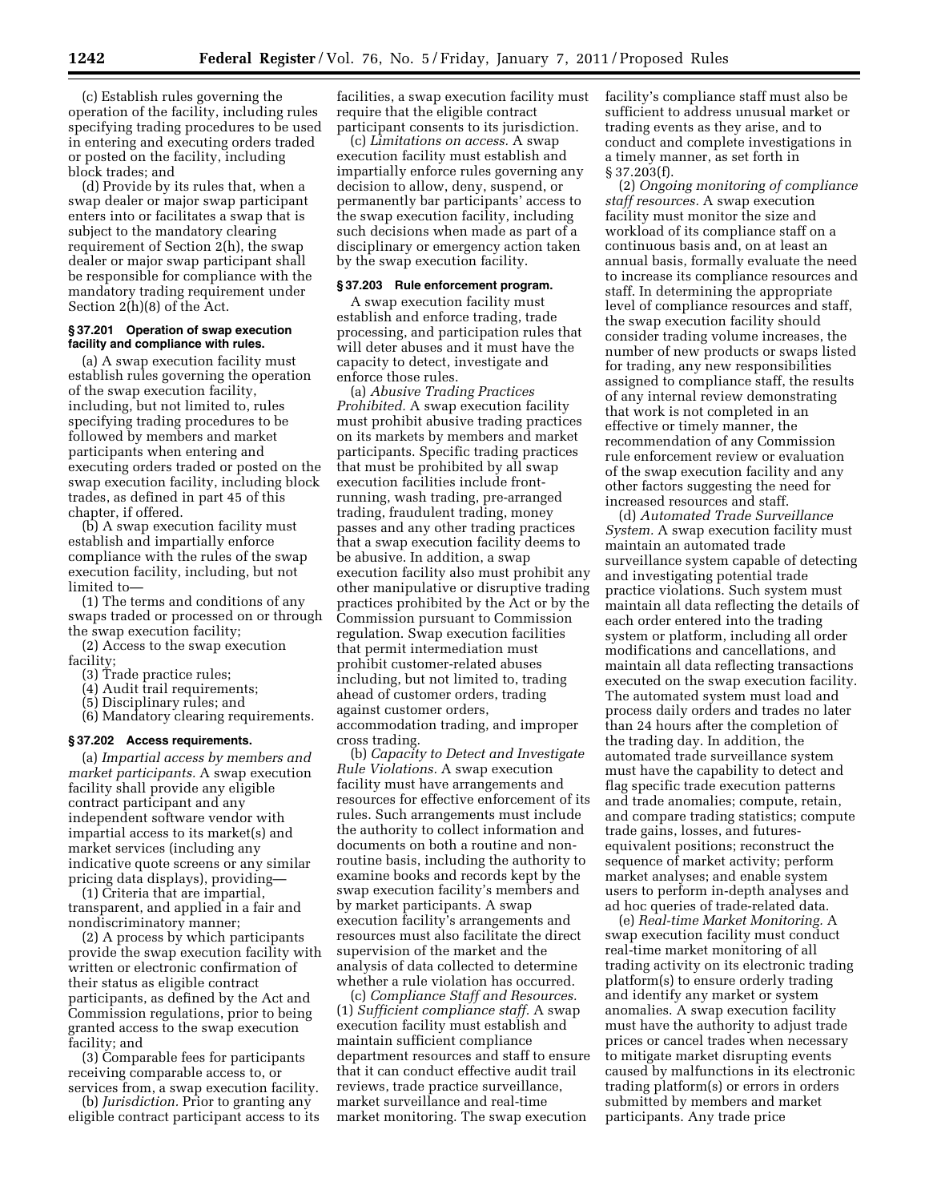(c) Establish rules governing the operation of the facility, including rules specifying trading procedures to be used in entering and executing orders traded or posted on the facility, including block trades; and

(d) Provide by its rules that, when a swap dealer or major swap participant enters into or facilitates a swap that is subject to the mandatory clearing requirement of Section 2(h), the swap dealer or major swap participant shall be responsible for compliance with the mandatory trading requirement under Section 2(h)(8) of the Act.

### § 37.201 Operation of swap execution facility and compliance with rules.

(a) A swap execution facility must establish rules governing the operation of the swap execution facility, including, but not limited to, rules specifying trading procedures to be followed by members and market participants when entering and executing orders traded or posted on the swap execution facility, including block trades, as defined in part 45 of this chapter, if offered.

(b) A swap execution facility must establish and impartially enforce compliance with the rules of the swap execution facility, including, but not limited to—

(1) The terms and conditions of any swaps traded or processed on or through the swap execution facility;

(2) Access to the swap execution facility;

(3) Trade practice rules;

(4) Audit trail requirements;

(5) Disciplinary rules; and

(6) Mandatory clearing requirements.

### § 37.202 Access requirements.

(a) *Impartial access by members and market participants.* A swap execution facility shall provide any eligible contract participant and any independent software vendor with impartial access to its market(s) and market services (including any indicative quote screens or any similar pricing data displays), providing—

(1) Criteria that are impartial, transparent, and applied in a fair and nondiscriminatory manner;

(2) A process by which participants provide the swap execution facility with written or electronic confirmation of their status as eligible contract participants, as defined by the Act and Commission regulations, prior to being granted access to the swap execution facility; and

(3) Comparable fees for participants receiving comparable access to, or services from, a swap execution facility.

(b) *Jurisdiction.* Prior to granting any eligible contract participant access to its facilities, a swap execution facility must require that the eligible contract participant consents to its jurisdiction.

(c) *Limitations on access.* A swap execution facility must establish and impartially enforce rules governing any decision to allow, deny, suspend, or permanently bar participants' access to the swap execution facility, including such decisions when made as part of a disciplinary or emergency action taken by the swap execution facility.

### § 37.203 Rule enforcement program.

A swap execution facility must establish and enforce trading, trade processing, and participation rules that will deter abuses and it must have the capacity to detect, investigate and enforce those rules.

(a) *Abusive Trading Practices Prohibited.* A swap execution facility must prohibit abusive trading practices on its markets by members and market participants. Specific trading practices that must be prohibited by all swap execution facilities include front-running, wash trading, pre-arranged trading, fraudulent trading, money passes and any other trading practices that a swap execution facility deems to be abusive. In addition, a swap execution facility also must prohibit any other manipulative or disruptive trading practices prohibited by the Act or by the Commission pursuant to Commission regulation. Swap execution facilities that permit intermediation must prohibit customer-related abuses including, but not limited to, trading ahead of customer orders, trading against customer orders, accommodation trading, and improper cross trading.

(b) *Capacity to Detect and Investigate Rule Violations.* A swap execution facility must have arrangements and resources for effective enforcement of its rules. Such arrangements must include the authority to collect information and documents on both a routine and non-routine basis, including the authority to examine books and records kept by the swap execution facility's members and by market participants. A swap execution facility's arrangements and resources must also facilitate the direct supervision of the market and the analysis of data collected to determine whether a rule violation has occurred.

(c) *Compliance Staff and Resources.* (1) *Sufficient compliance staff.* A swap execution facility must establish and maintain sufficient compliance department resources and staff to ensure that it can conduct effective audit trail reviews, trade practice surveillance, market surveillance and real-time market monitoring. The swap execution facility's compliance staff must also be sufficient to address unusual market or trading events as they arise, and to conduct and complete investigations in a timely manner, as set forth in § 37.203(f).

(2) *Ongoing monitoring of compliance staff resources.* A swap execution facility must monitor the size and workload of its compliance staff on a continuous basis and, on at least an annual basis, formally evaluate the need to increase its compliance resources and staff. In determining the appropriate level of compliance resources and staff, the swap execution facility should consider trading volume increases, the number of new products or swaps listed for trading, any new responsibilities assigned to compliance staff, the results of any internal review demonstrating that work is not completed in an effective or timely manner, the recommendation of any Commission rule enforcement review or evaluation of the swap execution facility and any other factors suggesting the need for increased resources and staff.

(d) *Automated Trade Surveillance System.* A swap execution facility must maintain an automated trade surveillance system capable of detecting and investigating potential trade practice violations. Such system must maintain all data reflecting the details of each order entered into the trading system or platform, including all order modifications and cancellations, and maintain all data reflecting transactions executed on the swap execution facility. The automated system must load and process daily orders and trades no later than 24 hours after the completion of the trading day. In addition, the automated trade surveillance system must have the capability to detect and flag specific trade execution patterns and trade anomalies; compute, retain, and compare trading statistics; compute trade gains, losses, and futures-equivalent positions; reconstruct the sequence of market activity; perform market analyses; and enable system users to perform in-depth analyses and ad hoc queries of trade-related data.

(e) *Real-time Market Monitoring.* A swap execution facility must conduct real-time market monitoring of all trading activity on its electronic trading platform(s) to ensure orderly trading and identify any market or system anomalies. A swap execution facility must have the authority to adjust trade prices or cancel trades when necessary to mitigate market disrupting events caused by malfunctions in its electronic trading platform(s) or errors in orders submitted by members and market participants. Any trade price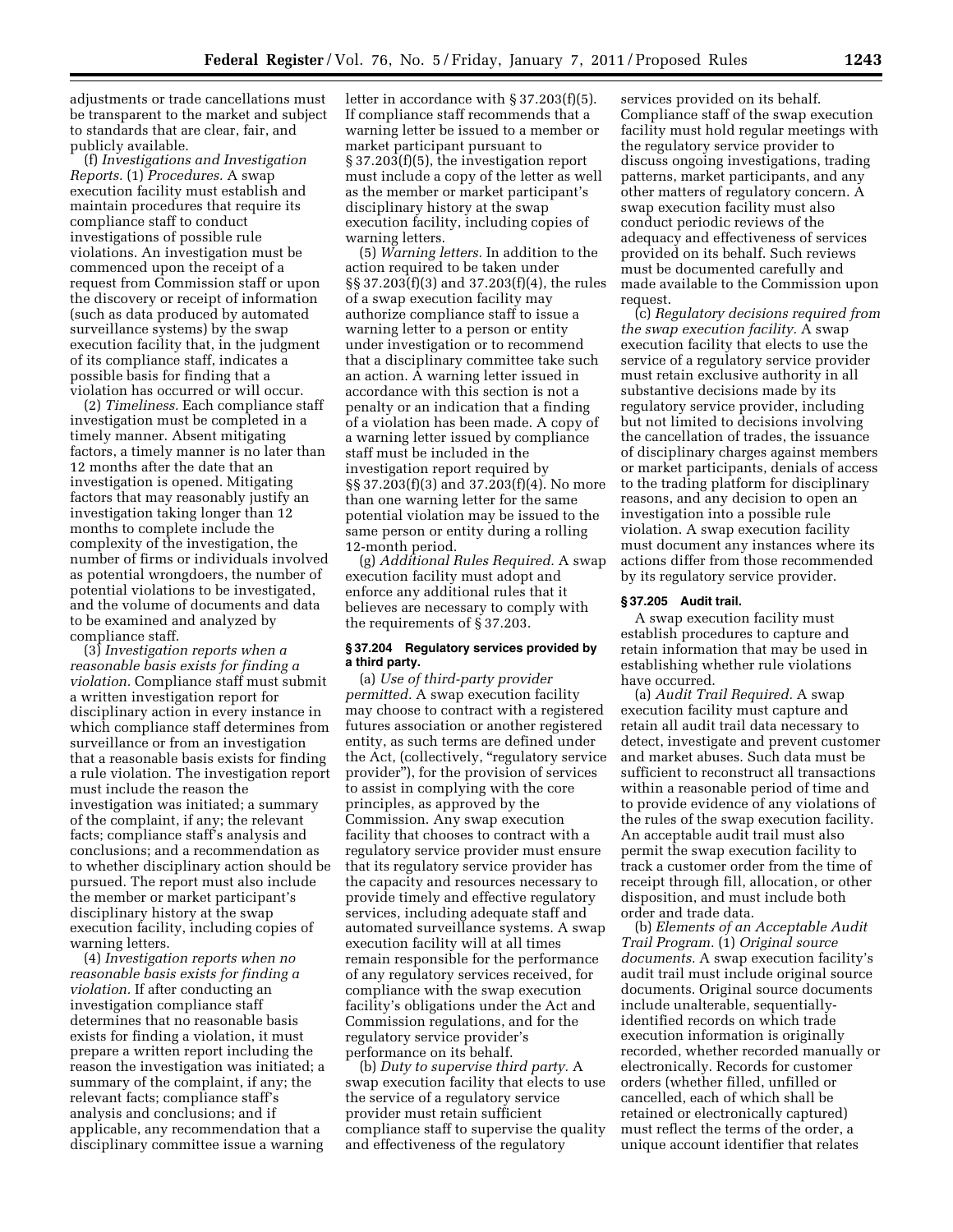adjustments or trade cancellations must be transparent to the market and subject to standards that are clear, fair, and publicly available.

(f) *Investigations and Investigation Reports.* (1) *Procedures.* A swap execution facility must establish and maintain procedures that require its compliance staff to conduct investigations of possible rule violations. An investigation must be commenced upon the receipt of a request from Commission staff or upon the discovery or receipt of information (such as data produced by automated surveillance systems) by the swap execution facility that, in the judgment of its compliance staff, indicates a possible basis for finding that a violation has occurred or will occur.

(2) *Timeliness.* Each compliance staff investigation must be completed in a timely manner. Absent mitigating factors, a timely manner is no later than 12 months after the date that an investigation is opened. Mitigating factors that may reasonably justify an investigation taking longer than 12 months to complete include the complexity of the investigation, the number of firms or individuals involved as potential wrongdoers, the number of potential violations to be investigated, and the volume of documents and data to be examined and analyzed by compliance staff.

(3) *Investigation reports when a reasonable basis exists for finding a violation.* Compliance staff must submit a written investigation report for disciplinary action in every instance in which compliance staff determines from surveillance or from an investigation that a reasonable basis exists for finding a rule violation. The investigation report must include the reason the investigation was initiated; a summary of the complaint, if any; the relevant facts; compliance staff's analysis and conclusions; and a recommendation as to whether disciplinary action should be pursued. The report must also include the member or market participant's disciplinary history at the swap execution facility, including copies of warning letters.

(4) *Investigation reports when no reasonable basis exists for finding a violation.* If after conducting an investigation compliance staff determines that no reasonable basis exists for finding a violation, it must prepare a written report including the reason the investigation was initiated; a summary of the complaint, if any; the relevant facts; compliance staff's analysis and conclusions; and if applicable, any recommendation that a disciplinary committee issue a warning letter in accordance with § 37.203(f)(5). If compliance staff recommends that a warning letter be issued to a member or market participant pursuant to § 37.203(f)(5), the investigation report must include a copy of the letter as well as the member or market participant's disciplinary history at the swap execution facility, including copies of warning letters.

(5) *Warning letters.* In addition to the action required to be taken under §§ 37.203(f)(3) and 37.203(f)(4), the rules of a swap execution facility may authorize compliance staff to issue a warning letter to a person or entity under investigation or to recommend that a disciplinary committee take such an action. A warning letter issued in accordance with this section is not a penalty or an indication that a finding of a violation has been made. A copy of a warning letter issued by compliance staff must be included in the investigation report required by §§ 37.203(f)(3) and 37.203(f)(4). No more than one warning letter for the same potential violation may be issued to the same person or entity during a rolling 12-month period.

(g) *Additional Rules Required.* A swap execution facility must adopt and enforce any additional rules that it believes are necessary to comply with the requirements of § 37.203.

### § 37.204 Regulatory services provided by a third party.

(a) *Use of third-party provider permitted.* A swap execution facility may choose to contract with a registered futures association or another registered entity, as such terms are defined under the Act, (collectively, "regulatory service provider"), for the provision of services to assist in complying with the core principles, as approved by the Commission. Any swap execution facility that chooses to contract with a regulatory service provider must ensure that its regulatory service provider has the capacity and resources necessary to provide timely and effective regulatory services, including adequate staff and automated surveillance systems. A swap execution facility will at all times remain responsible for the performance of any regulatory services received, for compliance with the swap execution facility's obligations under the Act and Commission regulations, and for the regulatory service provider's performance on its behalf.

(b) *Duty to supervise third party.* A swap execution facility that elects to use the service of a regulatory service provider must retain sufficient compliance staff to supervise the quality and effectiveness of the regulatory services provided on its behalf. Compliance staff of the swap execution facility must hold regular meetings with the regulatory service provider to discuss ongoing investigations, trading patterns, market participants, and any other matters of regulatory concern. A swap execution facility must also conduct periodic reviews of the adequacy and effectiveness of services provided on its behalf. Such reviews must be documented carefully and made available to the Commission upon request.

(c) *Regulatory decisions required from the swap execution facility.* A swap execution facility that elects to use the service of a regulatory service provider must retain exclusive authority in all substantive decisions made by its regulatory service provider, including but not limited to decisions involving the cancellation of trades, the issuance of disciplinary charges against members or market participants, denials of access to the trading platform for disciplinary reasons, and any decision to open an investigation into a possible rule violation. A swap execution facility must document any instances where its actions differ from those recommended by its regulatory service provider.

### § 37.205 Audit trail.

A swap execution facility must establish procedures to capture and retain information that may be used in establishing whether rule violations have occurred.

(a) *Audit Trail Required.* A swap execution facility must capture and retain all audit trail data necessary to detect, investigate and prevent customer and market abuses. Such data must be sufficient to reconstruct all transactions within a reasonable period of time and to provide evidence of any violations of the rules of the swap execution facility. An acceptable audit trail must also permit the swap execution facility to track a customer order from the time of receipt through fill, allocation, or other disposition, and must include both order and trade data.

(b) *Elements of an Acceptable Audit Trail Program.* (1) *Original source documents.* A swap execution facility's audit trail must include original source documents. Original source documents include unalterable, sequentially-identified records on which trade execution information is originally recorded, whether recorded manually or electronically. Records for customer orders (whether filled, unfilled or cancelled, each of which shall be retained or electronically captured) must reflect the terms of the order, a unique account identifier that relates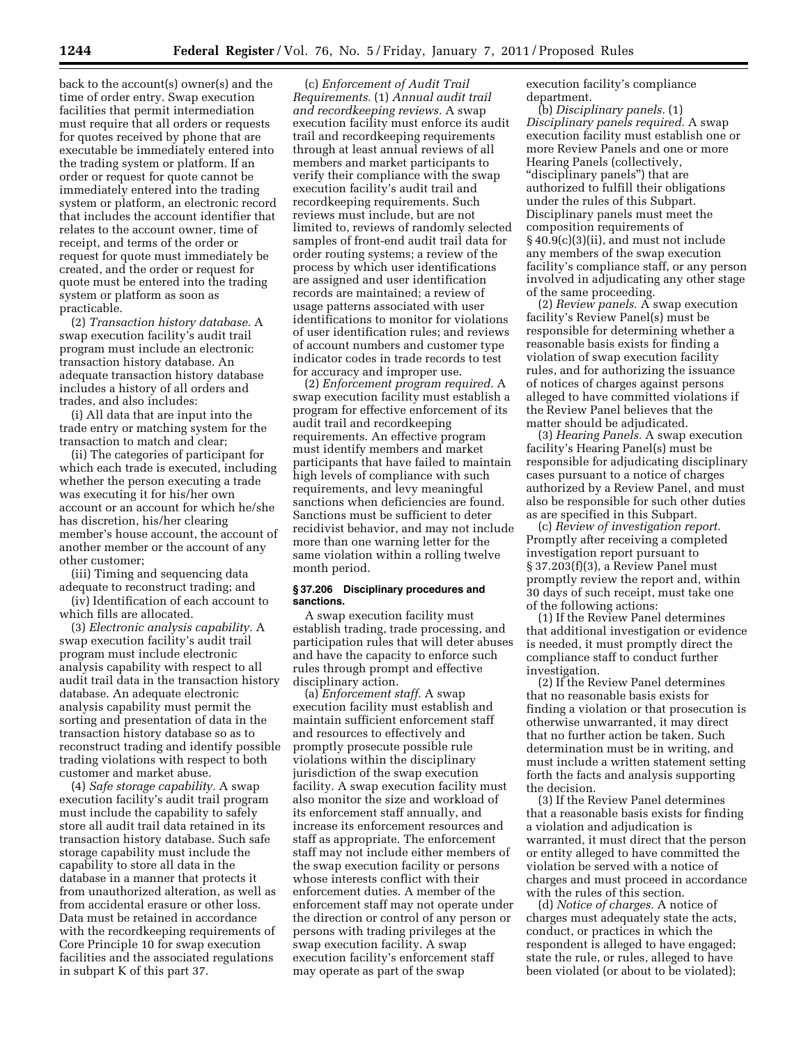back to the account(s) owner(s) and the time of order entry. Swap execution facilities that permit intermediation must require that all orders or requests for quotes received by phone that are executable be immediately entered into the trading system or platform. If an order or request for quote cannot be immediately entered into the trading system or platform, an electronic record that includes the account identifier that relates to the account owner, time of receipt, and terms of the order or request for quote must immediately be created, and the order or request for quote must be entered into the trading system or platform as soon as practicable.

(2) *Transaction history database.* A swap execution facility's audit trail program must include an electronic transaction history database. An adequate transaction history database includes a history of all orders and trades, and also includes:

(i) All data that are input into the trade entry or matching system for the transaction to match and clear;

(ii) The categories of participant for which each trade is executed, including whether the person executing a trade was executing it for his/her own account or an account for which he/she has discretion, his/her clearing member's house account, the account of another member or the account of any other customer;

(iii) Timing and sequencing data adequate to reconstruct trading; and

(iv) Identification of each account to which fills are allocated.

(3) *Electronic analysis capability.* A swap execution facility's audit trail program must include electronic analysis capability with respect to all audit trail data in the transaction history database. An adequate electronic analysis capability must permit the sorting and presentation of data in the transaction history database so as to reconstruct trading and identify possible trading violations with respect to both customer and market abuse.

(4) *Safe storage capability.* A swap execution facility's audit trail program must include the capability to safely store all audit trail data retained in its transaction history database. Such safe storage capability must include the capability to store all data in the database in a manner that protects it from unauthorized alteration, as well as from accidental erasure or other loss. Data must be retained in accordance with the recordkeeping requirements of Core Principle 10 for swap execution facilities and the associated regulations in subpart K of this part 37.

(c) *Enforcement of Audit Trail Requirements.* (1) *Annual audit trail and recordkeeping reviews.* A swap execution facility must enforce its audit trail and recordkeeping requirements through at least annual reviews of all members and market participants to verify their compliance with the swap execution facility's audit trail and recordkeeping requirements. Such reviews must include, but are not limited to, reviews of randomly selected samples of front-end audit trail data for order routing systems; a review of the process by which user identifications are assigned and user identification records are maintained; a review of usage patterns associated with user identifications to monitor for violations of user identification rules; and reviews of account numbers and customer type indicator codes in trade records to test for accuracy and improper use.

(2) *Enforcement program required.* A swap execution facility must establish a program for effective enforcement of its audit trail and recordkeeping requirements. An effective program must identify members and market participants that have failed to maintain high levels of compliance with such requirements, and levy meaningful sanctions when deficiencies are found. Sanctions must be sufficient to deter recidivist behavior, and may not include more than one warning letter for the same violation within a rolling twelve month period.

### § 37.206 Disciplinary procedures and sanctions.

A swap execution facility must establish trading, trade processing, and participation rules that will deter abuses and have the capacity to enforce such rules through prompt and effective disciplinary action.

(a) *Enforcement staff.* A swap execution facility must establish and maintain sufficient enforcement staff and resources to effectively and promptly prosecute possible rule violations within the disciplinary jurisdiction of the swap execution facility. A swap execution facility must also monitor the size and workload of its enforcement staff annually, and increase its enforcement resources and staff as appropriate. The enforcement staff may not include either members of the swap execution facility or persons whose interests conflict with their enforcement duties. A member of the enforcement staff may not operate under the direction or control of any person or persons with trading privileges at the swap execution facility. A swap execution facility's enforcement staff may operate as part of the swap execution facility's compliance department.

(b) *Disciplinary panels.* (1) *Disciplinary panels required.* A swap execution facility must establish one or more Review Panels and one or more Hearing Panels (collectively, "disciplinary panels") that are authorized to fulfill their obligations under the rules of this Subpart. Disciplinary panels must meet the composition requirements of § 40.9(c)(3)(ii), and must not include any members of the swap execution facility's compliance staff, or any person involved in adjudicating any other stage of the same proceeding.

(2) *Review panels.* A swap execution facility's Review Panel(s) must be responsible for determining whether a reasonable basis exists for finding a violation of swap execution facility rules, and for authorizing the issuance of notices of charges against persons alleged to have committed violations if the Review Panel believes that the matter should be adjudicated.

(3) *Hearing Panels.* A swap execution facility's Hearing Panel(s) must be responsible for adjudicating disciplinary cases pursuant to a notice of charges authorized by a Review Panel, and must also be responsible for such other duties as are specified in this Subpart.

(c) *Review of investigation report.* Promptly after receiving a completed investigation report pursuant to § 37.203(f)(3), a Review Panel must promptly review the report and, within 30 days of such receipt, must take one of the following actions:

(1) If the Review Panel determines that additional investigation or evidence is needed, it must promptly direct the compliance staff to conduct further investigation.

(2) If the Review Panel determines that no reasonable basis exists for finding a violation or that prosecution is otherwise unwarranted, it may direct that no further action be taken. Such determination must be in writing, and must include a written statement setting forth the facts and analysis supporting the decision.

(3) If the Review Panel determines that a reasonable basis exists for finding a violation and adjudication is warranted, it must direct that the person or entity alleged to have committed the violation be served with a notice of charges and must proceed in accordance with the rules of this section.

(d) *Notice of charges.* A notice of charges must adequately state the acts, conduct, or practices in which the respondent is alleged to have engaged; state the rule, or rules, alleged to have been violated (or about to be violated);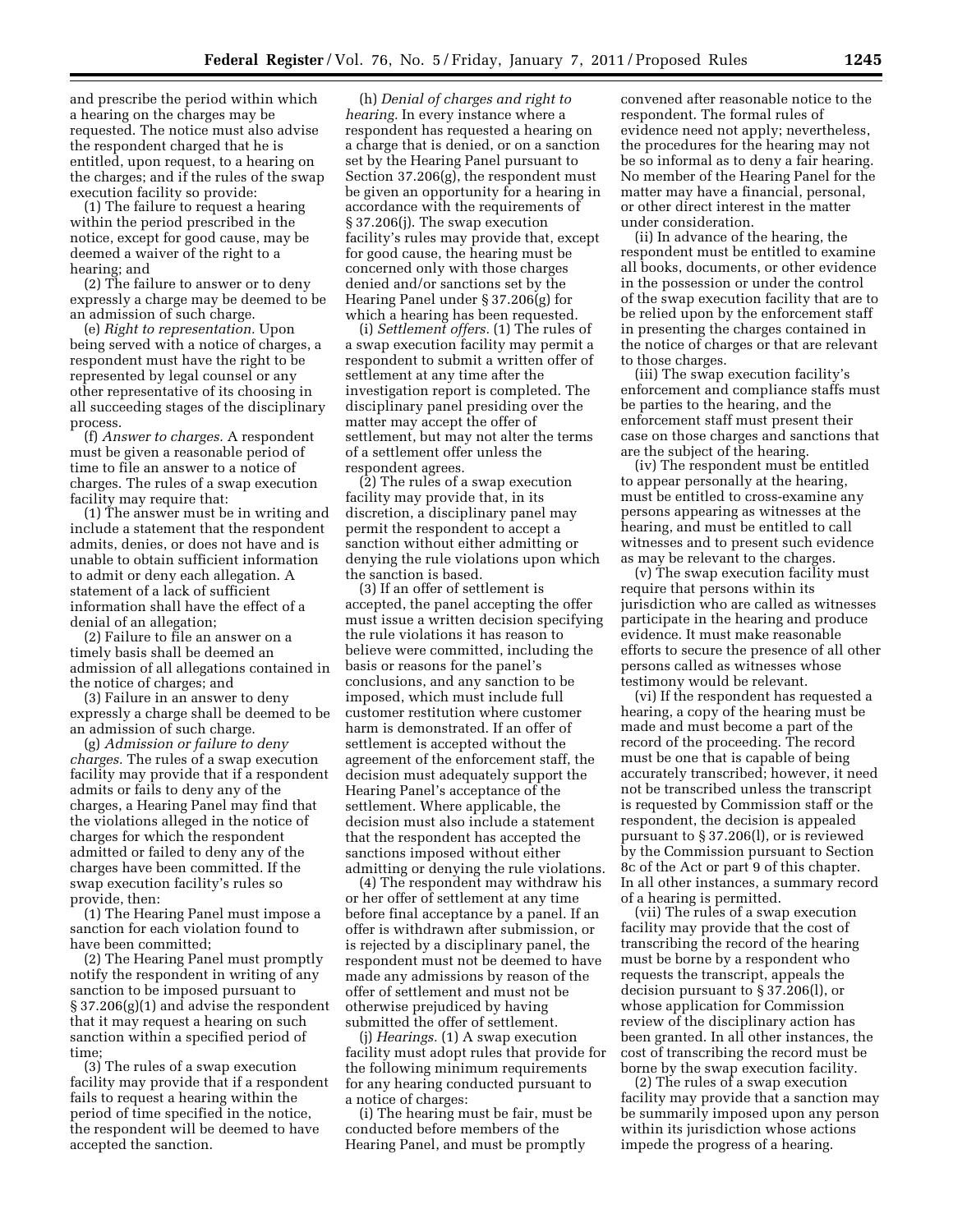and prescribe the period within which a hearing on the charges may be requested. The notice must also advise the respondent charged that he is entitled, upon request, to a hearing on the charges; and if the rules of the swap execution facility so provide:

(1) The failure to request a hearing within the period prescribed in the notice, except for good cause, may be deemed a waiver of the right to a hearing; and

(2) The failure to answer or to deny expressly a charge may be deemed to be an admission of such charge.

(e) *Right to representation.* Upon being served with a notice of charges, a respondent must have the right to be represented by legal counsel or any other representative of its choosing in all succeeding stages of the disciplinary process.

(f) *Answer to charges.* A respondent must be given a reasonable period of time to file an answer to a notice of charges. The rules of a swap execution facility may require that:

(1) The answer must be in writing and include a statement that the respondent admits, denies, or does not have and is unable to obtain sufficient information to admit or deny each allegation. A statement of a lack of sufficient information shall have the effect of a denial of an allegation;

(2) Failure to file an answer on a timely basis shall be deemed an admission of all allegations contained in the notice of charges; and

(3) Failure in an answer to deny expressly a charge shall be deemed to be an admission of such charge.

(g) *Admission or failure to deny charges.* The rules of a swap execution facility may provide that if a respondent admits or fails to deny any of the charges, a Hearing Panel may find that the violations alleged in the notice of charges for which the respondent admitted or failed to deny any of the charges have been committed. If the swap execution facility's rules so provide, then:

(1) The Hearing Panel must impose a sanction for each violation found to have been committed;

(2) The Hearing Panel must promptly notify the respondent in writing of any sanction to be imposed pursuant to § 37.206(g)(1) and advise the respondent that it may request a hearing on such sanction within a specified period of time;

(3) The rules of a swap execution facility may provide that if a respondent fails to request a hearing within the period of time specified in the notice, the respondent will be deemed to have accepted the sanction.

(h) *Denial of charges and right to hearing.* In every instance where a respondent has requested a hearing on a charge that is denied, or on a sanction set by the Hearing Panel pursuant to Section 37.206(g), the respondent must be given an opportunity for a hearing in accordance with the requirements of § 37.206(j). The swap execution facility's rules may provide that, except for good cause, the hearing must be concerned only with those charges denied and/or sanctions set by the Hearing Panel under § 37.206(g) for which a hearing has been requested.

(i) *Settlement offers.* (1) The rules of a swap execution facility may permit a respondent to submit a written offer of settlement at any time after the investigation report is completed. The disciplinary panel presiding over the matter may accept the offer of settlement, but may not alter the terms of a settlement offer unless the respondent agrees.

(2) The rules of a swap execution facility may provide that, in its discretion, a disciplinary panel may permit the respondent to accept a sanction without either admitting or denying the rule violations upon which the sanction is based.

(3) If an offer of settlement is accepted, the panel accepting the offer must issue a written decision specifying the rule violations it has reason to believe were committed, including the basis or reasons for the panel's conclusions, and any sanction to be imposed, which must include full customer restitution where customer harm is demonstrated. If an offer of settlement is accepted without the agreement of the enforcement staff, the decision must adequately support the Hearing Panel's acceptance of the settlement. Where applicable, the decision must also include a statement that the respondent has accepted the sanctions imposed without either admitting or denying the rule violations.

(4) The respondent may withdraw his or her offer of settlement at any time before final acceptance by a panel. If an offer is withdrawn after submission, or is rejected by a disciplinary panel, the respondent must not be deemed to have made any admissions by reason of the offer of settlement and must not be otherwise prejudiced by having submitted the offer of settlement.

(j) *Hearings.* (1) A swap execution facility must adopt rules that provide for the following minimum requirements for any hearing conducted pursuant to a notice of charges:

(i) The hearing must be fair, must be conducted before members of the Hearing Panel, and must be promptly convened after reasonable notice to the respondent. The formal rules of evidence need not apply; nevertheless, the procedures for the hearing may not be so informal as to deny a fair hearing. No member of the Hearing Panel for the matter may have a financial, personal, or other direct interest in the matter under consideration.

(ii) In advance of the hearing, the respondent must be entitled to examine all books, documents, or other evidence in the possession or under the control of the swap execution facility that are to be relied upon by the enforcement staff in presenting the charges contained in the notice of charges or that are relevant to those charges.

(iii) The swap execution facility's enforcement and compliance staffs must be parties to the hearing, and the enforcement staff must present their case on those charges and sanctions that are the subject of the hearing.

(iv) The respondent must be entitled to appear personally at the hearing, must be entitled to cross-examine any persons appearing as witnesses at the hearing, and must be entitled to call witnesses and to present such evidence as may be relevant to the charges.

(v) The swap execution facility must require that persons within its jurisdiction who are called as witnesses participate in the hearing and produce evidence. It must make reasonable efforts to secure the presence of all other persons called as witnesses whose testimony would be relevant.

(vi) If the respondent has requested a hearing, a copy of the hearing must be made and must become a part of the record of the proceeding. The record must be one that is capable of being accurately transcribed; however, it need not be transcribed unless the transcript is requested by Commission staff or the respondent, the decision is appealed pursuant to § 37.206(l), or is reviewed by the Commission pursuant to Section 8c of the Act or part 9 of this chapter. In all other instances, a summary record of a hearing is permitted.

(vii) The rules of a swap execution facility may provide that the cost of transcribing the record of the hearing must be borne by a respondent who requests the transcript, appeals the decision pursuant to § 37.206(l), or whose application for Commission review of the disciplinary action has been granted. In all other instances, the cost of transcribing the record must be borne by the swap execution facility.

(2) The rules of a swap execution facility may provide that a sanction may be summarily imposed upon any person within its jurisdiction whose actions impede the progress of a hearing.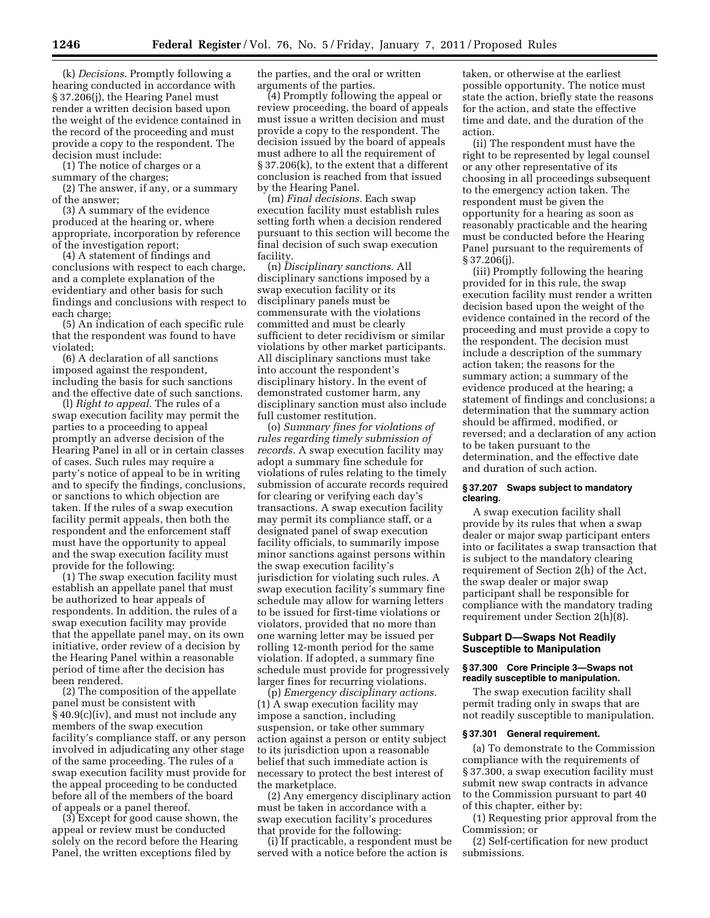(k) *Decisions.* Promptly following a hearing conducted in accordance with § 37.206(j), the Hearing Panel must render a written decision based upon the weight of the evidence contained in the record of the proceeding and must provide a copy to the respondent. The decision must include:

(1) The notice of charges or a summary of the charges;

(2) The answer, if any, or a summary of the answer;

(3) A summary of the evidence produced at the hearing or, where appropriate, incorporation by reference of the investigation report;

(4) A statement of findings and conclusions with respect to each charge, and a complete explanation of the evidentiary and other basis for such findings and conclusions with respect to each charge;

(5) An indication of each specific rule that the respondent was found to have violated;

(6) A declaration of all sanctions imposed against the respondent, including the basis for such sanctions and the effective date of such sanctions.

(l) *Right to appeal.* The rules of a swap execution facility may permit the parties to a proceeding to appeal promptly an adverse decision of the Hearing Panel in all or in certain classes of cases. Such rules may require a party's notice of appeal to be in writing and to specify the findings, conclusions, or sanctions to which objection are taken. If the rules of a swap execution facility permit appeals, then both the respondent and the enforcement staff must have the opportunity to appeal and the swap execution facility must provide for the following:

(1) The swap execution facility must establish an appellate panel that must be authorized to hear appeals of respondents. In addition, the rules of a swap execution facility may provide that the appellate panel may, on its own initiative, order review of a decision by the Hearing Panel within a reasonable period of time after the decision has been rendered.

(2) The composition of the appellate panel must be consistent with § 40.9(c)(iv), and must not include any members of the swap execution facility's compliance staff, or any person involved in adjudicating any other stage of the same proceeding. The rules of a swap execution facility must provide for the appeal proceeding to be conducted before all of the members of the board of appeals or a panel thereof.

(3) Except for good cause shown, the appeal or review must be conducted solely on the record before the Hearing Panel, the written exceptions filed by the parties, and the oral or written arguments of the parties.

(4) Promptly following the appeal or review proceeding, the board of appeals must issue a written decision and must provide a copy to the respondent. The decision issued by the board of appeals must adhere to all the requirement of § 37.206(k), to the extent that a different conclusion is reached from that issued by the Hearing Panel.

(m) *Final decisions.* Each swap execution facility must establish rules setting forth when a decision rendered pursuant to this section will become the final decision of such swap execution facility.

(n) *Disciplinary sanctions.* All disciplinary sanctions imposed by a swap execution facility or its disciplinary panels must be commensurate with the violations committed and must be clearly sufficient to deter recidivism or similar violations by other market participants. All disciplinary sanctions must take into account the respondent's disciplinary history. In the event of demonstrated customer harm, any disciplinary sanction must also include full customer restitution.

(o) *Summary fines for violations of rules regarding timely submission of records.* A swap execution facility may adopt a summary fine schedule for violations of rules relating to the timely submission of accurate records required for clearing or verifying each day's transactions. A swap execution facility may permit its compliance staff, or a designated panel of swap execution facility officials, to summarily impose minor sanctions against persons within the swap execution facility's jurisdiction for violating such rules. A swap execution facility's summary fine schedule may allow for warning letters to be issued for first-time violations or violators, provided that no more than one warning letter may be issued per rolling 12-month period for the same violation. If adopted, a summary fine schedule must provide for progressively larger fines for recurring violations.

(p) *Emergency disciplinary actions.* (1) A swap execution facility may impose a sanction, including suspension, or take other summary action against a person or entity subject to its jurisdiction upon a reasonable belief that such immediate action is necessary to protect the best interest of the marketplace.

(2) Any emergency disciplinary action must be taken in accordance with a swap execution facility's procedures that provide for the following:

(i) If practicable, a respondent must be served with a notice before the action is taken, or otherwise at the earliest possible opportunity. The notice must state the action, briefly state the reasons for the action, and state the effective time and date, and the duration of the action.

(ii) The respondent must have the right to be represented by legal counsel or any other representative of its choosing in all proceedings subsequent to the emergency action taken. The respondent must be given the opportunity for a hearing as soon as reasonably practicable and the hearing must be conducted before the Hearing Panel pursuant to the requirements of § 37.206(j).

(iii) Promptly following the hearing provided for in this rule, the swap execution facility must render a written decision based upon the weight of the evidence contained in the record of the proceeding and must provide a copy to the respondent. The decision must include a description of the summary action taken; the reasons for the summary action; a summary of the evidence produced at the hearing; a statement of findings and conclusions; a determination that the summary action should be affirmed, modified, or reversed; and a declaration of any action to be taken pursuant to the determination, and the effective date and duration of such action.

### § 37.207 Swaps subject to mandatory clearing.

A swap execution facility shall provide by its rules that when a swap dealer or major swap participant enters into or facilitates a swap transaction that is subject to the mandatory clearing requirement of Section 2(h) of the Act, the swap dealer or major swap participant shall be responsible for compliance with the mandatory trading requirement under Section 2(h)(8).

## Subpart D—Swaps Not Readily Susceptible to Manipulation

### § 37.300 Core Principle 3—Swaps not readily susceptible to manipulation.

The swap execution facility shall permit trading only in swaps that are not readily susceptible to manipulation.

### § 37.301 General requirement.

(a) To demonstrate to the Commission compliance with the requirements of § 37.300, a swap execution facility must submit new swap contracts in advance to the Commission pursuant to part 40 of this chapter, either by:

(1) Requesting prior approval from the Commission; or

(2) Self-certification for new product submissions.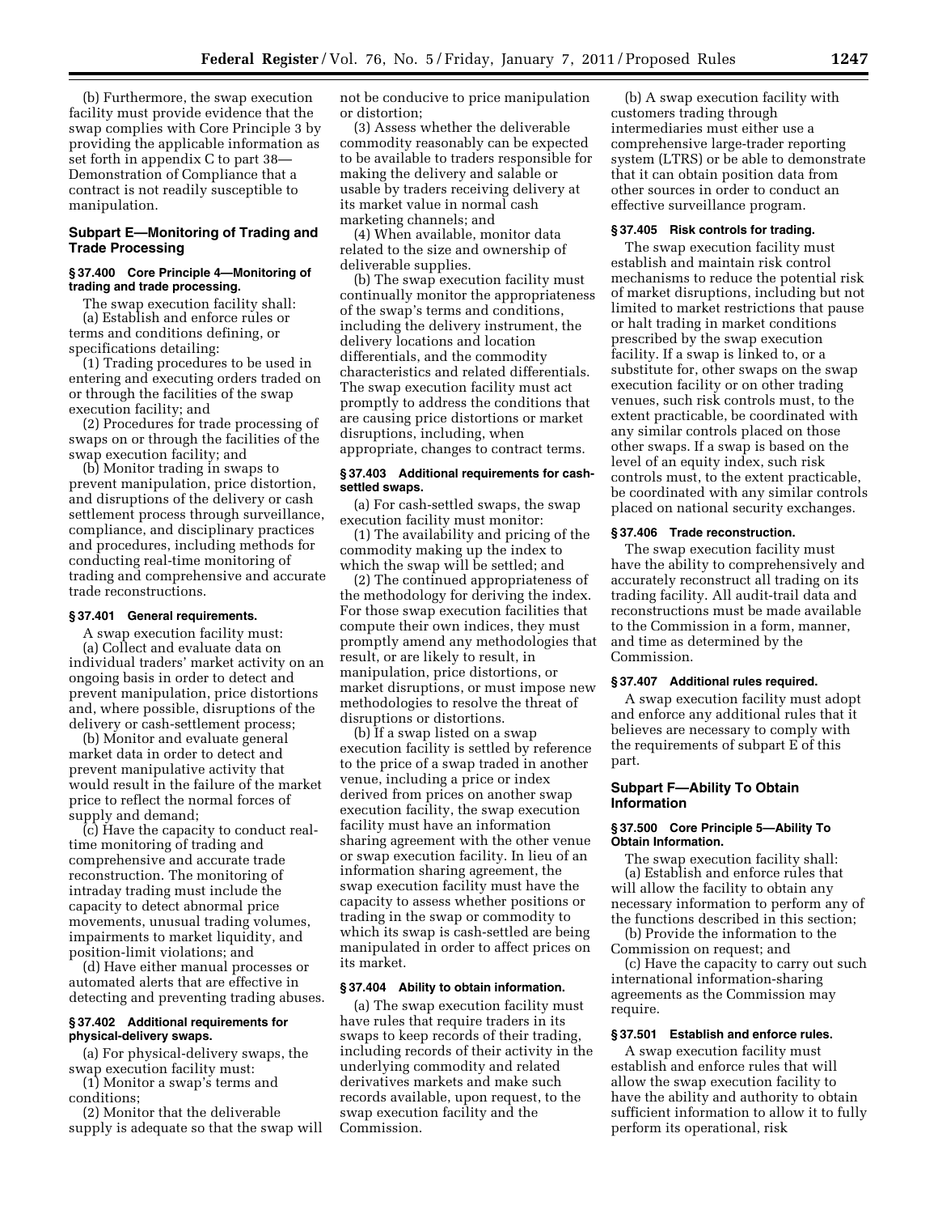(b) Furthermore, the swap execution facility must provide evidence that the swap complies with Core Principle 3 by providing the applicable information as set forth in appendix C to part 38—Demonstration of Compliance that a contract is not readily susceptible to manipulation.

## Subpart E—Monitoring of Trading and Trade Processing

### § 37.400 Core Principle 4—Monitoring of trading and trade processing.

The swap execution facility shall:

(a) Establish and enforce rules or terms and conditions defining, or specifications detailing:

(1) Trading procedures to be used in entering and executing orders traded on or through the facilities of the swap execution facility; and

(2) Procedures for trade processing of swaps on or through the facilities of the swap execution facility; and

(b) Monitor trading in swaps to prevent manipulation, price distortion, and disruptions of the delivery or cash settlement process through surveillance, compliance, and disciplinary practices and procedures, including methods for conducting real-time monitoring of trading and comprehensive and accurate trade reconstructions.

### § 37.401 General requirements.

A swap execution facility must:

(a) Collect and evaluate data on individual traders' market activity on an ongoing basis in order to detect and prevent manipulation, price distortions and, where possible, disruptions of the delivery or cash-settlement process;

(b) Monitor and evaluate general market data in order to detect and prevent manipulative activity that would result in the failure of the market price to reflect the normal forces of supply and demand;

(c) Have the capacity to conduct real-time monitoring of trading and comprehensive and accurate trade reconstruction. The monitoring of intraday trading must include the capacity to detect abnormal price movements, unusual trading volumes, impairments to market liquidity, and position-limit violations; and

(d) Have either manual processes or automated alerts that are effective in detecting and preventing trading abuses.

### § 37.402 Additional requirements for physical-delivery swaps.

(a) For physical-delivery swaps, the swap execution facility must:

(1) Monitor a swap's terms and conditions;

(2) Monitor that the deliverable supply is adequate so that the swap will not be conducive to price manipulation or distortion;

(3) Assess whether the deliverable commodity reasonably can be expected to be available to traders responsible for making the delivery and salable or usable by traders receiving delivery at its market value in normal cash marketing channels; and

(4) When available, monitor data related to the size and ownership of deliverable supplies.

(b) The swap execution facility must continually monitor the appropriateness of the swap's terms and conditions, including the delivery instrument, the delivery locations and location differentials, and the commodity characteristics and related differentials. The swap execution facility must act promptly to address the conditions that are causing price distortions or market disruptions, including, when appropriate, changes to contract terms.

### § 37.403 Additional requirements for cash-settled swaps.

(a) For cash-settled swaps, the swap execution facility must monitor:

(1) The availability and pricing of the commodity making up the index to which the swap will be settled; and

(2) The continued appropriateness of the methodology for deriving the index. For those swap execution facilities that compute their own indices, they must promptly amend any methodologies that result, or are likely to result, in manipulation, price distortions, or market disruptions, or must impose new methodologies to resolve the threat of disruptions or distortions.

(b) If a swap listed on a swap execution facility is settled by reference to the price of a swap traded in another venue, including a price or index derived from prices on another swap execution facility, the swap execution facility must have an information sharing agreement with the other venue or swap execution facility. In lieu of an information sharing agreement, the swap execution facility must have the capacity to assess whether positions or trading in the swap or commodity to which its swap is cash-settled are being manipulated in order to affect prices on its market.

### § 37.404 Ability to obtain information.

(a) The swap execution facility must have rules that require traders in its swaps to keep records of their trading, including records of their activity in the underlying commodity and related derivatives markets and make such records available, upon request, to the swap execution facility and the Commission.

(b) A swap execution facility with customers trading through intermediaries must either use a comprehensive large-trader reporting system (LTRS) or be able to demonstrate that it can obtain position data from other sources in order to conduct an effective surveillance program.

### § 37.405 Risk controls for trading.

The swap execution facility must establish and maintain risk control mechanisms to reduce the potential risk of market disruptions, including but not limited to market restrictions that pause or halt trading in market conditions prescribed by the swap execution facility. If a swap is linked to, or a substitute for, other swaps on the swap execution facility or on other trading venues, such risk controls must, to the extent practicable, be coordinated with any similar controls placed on those other swaps. If a swap is based on the level of an equity index, such risk controls must, to the extent practicable, be coordinated with any similar controls placed on national security exchanges.

### § 37.406 Trade reconstruction.

The swap execution facility must have the ability to comprehensively and accurately reconstruct all trading on its trading facility. All audit-trail data and reconstructions must be made available to the Commission in a form, manner, and time as determined by the Commission.

### § 37.407 Additional rules required.

A swap execution facility must adopt and enforce any additional rules that it believes are necessary to comply with the requirements of subpart E of this part.

## Subpart F—Ability To Obtain Information

### § 37.500 Core Principle 5—Ability To Obtain Information.

The swap execution facility shall:

(a) Establish and enforce rules that will allow the facility to obtain any necessary information to perform any of the functions described in this section;

(b) Provide the information to the Commission on request; and

(c) Have the capacity to carry out such international information-sharing agreements as the Commission may require.

### § 37.501 Establish and enforce rules.

A swap execution facility must establish and enforce rules that will allow the swap execution facility to have the ability and authority to obtain sufficient information to allow it to fully perform its operational, risk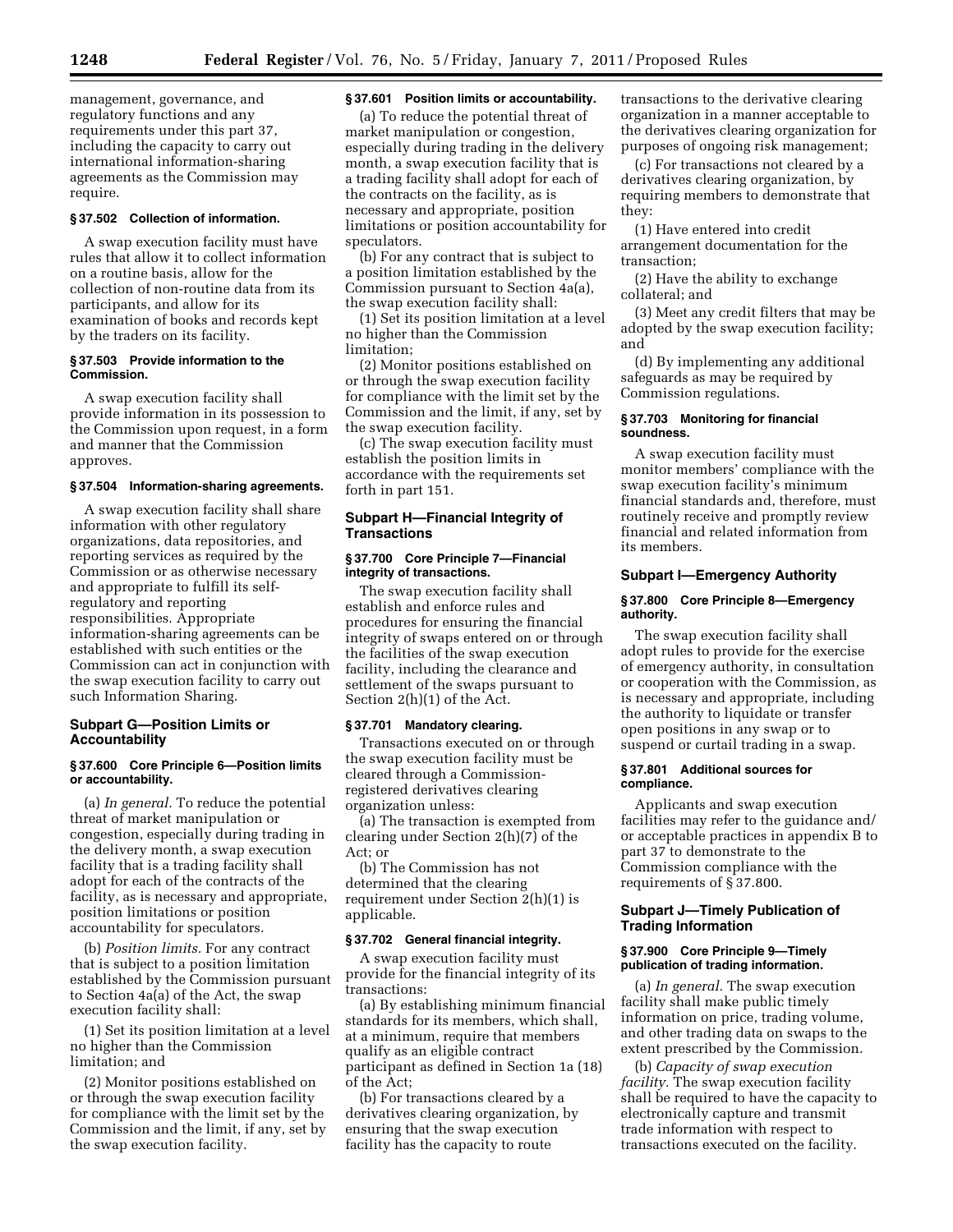management, governance, and regulatory functions and any requirements under this part 37, including the capacity to carry out international information-sharing agreements as the Commission may require.

### § 37.502 Collection of information.

A swap execution facility must have rules that allow it to collect information on a routine basis, allow for the collection of non-routine data from its participants, and allow for its examination of books and records kept by the traders on its facility.

### § 37.503 Provide information to the Commission.

A swap execution facility shall provide information in its possession to the Commission upon request, in a form and manner that the Commission approves.

### § 37.504 Information-sharing agreements.

A swap execution facility shall share information with other regulatory organizations, data repositories, and reporting services as required by the Commission or as otherwise necessary and appropriate to fulfill its self-regulatory and reporting responsibilities. Appropriate information-sharing agreements can be established with such entities or the Commission can act in conjunction with the swap execution facility to carry out such Information Sharing.

## Subpart G—Position Limits or Accountability

### § 37.600 Core Principle 6—Position limits or accountability.

(a) *In general.* To reduce the potential threat of market manipulation or congestion, especially during trading in the delivery month, a swap execution facility that is a trading facility shall adopt for each of the contracts of the facility, as is necessary and appropriate, position limitations or position accountability for speculators.

(b) *Position limits.* For any contract that is subject to a position limitation established by the Commission pursuant to Section 4a(a) of the Act, the swap execution facility shall:

(1) Set its position limitation at a level no higher than the Commission limitation; and

(2) Monitor positions established on or through the swap execution facility for compliance with the limit set by the Commission and the limit, if any, set by the swap execution facility.

### § 37.601 Position limits or accountability.

(a) To reduce the potential threat of market manipulation or congestion, especially during trading in the delivery month, a swap execution facility that is a trading facility shall adopt for each of the contracts on the facility, as is necessary and appropriate, position limitations or position accountability for speculators.

(b) For any contract that is subject to a position limitation established by the Commission pursuant to Section 4a(a), the swap execution facility shall:

(1) Set its position limitation at a level no higher than the Commission limitation;

(2) Monitor positions established on or through the swap execution facility for compliance with the limit set by the Commission and the limit, if any, set by the swap execution facility.

(c) The swap execution facility must establish the position limits in accordance with the requirements set forth in part 151.

## Subpart H—Financial Integrity of Transactions

### § 37.700 Core Principle 7—Financial integrity of transactions.

The swap execution facility shall establish and enforce rules and procedures for ensuring the financial integrity of swaps entered on or through the facilities of the swap execution facility, including the clearance and settlement of the swaps pursuant to Section 2(h)(1) of the Act.

### § 37.701 Mandatory clearing.

Transactions executed on or through the swap execution facility must be cleared through a Commission-registered derivatives clearing organization unless:

(a) The transaction is exempted from clearing under Section 2(h)(7) of the Act; or

(b) The Commission has not determined that the clearing requirement under Section 2(h)(1) is applicable.

### § 37.702 General financial integrity.

A swap execution facility must provide for the financial integrity of its transactions:

(a) By establishing minimum financial standards for its members, which shall, at a minimum, require that members qualify as an eligible contract participant as defined in Section 1a (18) of the Act;

(b) For transactions cleared by a derivatives clearing organization, by ensuring that the swap execution facility has the capacity to route transactions to the derivative clearing organization in a manner acceptable to the derivatives clearing organization for purposes of ongoing risk management;

(c) For transactions not cleared by a derivatives clearing organization, by requiring members to demonstrate that they:

(1) Have entered into credit arrangement documentation for the transaction;

(2) Have the ability to exchange collateral; and

(3) Meet any credit filters that may be adopted by the swap execution facility; and

(d) By implementing any additional safeguards as may be required by Commission regulations.

### § 37.703 Monitoring for financial soundness.

A swap execution facility must monitor members' compliance with the swap execution facility's minimum financial standards and, therefore, must routinely receive and promptly review financial and related information from its members.

## Subpart I—Emergency Authority

### § 37.800 Core Principle 8—Emergency authority.

The swap execution facility shall adopt rules to provide for the exercise of emergency authority, in consultation or cooperation with the Commission, as is necessary and appropriate, including the authority to liquidate or transfer open positions in any swap or to suspend or curtail trading in a swap.

### § 37.801 Additional sources for compliance.

Applicants and swap execution facilities may refer to the guidance and/or acceptable practices in appendix B to part 37 to demonstrate to the Commission compliance with the requirements of § 37.800.

## Subpart J—Timely Publication of Trading Information

### § 37.900 Core Principle 9—Timely publication of trading information.

(a) *In general.* The swap execution facility shall make public timely information on price, trading volume, and other trading data on swaps to the extent prescribed by the Commission.

(b) *Capacity of swap execution facility.* The swap execution facility shall be required to have the capacity to electronically capture and transmit trade information with respect to transactions executed on the facility.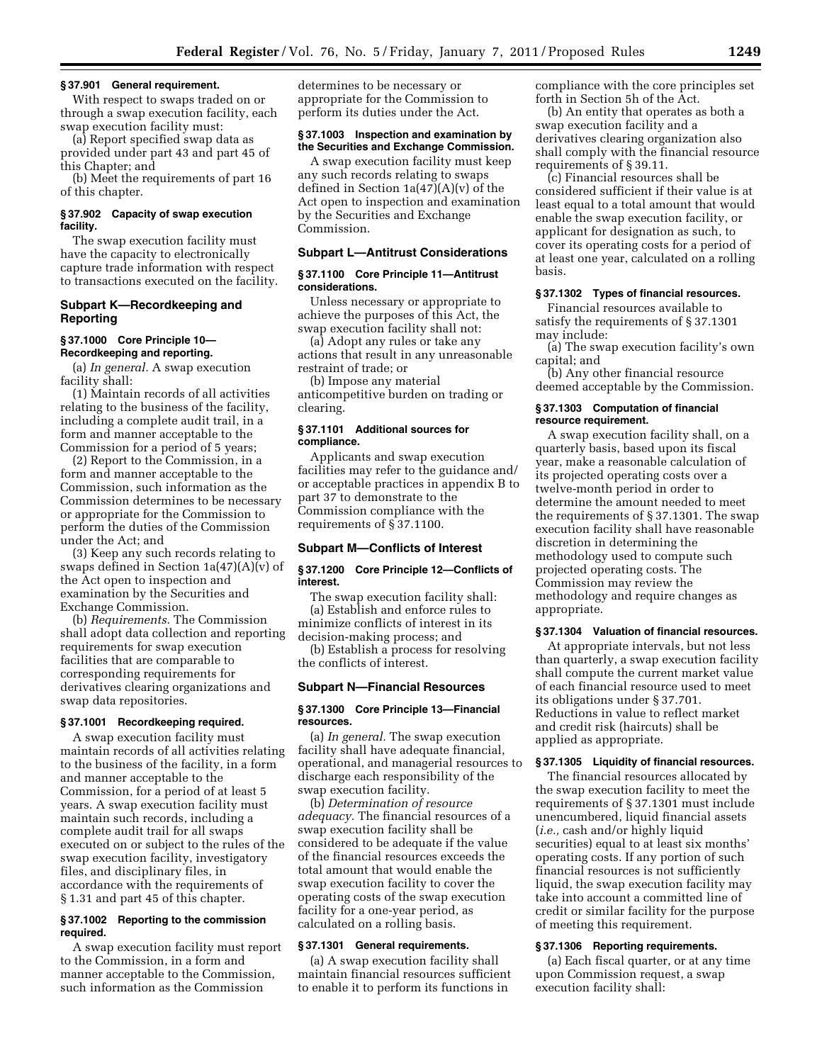### § 37.901 General requirement.

With respect to swaps traded on or through a swap execution facility, each swap execution facility must:

(a) Report specified swap data as provided under part 43 and part 45 of this Chapter; and

(b) Meet the requirements of part 16 of this chapter.

### § 37.902 Capacity of swap execution facility.

The swap execution facility must have the capacity to electronically capture trade information with respect to transactions executed on the facility.

## Subpart K—Recordkeeping and Reporting

### § 37.1000 Core Principle 10—Recordkeeping and reporting.

(a) *In general.* A swap execution facility shall:

(1) Maintain records of all activities relating to the business of the facility, including a complete audit trail, in a form and manner acceptable to the Commission for a period of 5 years;

(2) Report to the Commission, in a form and manner acceptable to the Commission, such information as the Commission determines to be necessary or appropriate for the Commission to perform the duties of the Commission under the Act; and

(3) Keep any such records relating to swaps defined in Section 1a(47)(A)(v) of the Act open to inspection and examination by the Securities and Exchange Commission.

(b) *Requirements.* The Commission shall adopt data collection and reporting requirements for swap execution facilities that are comparable to corresponding requirements for derivatives clearing organizations and swap data repositories.

### § 37.1001 Recordkeeping required.

A swap execution facility must maintain records of all activities relating to the business of the facility, in a form and manner acceptable to the Commission, for a period of at least 5 years. A swap execution facility must maintain such records, including a complete audit trail for all swaps executed on or subject to the rules of the swap execution facility, investigatory files, and disciplinary files, in accordance with the requirements of § 1.31 and part 45 of this chapter.

### § 37.1002 Reporting to the commission required.

A swap execution facility must report to the Commission, in a form and manner acceptable to the Commission, such information as the Commission determines to be necessary or appropriate for the Commission to perform its duties under the Act.

### § 37.1003 Inspection and examination by the Securities and Exchange Commission.

A swap execution facility must keep any such records relating to swaps defined in Section 1a(47)(A)(v) of the Act open to inspection and examination by the Securities and Exchange Commission.

## Subpart L—Antitrust Considerations

### § 37.1100 Core Principle 11—Antitrust considerations.

Unless necessary or appropriate to achieve the purposes of this Act, the swap execution facility shall not:

(a) Adopt any rules or take any actions that result in any unreasonable restraint of trade; or

(b) Impose any material anticompetitive burden on trading or clearing.

### § 37.1101 Additional sources for compliance.

Applicants and swap execution facilities may refer to the guidance and/or acceptable practices in appendix B to part 37 to demonstrate to the Commission compliance with the requirements of § 37.1100.

## Subpart M—Conflicts of Interest

### § 37.1200 Core Principle 12—Conflicts of interest.

The swap execution facility shall:

(a) Establish and enforce rules to minimize conflicts of interest in its decision-making process; and

(b) Establish a process for resolving the conflicts of interest.

## Subpart N—Financial Resources

### § 37.1300 Core Principle 13—Financial resources.

(a) *In general.* The swap execution facility shall have adequate financial, operational, and managerial resources to discharge each responsibility of the swap execution facility.

(b) *Determination of resource adequacy.* The financial resources of a swap execution facility shall be considered to be adequate if the value of the financial resources exceeds the total amount that would enable the swap execution facility to cover the operating costs of the swap execution facility for a one-year period, as calculated on a rolling basis.

### § 37.1301 General requirements.

(a) A swap execution facility shall maintain financial resources sufficient to enable it to perform its functions in compliance with the core principles set forth in Section 5h of the Act.

(b) An entity that operates as both a swap execution facility and a derivatives clearing organization also shall comply with the financial resource requirements of § 39.11.

(c) Financial resources shall be considered sufficient if their value is at least equal to a total amount that would enable the swap execution facility, or applicant for designation as such, to cover its operating costs for a period of at least one year, calculated on a rolling basis.

### § 37.1302 Types of financial resources.

Financial resources available to satisfy the requirements of § 37.1301 may include:

(a) The swap execution facility's own capital; and

(b) Any other financial resource deemed acceptable by the Commission.

### § 37.1303 Computation of financial resource requirement.

A swap execution facility shall, on a quarterly basis, based upon its fiscal year, make a reasonable calculation of its projected operating costs over a twelve-month period in order to determine the amount needed to meet the requirements of § 37.1301. The swap execution facility shall have reasonable discretion in determining the methodology used to compute such projected operating costs. The Commission may review the methodology and require changes as appropriate.

### § 37.1304 Valuation of financial resources.

At appropriate intervals, but not less than quarterly, a swap execution facility shall compute the current market value of each financial resource used to meet its obligations under § 37.701. Reductions in value to reflect market and credit risk (haircuts) shall be applied as appropriate.

### § 37.1305 Liquidity of financial resources.

The financial resources allocated by the swap execution facility to meet the requirements of § 37.1301 must include unencumbered, liquid financial assets (*i.e.,* cash and/or highly liquid securities) equal to at least six months' operating costs. If any portion of such financial resources is not sufficiently liquid, the swap execution facility may take into account a committed line of credit or similar facility for the purpose of meeting this requirement.

### § 37.1306 Reporting requirements.

(a) Each fiscal quarter, or at any time upon Commission request, a swap execution facility shall: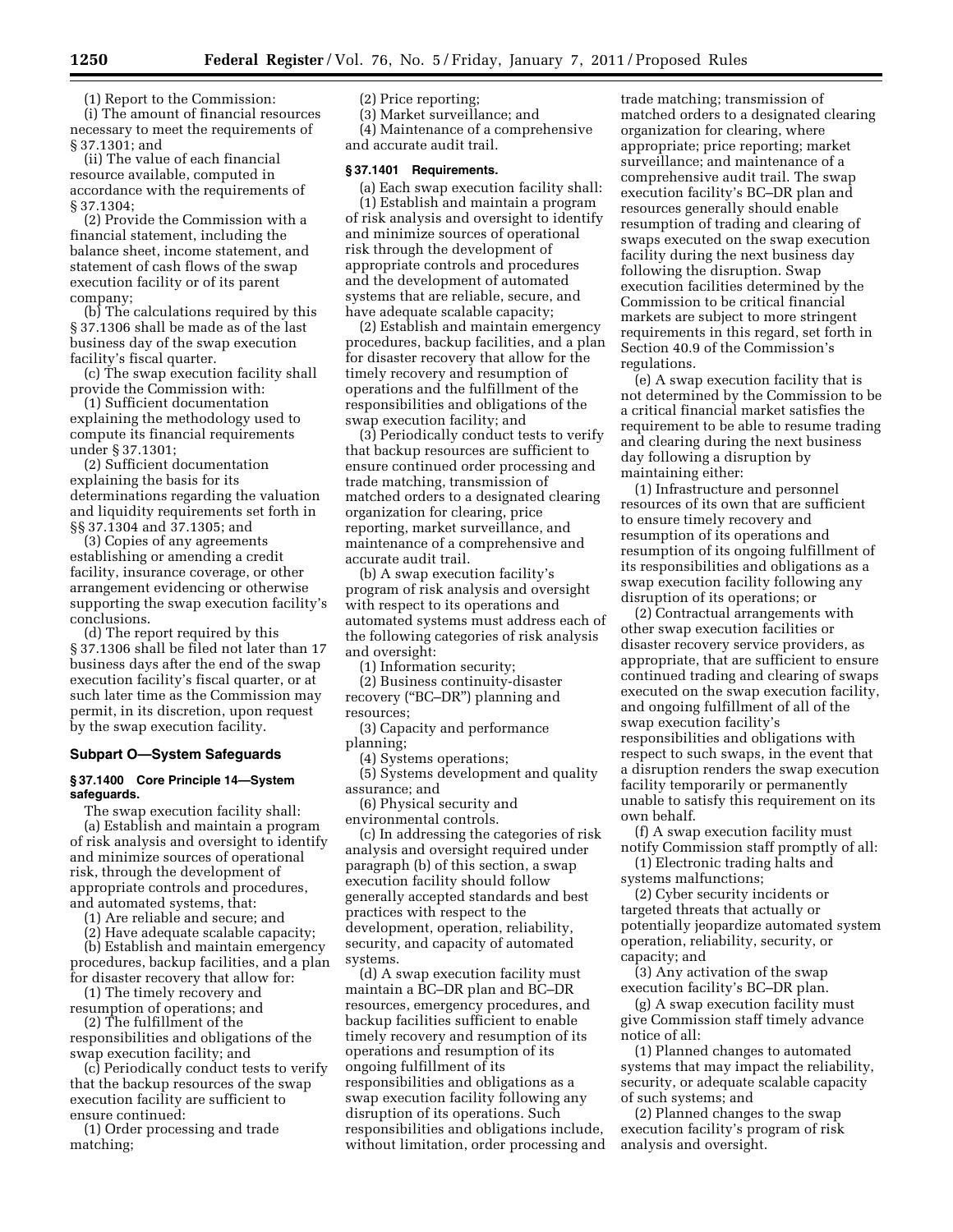(1) Report to the Commission:

(i) The amount of financial resources necessary to meet the requirements of § 37.1301; and

(ii) The value of each financial resource available, computed in accordance with the requirements of § 37.1304;

(2) Provide the Commission with a financial statement, including the balance sheet, income statement, and statement of cash flows of the swap execution facility or of its parent company;

(b) The calculations required by this § 37.1306 shall be made as of the last business day of the swap execution facility's fiscal quarter.

(c) The swap execution facility shall provide the Commission with:

(1) Sufficient documentation explaining the methodology used to compute its financial requirements under § 37.1301;

(2) Sufficient documentation explaining the basis for its determinations regarding the valuation and liquidity requirements set forth in §§ 37.1304 and 37.1305; and

(3) Copies of any agreements establishing or amending a credit facility, insurance coverage, or other arrangement evidencing or otherwise supporting the swap execution facility's conclusions.

(d) The report required by this § 37.1306 shall be filed not later than 17 business days after the end of the swap execution facility's fiscal quarter, or at such later time as the Commission may permit, in its discretion, upon request by the swap execution facility.

## Subpart O—System Safeguards

### § 37.1400 Core Principle 14—System safeguards.

The swap execution facility shall:

(a) Establish and maintain a program of risk analysis and oversight to identify and minimize sources of operational risk, through the development of appropriate controls and procedures, and automated systems, that:

(1) Are reliable and secure; and

(2) Have adequate scalable capacity;

(b) Establish and maintain emergency procedures, backup facilities, and a plan for disaster recovery that allow for:

(1) The timely recovery and resumption of operations; and

(2) The fulfillment of the responsibilities and obligations of the swap execution facility; and

(c) Periodically conduct tests to verify that the backup resources of the swap execution facility are sufficient to ensure continued:

(1) Order processing and trade matching;

(2) Price reporting;

(3) Market surveillance; and

(4) Maintenance of a comprehensive and accurate audit trail.

### § 37.1401 Requirements.

(a) Each swap execution facility shall:

(1) Establish and maintain a program of risk analysis and oversight to identify and minimize sources of operational risk through the development of appropriate controls and procedures and the development of automated systems that are reliable, secure, and have adequate scalable capacity;

(2) Establish and maintain emergency procedures, backup facilities, and a plan for disaster recovery that allow for the timely recovery and resumption of operations and the fulfillment of the responsibilities and obligations of the swap execution facility; and

(3) Periodically conduct tests to verify that backup resources are sufficient to ensure continued order processing and trade matching, transmission of matched orders to a designated clearing organization for clearing, price reporting, market surveillance, and maintenance of a comprehensive and accurate audit trail.

(b) A swap execution facility's program of risk analysis and oversight with respect to its operations and automated systems must address each of the following categories of risk analysis and oversight:

(1) Information security;

(2) Business continuity-disaster recovery ("BC–DR") planning and resources;

(3) Capacity and performance planning;

(4) Systems operations;

(5) Systems development and quality assurance; and

(6) Physical security and environmental controls.

(c) In addressing the categories of risk analysis and oversight required under paragraph (b) of this section, a swap execution facility should follow generally accepted standards and best practices with respect to the development, operation, reliability, security, and capacity of automated systems.

(d) A swap execution facility must maintain a BC–DR plan and BC–DR resources, emergency procedures, and backup facilities sufficient to enable timely recovery and resumption of its operations and resumption of its ongoing fulfillment of its responsibilities and obligations as a swap execution facility following any disruption of its operations. Such responsibilities and obligations include, without limitation, order processing and trade matching; transmission of matched orders to a designated clearing organization for clearing, where appropriate; price reporting; market surveillance; and maintenance of a comprehensive audit trail. The swap execution facility's BC–DR plan and resources generally should enable resumption of trading and clearing of swaps executed on the swap execution facility during the next business day following the disruption. Swap execution facilities determined by the Commission to be critical financial markets are subject to more stringent requirements in this regard, set forth in Section 40.9 of the Commission's regulations.

(e) A swap execution facility that is not determined by the Commission to be a critical financial market satisfies the requirement to be able to resume trading and clearing during the next business day following a disruption by maintaining either:

(1) Infrastructure and personnel resources of its own that are sufficient to ensure timely recovery and resumption of its operations and resumption of its ongoing fulfillment of its responsibilities and obligations as a swap execution facility following any disruption of its operations; or

(2) Contractual arrangements with other swap execution facilities or disaster recovery service providers, as appropriate, that are sufficient to ensure continued trading and clearing of swaps executed on the swap execution facility, and ongoing fulfillment of all of the swap execution facility's responsibilities and obligations with respect to such swaps, in the event that a disruption renders the swap execution facility temporarily or permanently unable to satisfy this requirement on its own behalf.

(f) A swap execution facility must notify Commission staff promptly of all:

(1) Electronic trading halts and systems malfunctions;

(2) Cyber security incidents or targeted threats that actually or potentially jeopardize automated system operation, reliability, security, or capacity; and

(3) Any activation of the swap execution facility's BC–DR plan.

(g) A swap execution facility must give Commission staff timely advance notice of all:

(1) Planned changes to automated systems that may impact the reliability, security, or adequate scalable capacity of such systems; and

(2) Planned changes to the swap execution facility's program of risk analysis and oversight.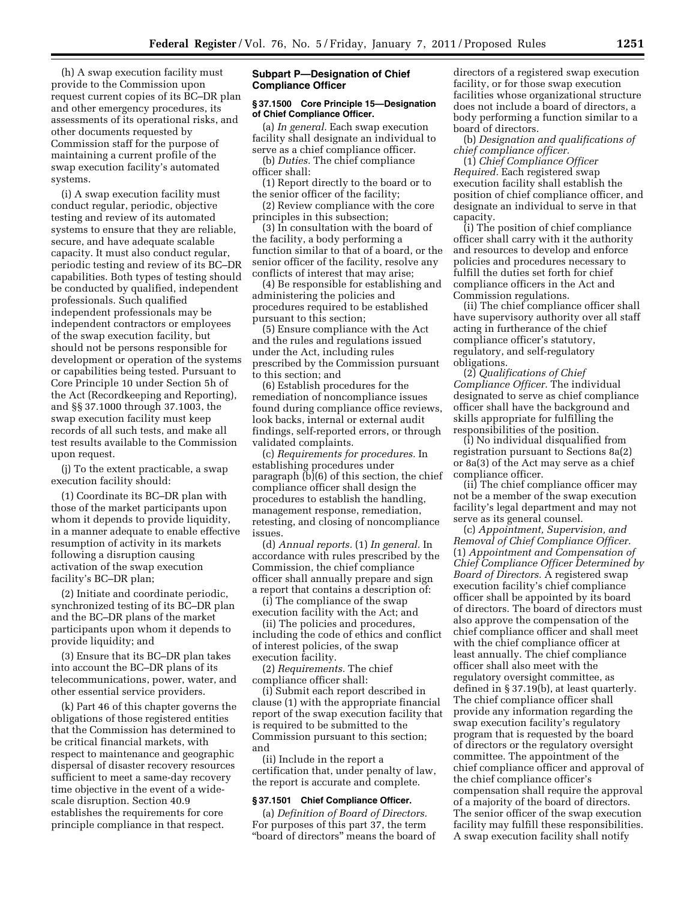(h) A swap execution facility must provide to the Commission upon request current copies of its BC–DR plan and other emergency procedures, its assessments of its operational risks, and other documents requested by Commission staff for the purpose of maintaining a current profile of the swap execution facility's automated systems.

(i) A swap execution facility must conduct regular, periodic, objective testing and review of its automated systems to ensure that they are reliable, secure, and have adequate scalable capacity. It must also conduct regular, periodic testing and review of its BC–DR capabilities. Both types of testing should be conducted by qualified, independent professionals. Such qualified independent professionals may be independent contractors or employees of the swap execution facility, but should not be persons responsible for development or operation of the systems or capabilities being tested. Pursuant to Core Principle 10 under Section 5h of the Act (Recordkeeping and Reporting), and §§ 37.1000 through 37.1003, the swap execution facility must keep records of all such tests, and make all test results available to the Commission upon request.

(j) To the extent practicable, a swap execution facility should:

(1) Coordinate its BC–DR plan with those of the market participants upon whom it depends to provide liquidity, in a manner adequate to enable effective resumption of activity in its markets following a disruption causing activation of the swap execution facility's BC–DR plan;

(2) Initiate and coordinate periodic, synchronized testing of its BC–DR plan and the BC–DR plans of the market participants upon whom it depends to provide liquidity; and

(3) Ensure that its BC–DR plan takes into account the BC–DR plans of its telecommunications, power, water, and other essential service providers.

(k) Part 46 of this chapter governs the obligations of those registered entities that the Commission has determined to be critical financial markets, with respect to maintenance and geographic dispersal of disaster recovery resources sufficient to meet a same-day recovery time objective in the event of a wide-scale disruption. Section 40.9 establishes the requirements for core principle compliance in that respect.

## Subpart P—Designation of Chief Compliance Officer

### § 37.1500 Core Principle 15—Designation of Chief Compliance Officer.

(a) *In general.* Each swap execution facility shall designate an individual to serve as a chief compliance officer.

(b) *Duties.* The chief compliance officer shall:

(1) Report directly to the board or to the senior officer of the facility;

(2) Review compliance with the core principles in this subsection;

(3) In consultation with the board of the facility, a body performing a function similar to that of a board, or the senior officer of the facility, resolve any conflicts of interest that may arise;

(4) Be responsible for establishing and administering the policies and procedures required to be established pursuant to this section;

(5) Ensure compliance with the Act and the rules and regulations issued under the Act, including rules prescribed by the Commission pursuant to this section; and

(6) Establish procedures for the remediation of noncompliance issues found during compliance office reviews, look backs, internal or external audit findings, self-reported errors, or through validated complaints.

(c) *Requirements for procedures.* In establishing procedures under paragraph (b)(6) of this section, the chief compliance officer shall design the procedures to establish the handling, management response, remediation, retesting, and closing of noncompliance issues.

(d) *Annual reports.* (1) *In general.* In accordance with rules prescribed by the Commission, the chief compliance officer shall annually prepare and sign a report that contains a description of:

(i) The compliance of the swap execution facility with the Act; and

(ii) The policies and procedures, including the code of ethics and conflict of interest policies, of the swap execution facility.

(2) *Requirements.* The chief compliance officer shall:

(i) Submit each report described in clause (1) with the appropriate financial report of the swap execution facility that is required to be submitted to the Commission pursuant to this section; and

(ii) Include in the report a certification that, under penalty of law, the report is accurate and complete.

### § 37.1501 Chief Compliance Officer.

(a) *Definition of Board of Directors.* For purposes of this part 37, the term "board of directors" means the board of directors of a registered swap execution facility, or for those swap execution facilities whose organizational structure does not include a board of directors, a body performing a function similar to a board of directors.

(b) *Designation and qualifications of chief compliance officer.*

(1) *Chief Compliance Officer Required.* Each registered swap execution facility shall establish the position of chief compliance officer, and designate an individual to serve in that capacity.

(i) The position of chief compliance officer shall carry with it the authority and resources to develop and enforce policies and procedures necessary to fulfill the duties set forth for chief compliance officers in the Act and Commission regulations.

(ii) The chief compliance officer shall have supervisory authority over all staff acting in furtherance of the chief compliance officer's statutory, regulatory, and self-regulatory obligations.

(2) *Qualifications of Chief Compliance Officer.* The individual designated to serve as chief compliance officer shall have the background and skills appropriate for fulfilling the responsibilities of the position.

(i) No individual disqualified from registration pursuant to Sections 8a(2) or 8a(3) of the Act may serve as a chief compliance officer.

(ii) The chief compliance officer may not be a member of the swap execution facility's legal department and may not serve as its general counsel.

(c) *Appointment, Supervision, and Removal of Chief Compliance Officer.* (1) *Appointment and Compensation of Chief Compliance Officer Determined by Board of Directors.* A registered swap execution facility's chief compliance officer shall be appointed by its board of directors. The board of directors must also approve the compensation of the chief compliance officer and shall meet with the chief compliance officer at least annually. The chief compliance officer shall also meet with the regulatory oversight committee, as defined in § 37.19(b), at least quarterly. The chief compliance officer shall provide any information regarding the swap execution facility's regulatory program that is requested by the board of directors or the regulatory oversight committee. The appointment of the chief compliance officer and approval of the chief compliance officer's compensation shall require the approval of a majority of the board of directors. The senior officer of the swap execution facility may fulfill these responsibilities. A swap execution facility shall notify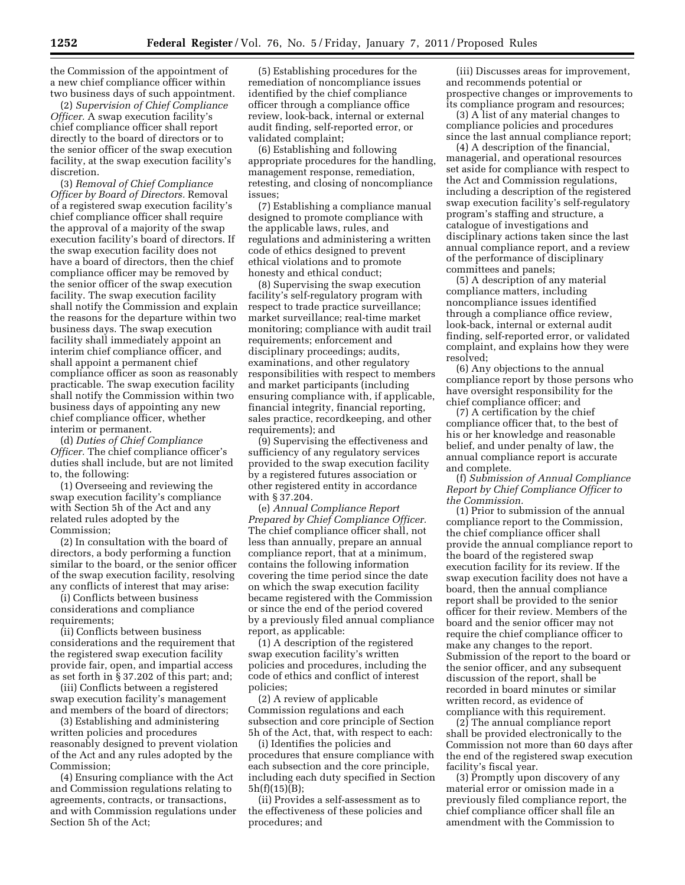the Commission of the appointment of a new chief compliance officer within two business days of such appointment.

(2) *Supervision of Chief Compliance Officer.* A swap execution facility's chief compliance officer shall report directly to the board of directors or to the senior officer of the swap execution facility, at the swap execution facility's discretion.

(3) *Removal of Chief Compliance Officer by Board of Directors.* Removal of a registered swap execution facility's chief compliance officer shall require the approval of a majority of the swap execution facility's board of directors. If the swap execution facility does not have a board of directors, then the chief compliance officer may be removed by the senior officer of the swap execution facility. The swap execution facility shall notify the Commission and explain the reasons for the departure within two business days. The swap execution facility shall immediately appoint an interim chief compliance officer, and shall appoint a permanent chief compliance officer as soon as reasonably practicable. The swap execution facility shall notify the Commission within two business days of appointing any new chief compliance officer, whether interim or permanent.

(d) *Duties of Chief Compliance Officer.* The chief compliance officer's duties shall include, but are not limited to, the following:

(1) Overseeing and reviewing the swap execution facility's compliance with Section 5h of the Act and any related rules adopted by the Commission;

(2) In consultation with the board of directors, a body performing a function similar to the board, or the senior officer of the swap execution facility, resolving any conflicts of interest that may arise:

(i) Conflicts between business considerations and compliance requirements;

(ii) Conflicts between business considerations and the requirement that the registered swap execution facility provide fair, open, and impartial access as set forth in § 37.202 of this part; and;

(iii) Conflicts between a registered swap execution facility's management and members of the board of directors;

(3) Establishing and administering written policies and procedures reasonably designed to prevent violation of the Act and any rules adopted by the Commission;

(4) Ensuring compliance with the Act and Commission regulations relating to agreements, contracts, or transactions, and with Commission regulations under Section 5h of the Act;

(5) Establishing procedures for the remediation of noncompliance issues identified by the chief compliance officer through a compliance office review, look-back, internal or external audit finding, self-reported error, or validated complaint;

(6) Establishing and following appropriate procedures for the handling, management response, remediation, retesting, and closing of noncompliance issues;

(7) Establishing a compliance manual designed to promote compliance with the applicable laws, rules, and regulations and administering a written code of ethics designed to prevent ethical violations and to promote honesty and ethical conduct;

(8) Supervising the swap execution facility's self-regulatory program with respect to trade practice surveillance; market surveillance; real-time market monitoring; compliance with audit trail requirements; enforcement and disciplinary proceedings; audits, examinations, and other regulatory responsibilities with respect to members and market participants (including ensuring compliance with, if applicable, financial integrity, financial reporting, sales practice, recordkeeping, and other requirements); and

(9) Supervising the effectiveness and sufficiency of any regulatory services provided to the swap execution facility by a registered futures association or other registered entity in accordance with § 37.204.

(e) *Annual Compliance Report Prepared by Chief Compliance Officer.* The chief compliance officer shall, not less than annually, prepare an annual compliance report, that at a minimum, contains the following information covering the time period since the date on which the swap execution facility became registered with the Commission or since the end of the period covered by a previously filed annual compliance report, as applicable:

(1) A description of the registered swap execution facility's written policies and procedures, including the code of ethics and conflict of interest policies;

(2) A review of applicable Commission regulations and each subsection and core principle of Section 5h of the Act, that, with respect to each:

(i) Identifies the policies and procedures that ensure compliance with each subsection and the core principle, including each duty specified in Section 5h(f)(15)(B);

(ii) Provides a self-assessment as to the effectiveness of these policies and procedures; and

(iii) Discusses areas for improvement, and recommends potential or prospective changes or improvements to its compliance program and resources;

(3) A list of any material changes to compliance policies and procedures since the last annual compliance report;

(4) A description of the financial, managerial, and operational resources set aside for compliance with respect to the Act and Commission regulations, including a description of the registered swap execution facility's self-regulatory program's staffing and structure, a catalogue of investigations and disciplinary actions taken since the last annual compliance report, and a review of the performance of disciplinary committees and panels;

(5) A description of any material compliance matters, including noncompliance issues identified through a compliance office review, look-back, internal or external audit finding, self-reported error, or validated complaint, and explains how they were resolved;

(6) Any objections to the annual compliance report by those persons who have oversight responsibility for the chief compliance officer; and

(7) A certification by the chief compliance officer that, to the best of his or her knowledge and reasonable belief, and under penalty of law, the annual compliance report is accurate and complete.

(f) *Submission of Annual Compliance Report by Chief Compliance Officer to the Commission.*

(1) Prior to submission of the annual compliance report to the Commission, the chief compliance officer shall provide the annual compliance report to the board of the registered swap execution facility for its review. If the swap execution facility does not have a board, then the annual compliance report shall be provided to the senior officer for their review. Members of the board and the senior officer may not require the chief compliance officer to make any changes to the report. Submission of the report to the board or the senior officer, and any subsequent discussion of the report, shall be recorded in board minutes or similar written record, as evidence of compliance with this requirement.

(2) The annual compliance report shall be provided electronically to the Commission not more than 60 days after the end of the registered swap execution facility's fiscal year.

(3) Promptly upon discovery of any material error or omission made in a previously filed compliance report, the chief compliance officer shall file an amendment with the Commission to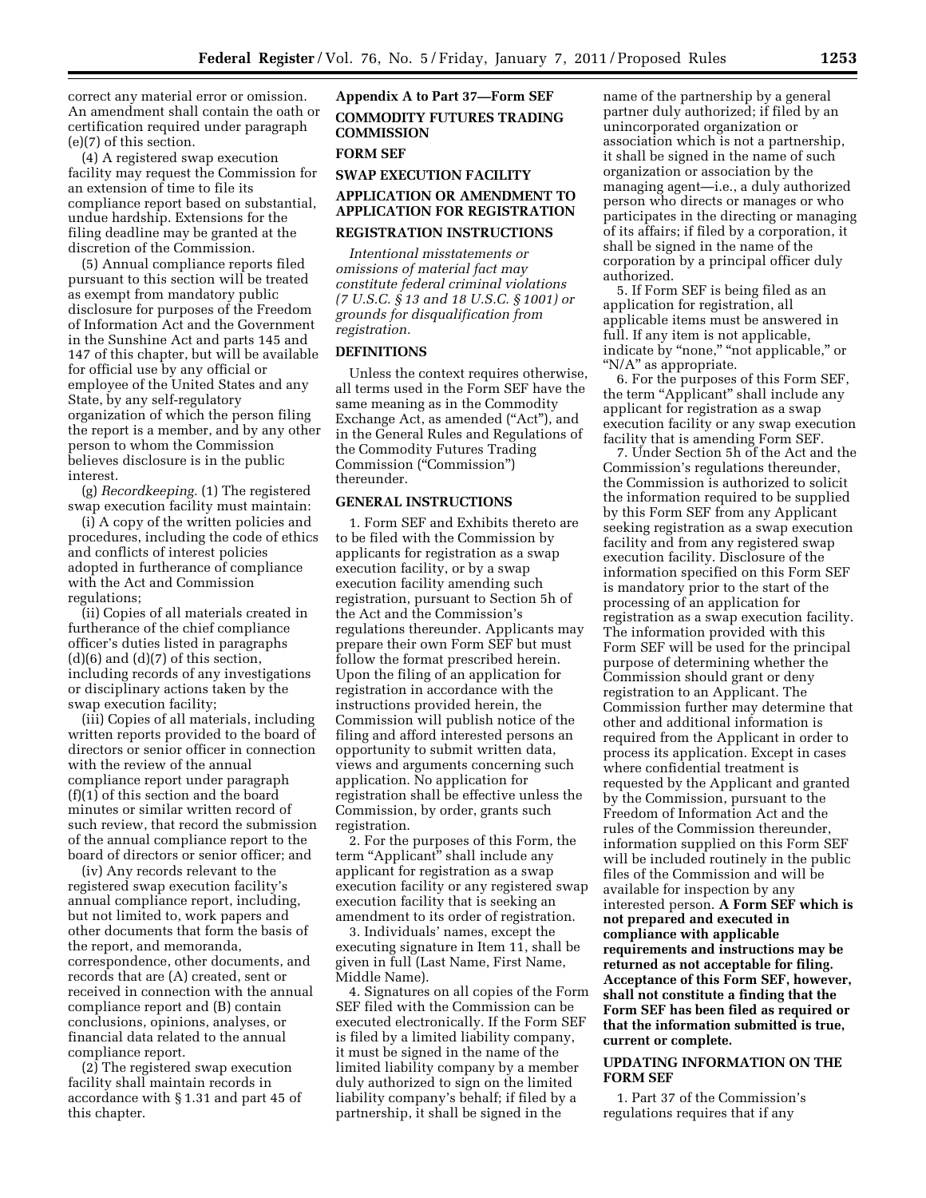correct any material error or omission. An amendment shall contain the oath or certification required under paragraph (e)(7) of this section.

(4) A registered swap execution facility may request the Commission for an extension of time to file its compliance report based on substantial, undue hardship. Extensions for the filing deadline may be granted at the discretion of the Commission.

(5) Annual compliance reports filed pursuant to this section will be treated as exempt from mandatory public disclosure for purposes of the Freedom of Information Act and the Government in the Sunshine Act and parts 145 and 147 of this chapter, but will be available for official use by any official or employee of the United States and any State, by any self-regulatory organization of which the person filing the report is a member, and by any other person to whom the Commission believes disclosure is in the public interest.

(g) *Recordkeeping.* (1) The registered swap execution facility must maintain:

(i) A copy of the written policies and procedures, including the code of ethics and conflicts of interest policies adopted in furtherance of compliance with the Act and Commission regulations;

(ii) Copies of all materials created in furtherance of the chief compliance officer's duties listed in paragraphs (d)(6) and (d)(7) of this section, including records of any investigations or disciplinary actions taken by the swap execution facility;

(iii) Copies of all materials, including written reports provided to the board of directors or senior officer in connection with the review of the annual compliance report under paragraph (f)(1) of this section and the board minutes or similar written record of such review, that record the submission of the annual compliance report to the board of directors or senior officer; and

(iv) Any records relevant to the registered swap execution facility's annual compliance report, including, but not limited to, work papers and other documents that form the basis of the report, and memoranda, correspondence, other documents, and records that are (A) created, sent or received in connection with the annual compliance report and (B) contain conclusions, opinions, analyses, or financial data related to the annual compliance report.

(2) The registered swap execution facility shall maintain records in accordance with § 1.31 and part 45 of this chapter.

## Appendix A to Part 37—Form SEF

## COMMODITY FUTURES TRADING COMMISSION

## FORM SEF

## SWAP EXECUTION FACILITY

## APPLICATION OR AMENDMENT TO APPLICATION FOR REGISTRATION

## REGISTRATION INSTRUCTIONS

*Intentional misstatements or omissions of material fact may constitute federal criminal violations (7 U.S.C. § 13 and 18 U.S.C. § 1001) or grounds for disqualification from registration.*

## DEFINITIONS

Unless the context requires otherwise, all terms used in the Form SEF have the same meaning as in the Commodity Exchange Act, as amended ("Act"), and in the General Rules and Regulations of the Commodity Futures Trading Commission ("Commission") thereunder.

## GENERAL INSTRUCTIONS

1. Form SEF and Exhibits thereto are to be filed with the Commission by applicants for registration as a swap execution facility, or by a swap execution facility amending such registration, pursuant to Section 5h of the Act and the Commission's regulations thereunder. Applicants may prepare their own Form SEF but must follow the format prescribed herein. Upon the filing of an application for registration in accordance with the instructions provided herein, the Commission will publish notice of the filing and afford interested persons an opportunity to submit written data, views and arguments concerning such application. No application for registration shall be effective unless the Commission, by order, grants such registration.

2. For the purposes of this Form, the term "Applicant" shall include any applicant for registration as a swap execution facility or any registered swap execution facility that is seeking an amendment to its order of registration.

3. Individuals' names, except the executing signature in Item 11, shall be given in full (Last Name, First Name, Middle Name).

4. Signatures on all copies of the Form SEF filed with the Commission can be executed electronically. If the Form SEF is filed by a limited liability company, it must be signed in the name of the limited liability company by a member duly authorized to sign on the limited liability company's behalf; if filed by a partnership, it shall be signed in the name of the partnership by a general partner duly authorized; if filed by an unincorporated organization or association which is not a partnership, it shall be signed in the name of such organization or association by the managing agent—i.e., a duly authorized person who directs or manages or who participates in the directing or managing of its affairs; if filed by a corporation, it shall be signed in the name of the corporation by a principal officer duly authorized.

5. If Form SEF is being filed as an application for registration, all applicable items must be answered in full. If any item is not applicable, indicate by "none," "not applicable," or "N/A" as appropriate.

6. For the purposes of this Form SEF, the term "Applicant" shall include any applicant for registration as a swap execution facility or any swap execution facility that is amending Form SEF.

7. Under Section 5h of the Act and the Commission's regulations thereunder, the Commission is authorized to solicit the information required to be supplied by this Form SEF from any Applicant seeking registration as a swap execution facility and from any registered swap execution facility. Disclosure of the information specified on this Form SEF is mandatory prior to the start of the processing of an application for registration as a swap execution facility. The information provided with this Form SEF will be used for the principal purpose of determining whether the Commission should grant or deny registration to an Applicant. The Commission further may determine that other and additional information is required from the Applicant in order to process its application. Except in cases where confidential treatment is requested by the Applicant and granted by the Commission, pursuant to the Freedom of Information Act and the rules of the Commission thereunder, information supplied on this Form SEF will be included routinely in the public files of the Commission and will be available for inspection by any interested person. **A Form SEF which is not prepared and executed in compliance with applicable requirements and instructions may be returned as not acceptable for filing. Acceptance of this Form SEF, however, shall not constitute a finding that the Form SEF has been filed as required or that the information submitted is true, current or complete.**

## UPDATING INFORMATION ON THE FORM SEF

1. Part 37 of the Commission's regulations requires that if any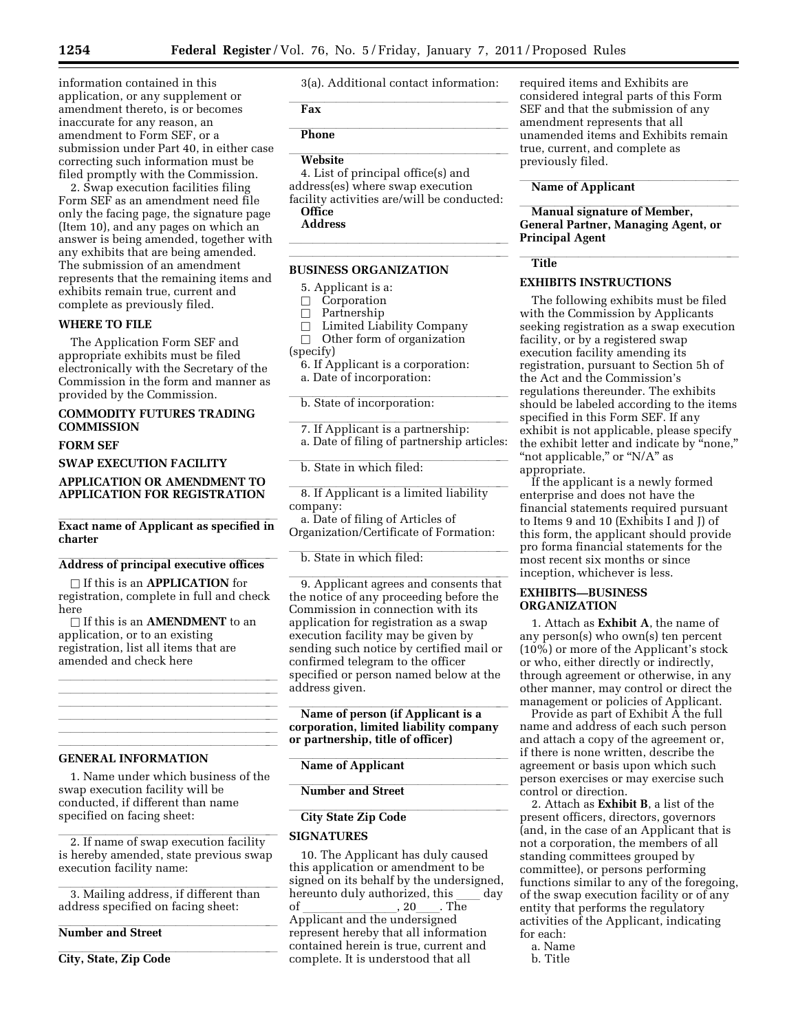information contained in this application, or any supplement or amendment thereto, is or becomes inaccurate for any reason, an amendment to Form SEF, or a submission under Part 40, in either case correcting such information must be filed promptly with the Commission.

2. Swap execution facilities filing Form SEF as an amendment need file only the facing page, the signature page (Item 10), and any pages on which an answer is being amended, together with any exhibits that are being amended. The submission of an amendment represents that the remaining items and exhibits remain true, current and complete as previously filed.

**WHERE TO FILE**

The Application Form SEF and appropriate exhibits must be filed electronically with the Secretary of the Commission in the form and manner as provided by the Commission.

**COMMODITY FUTURES TRADING COMMISSION**

**FORM SEF**

**SWAP EXECUTION FACILITY**

**APPLICATION OR AMENDMENT TO APPLICATION FOR REGISTRATION**

______________________________

**Exact name of Applicant as specified in charter**

______________________________

**Address of principal executive offices**

☐ If this is an **APPLICATION** for registration, complete in full and check here

☐ If this is an **AMENDMENT** to an application, or to an existing registration, list all items that are amended and check here

______________________________
______________________________
______________________________
______________________________
______________________________
______________________________

**GENERAL INFORMATION**

1. Name under which business of the swap execution facility will be conducted, if different than name specified on facing sheet:

______________________________

2. If name of swap execution facility is hereby amended, state previous swap execution facility name:

______________________________

3. Mailing address, if different than address specified on facing sheet:

______________________________

**Number and Street**

______________________________

**City, State, Zip Code**

3(a). Additional contact information:

______________________________

**Fax**

______________________________

**Phone**

______________________________

**Website**

4. List of principal office(s) and address(es) where swap execution facility activities are/will be conducted:

**Office**

**Address**

______________________________
______________________________

**BUSINESS ORGANIZATION**

5. Applicant is a:

☐ Corporation

☐ Partnership

☐ Limited Liability Company

☐ Other form of organization (specify)

6. If Applicant is a corporation:

a. Date of incorporation:

______________________________

b. State of incorporation:

______________________________

7. If Applicant is a partnership:

a. Date of filing of partnership articles:

______________________________

b. State in which filed:

______________________________

8. If Applicant is a limited liability company:

a. Date of filing of Articles of Organization/Certificate of Formation:

______________________________

b. State in which filed:

______________________________

9. Applicant agrees and consents that the notice of any proceeding before the Commission in connection with its application for registration as a swap execution facility may be given by sending such notice by certified mail or confirmed telegram to the officer specified or person named below at the address given.

______________________________

**Name of person (if Applicant is a corporation, limited liability company or partnership, title of officer)**

______________________________

**Name of Applicant**

______________________________

**Number and Street**

______________________________

**City State Zip Code**

**SIGNATURES**

10. The Applicant has duly caused this application or amendment to be signed on its behalf by the undersigned, hereunto duly authorized, this ____ day of ______________, 20____. The Applicant and the undersigned represent hereby that all information contained herein is true, current and complete. It is understood that all required items and Exhibits are considered integral parts of this Form SEF and that the submission of any amendment represents that all unamended items and Exhibits remain true, current, and complete as previously filed.

______________________________

**Name of Applicant**

______________________________

**Manual signature of Member, General Partner, Managing Agent, or Principal Agent**

______________________________

**Title**

**EXHIBITS INSTRUCTIONS**

The following exhibits must be filed with the Commission by Applicants seeking registration as a swap execution facility, or by a registered swap execution facility amending its registration, pursuant to Section 5h of the Act and the Commission's regulations thereunder. The exhibits should be labeled according to the items specified in this Form SEF. If any exhibit is not applicable, please specify the exhibit letter and indicate by "none," "not applicable," or "N/A" as appropriate.

If the applicant is a newly formed enterprise and does not have the financial statements required pursuant to Items 9 and 10 (Exhibits I and J) of this form, the applicant should provide pro forma financial statements for the most recent six months or since inception, whichever is less.

**EXHIBITS—BUSINESS ORGANIZATION**

1. Attach as **Exhibit A**, the name of any person(s) who own(s) ten percent (10%) or more of the Applicant's stock or who, either directly or indirectly, through agreement or otherwise, in any other manner, may control or direct the management or policies of Applicant.

Provide as part of Exhibit A the full name and address of each such person and attach a copy of the agreement or, if there is none written, describe the agreement or basis upon which such person exercises or may exercise such control or direction.

2. Attach as **Exhibit B**, a list of the present officers, directors, governors (and, in the case of an Applicant that is not a corporation, the members of all standing committees grouped by committee), or persons performing functions similar to any of the foregoing, of the swap execution facility or of any entity that performs the regulatory activities of the Applicant, indicating for each:

a. Name

b. Title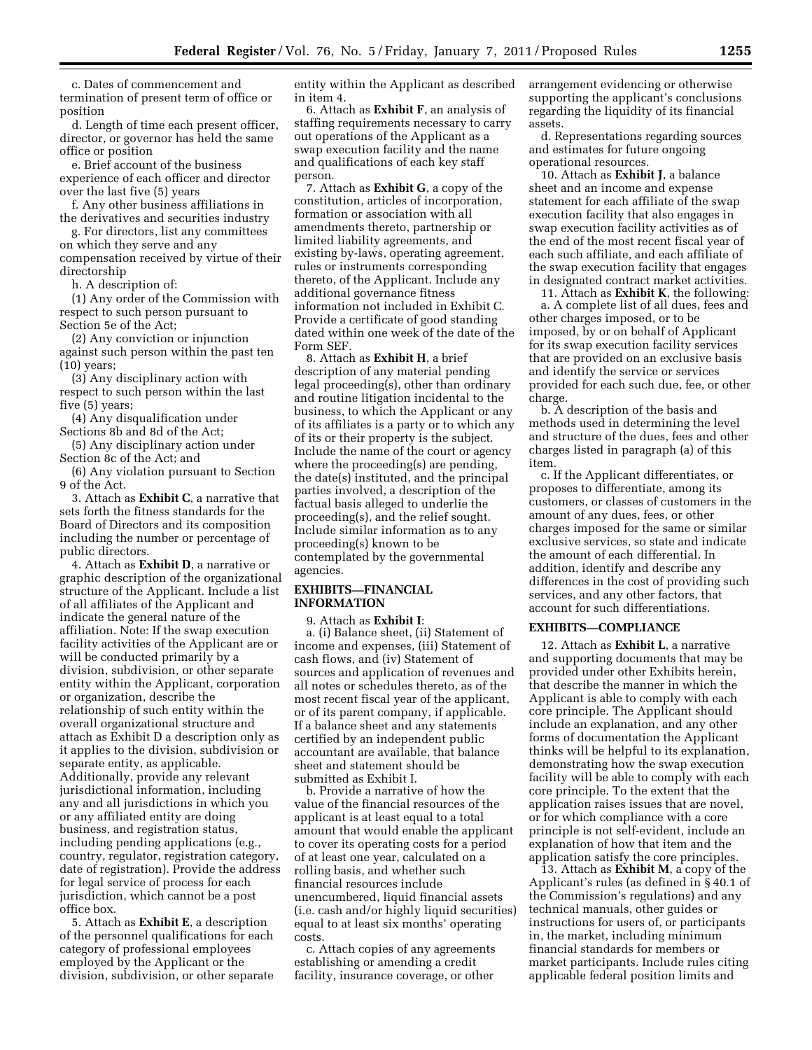c. Dates of commencement and termination of present term of office or position

d. Length of time each present officer, director, or governor has held the same office or position

e. Brief account of the business experience of each officer and director over the last five (5) years

f. Any other business affiliations in the derivatives and securities industry

g. For directors, list any committees on which they serve and any compensation received by virtue of their directorship

h. A description of:

(1) Any order of the Commission with respect to such person pursuant to Section 5e of the Act;

(2) Any conviction or injunction against such person within the past ten (10) years;

(3) Any disciplinary action with respect to such person within the last five (5) years;

(4) Any disqualification under Sections 8b and 8d of the Act;

(5) Any disciplinary action under Section 8c of the Act; and

(6) Any violation pursuant to Section 9 of the Act.

3. Attach as **Exhibit C**, a narrative that sets forth the fitness standards for the Board of Directors and its composition including the number or percentage of public directors.

4. Attach as **Exhibit D**, a narrative or graphic description of the organizational structure of the Applicant. Include a list of all affiliates of the Applicant and indicate the general nature of the affiliation. Note: If the swap execution facility activities of the Applicant are or will be conducted primarily by a division, subdivision, or other separate entity within the Applicant, corporation or organization, describe the relationship of such entity within the overall organizational structure and attach as Exhibit D a description only as it applies to the division, subdivision or separate entity, as applicable. Additionally, provide any relevant jurisdictional information, including any and all jurisdictions in which you or any affiliated entity are doing business, and registration status, including pending applications (e.g., country, regulator, registration category, date of registration). Provide the address for legal service of process for each jurisdiction, which cannot be a post office box.

5. Attach as **Exhibit E**, a description of the personnel qualifications for each category of professional employees employed by the Applicant or the division, subdivision, or other separate entity within the Applicant as described in item 4.

6. Attach as **Exhibit F**, an analysis of staffing requirements necessary to carry out operations of the Applicant as a swap execution facility and the name and qualifications of each key staff person.

7. Attach as **Exhibit G**, a copy of the constitution, articles of incorporation, formation or association with all amendments thereto, partnership or limited liability agreements, and existing by-laws, operating agreement, rules or instruments corresponding thereto, of the Applicant. Include any additional governance fitness information not included in Exhibit C. Provide a certificate of good standing dated within one week of the date of the Form SEF.

8. Attach as **Exhibit H**, a brief description of any material pending legal proceeding(s), other than ordinary and routine litigation incidental to the business, to which the Applicant or any of its affiliates is a party or to which any of its or their property is the subject. Include the name of the court or agency where the proceeding(s) are pending, the date(s) instituted, and the principal parties involved, a description of the factual basis alleged to underlie the proceeding(s), and the relief sought. Include similar information as to any proceeding(s) known to be contemplated by the governmental agencies.

## EXHIBITS—FINANCIAL INFORMATION

9. Attach as **Exhibit I**:

a. (i) Balance sheet, (ii) Statement of income and expenses, (iii) Statement of cash flows, and (iv) Statement of sources and application of revenues and all notes or schedules thereto, as of the most recent fiscal year of the applicant, or of its parent company, if applicable. If a balance sheet and any statements certified by an independent public accountant are available, that balance sheet and statement should be submitted as Exhibit I.

b. Provide a narrative of how the value of the financial resources of the applicant is at least equal to a total amount that would enable the applicant to cover its operating costs for a period of at least one year, calculated on a rolling basis, and whether such financial resources include unencumbered, liquid financial assets (i.e. cash and/or highly liquid securities) equal to at least six months' operating costs.

c. Attach copies of any agreements establishing or amending a credit facility, insurance coverage, or other arrangement evidencing or otherwise supporting the applicant's conclusions regarding the liquidity of its financial assets.

d. Representations regarding sources and estimates for future ongoing operational resources.

10. Attach as **Exhibit J**, a balance sheet and an income and expense statement for each affiliate of the swap execution facility that also engages in swap execution facility activities as of the end of the most recent fiscal year of each such affiliate, and each affiliate of the swap execution facility that engages in designated contract market activities.

11. Attach as **Exhibit K**, the following:

a. A complete list of all dues, fees and other charges imposed, or to be imposed, by or on behalf of Applicant for its swap execution facility services that are provided on an exclusive basis and identify the service or services provided for each such due, fee, or other charge.

b. A description of the basis and methods used in determining the level and structure of the dues, fees and other charges listed in paragraph (a) of this item.

c. If the Applicant differentiates, or proposes to differentiate, among its customers, or classes of customers in the amount of any dues, fees, or other charges imposed for the same or similar exclusive services, so state and indicate the amount of each differential. In addition, identify and describe any differences in the cost of providing such services, and any other factors, that account for such differentiations.

## EXHIBITS—COMPLIANCE

12. Attach as **Exhibit L**, a narrative and supporting documents that may be provided under other Exhibits herein, that describe the manner in which the Applicant is able to comply with each core principle. The Applicant should include an explanation, and any other forms of documentation the Applicant thinks will be helpful to its explanation, demonstrating how the swap execution facility will be able to comply with each core principle. To the extent that the application raises issues that are novel, or for which compliance with a core principle is not self-evident, include an explanation of how that item and the application satisfy the core principles.

13. Attach as **Exhibit M**, a copy of the Applicant's rules (as defined in § 40.1 of the Commission's regulations) and any technical manuals, other guides or instructions for users of, or participants in, the market, including minimum financial standards for members or market participants. Include rules citing applicable federal position limits and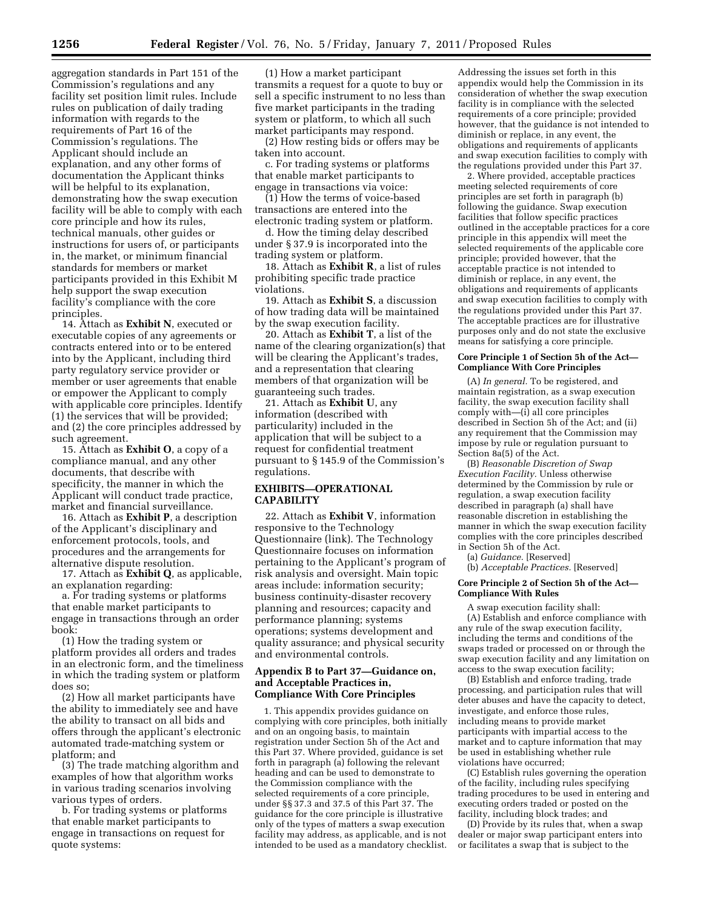aggregation standards in Part 151 of the Commission's regulations and any facility set position limit rules. Include rules on publication of daily trading information with regards to the requirements of Part 16 of the Commission's regulations. The Applicant should include an explanation, and any other forms of documentation the Applicant thinks will be helpful to its explanation, demonstrating how the swap execution facility will be able to comply with each core principle and how its rules, technical manuals, other guides or instructions for users of, or participants in, the market, or minimum financial standards for members or market participants provided in this Exhibit M help support the swap execution facility's compliance with the core principles.

14. Attach as **Exhibit N**, executed or executable copies of any agreements or contracts entered into or to be entered into by the Applicant, including third party regulatory service provider or member or user agreements that enable or empower the Applicant to comply with applicable core principles. Identify (1) the services that will be provided; and (2) the core principles addressed by such agreement.

15. Attach as **Exhibit O**, a copy of a compliance manual, and any other documents, that describe with specificity, the manner in which the Applicant will conduct trade practice, market and financial surveillance.

16. Attach as **Exhibit P**, a description of the Applicant's disciplinary and enforcement protocols, tools, and procedures and the arrangements for alternative dispute resolution.

17. Attach as **Exhibit Q**, as applicable, an explanation regarding:

a. For trading systems or platforms that enable market participants to engage in transactions through an order book:

(1) How the trading system or platform provides all orders and trades in an electronic form, and the timeliness in which the trading system or platform does so;

(2) How all market participants have the ability to immediately see and have the ability to transact on all bids and offers through the applicant's electronic automated trade-matching system or platform; and

(3) The trade matching algorithm and examples of how that algorithm works in various trading scenarios involving various types of orders.

b. For trading systems or platforms that enable market participants to engage in transactions on request for quote systems:

(1) How a market participant transmits a request for a quote to buy or sell a specific instrument to no less than five market participants in the trading system or platform, to which all such market participants may respond.

(2) How resting bids or offers may be taken into account.

c. For trading systems or platforms that enable market participants to engage in transactions via voice:

(1) How the terms of voice-based transactions are entered into the electronic trading system or platform.

d. How the timing delay described under § 37.9 is incorporated into the trading system or platform.

18. Attach as **Exhibit R**, a list of rules prohibiting specific trade practice violations.

19. Attach as **Exhibit S**, a discussion of how trading data will be maintained by the swap execution facility.

20. Attach as **Exhibit T**, a list of the name of the clearing organization(s) that will be clearing the Applicant's trades, and a representation that clearing members of that organization will be guaranteeing such trades.

21. Attach as **Exhibit U**, any information (described with particularity) included in the application that will be subject to a request for confidential treatment pursuant to § 145.9 of the Commission's regulations.

## EXHIBITS—OPERATIONAL CAPABILITY

22. Attach as **Exhibit V**, information responsive to the Technology Questionnaire (link). The Technology Questionnaire focuses on information pertaining to the Applicant's program of risk analysis and oversight. Main topic areas include: information security; business continuity-disaster recovery planning and resources; capacity and performance planning; systems operations; systems development and quality assurance; and physical security and environmental controls.

## Appendix B to Part 37—Guidance on, and Acceptable Practices in, Compliance With Core Principles

1. This appendix provides guidance on complying with core principles, both initially and on an ongoing basis, to maintain registration under Section 5h of the Act and this Part 37. Where provided, guidance is set forth in paragraph (a) following the relevant heading and can be used to demonstrate to the Commission compliance with the selected requirements of a core principle, under §§ 37.3 and 37.5 of this Part 37. The guidance for the core principle is illustrative only of the types of matters a swap execution facility may address, as applicable, and is not intended to be used as a mandatory checklist. Addressing the issues set forth in this appendix would help the Commission in its consideration of whether the swap execution facility is in compliance with the selected requirements of a core principle; provided however, that the guidance is not intended to diminish or replace, in any event, the obligations and requirements of applicants and swap execution facilities to comply with the regulations provided under this Part 37.

2. Where provided, acceptable practices meeting selected requirements of core principles are set forth in paragraph (b) following the guidance. Swap execution facilities that follow specific practices outlined in the acceptable practices for a core principle in this appendix will meet the selected requirements of the applicable core principle; provided however, that the acceptable practice is not intended to diminish or replace, in any event, the obligations and requirements of applicants and swap execution facilities to comply with the regulations provided under this Part 37. The acceptable practices are for illustrative purposes only and do not state the exclusive means for satisfying a core principle.

### Core Principle 1 of Section 5h of the Act—Compliance With Core Principles

(A) *In general.* To be registered, and maintain registration, as a swap execution facility, the swap execution facility shall comply with—(i) all core principles described in Section 5h of the Act; and (ii) any requirement that the Commission may impose by rule or regulation pursuant to Section 8a(5) of the Act.

(B) *Reasonable Discretion of Swap Execution Facility.* Unless otherwise determined by the Commission by rule or regulation, a swap execution facility described in paragraph (a) shall have reasonable discretion in establishing the manner in which the swap execution facility complies with the core principles described in Section 5h of the Act.

(a) *Guidance.* [Reserved]

(b) *Acceptable Practices.* [Reserved]

### Core Principle 2 of Section 5h of the Act—Compliance With Rules

A swap execution facility shall:

(A) Establish and enforce compliance with any rule of the swap execution facility, including the terms and conditions of the swaps traded or processed on or through the swap execution facility and any limitation on access to the swap execution facility;

(B) Establish and enforce trading, trade processing, and participation rules that will deter abuses and have the capacity to detect, investigate, and enforce those rules, including means to provide market participants with impartial access to the market and to capture information that may be used in establishing whether rule violations have occurred;

(C) Establish rules governing the operation of the facility, including rules specifying trading procedures to be used in entering and executing orders traded or posted on the facility, including block trades; and

(D) Provide by its rules that, when a swap dealer or major swap participant enters into or facilitates a swap that is subject to the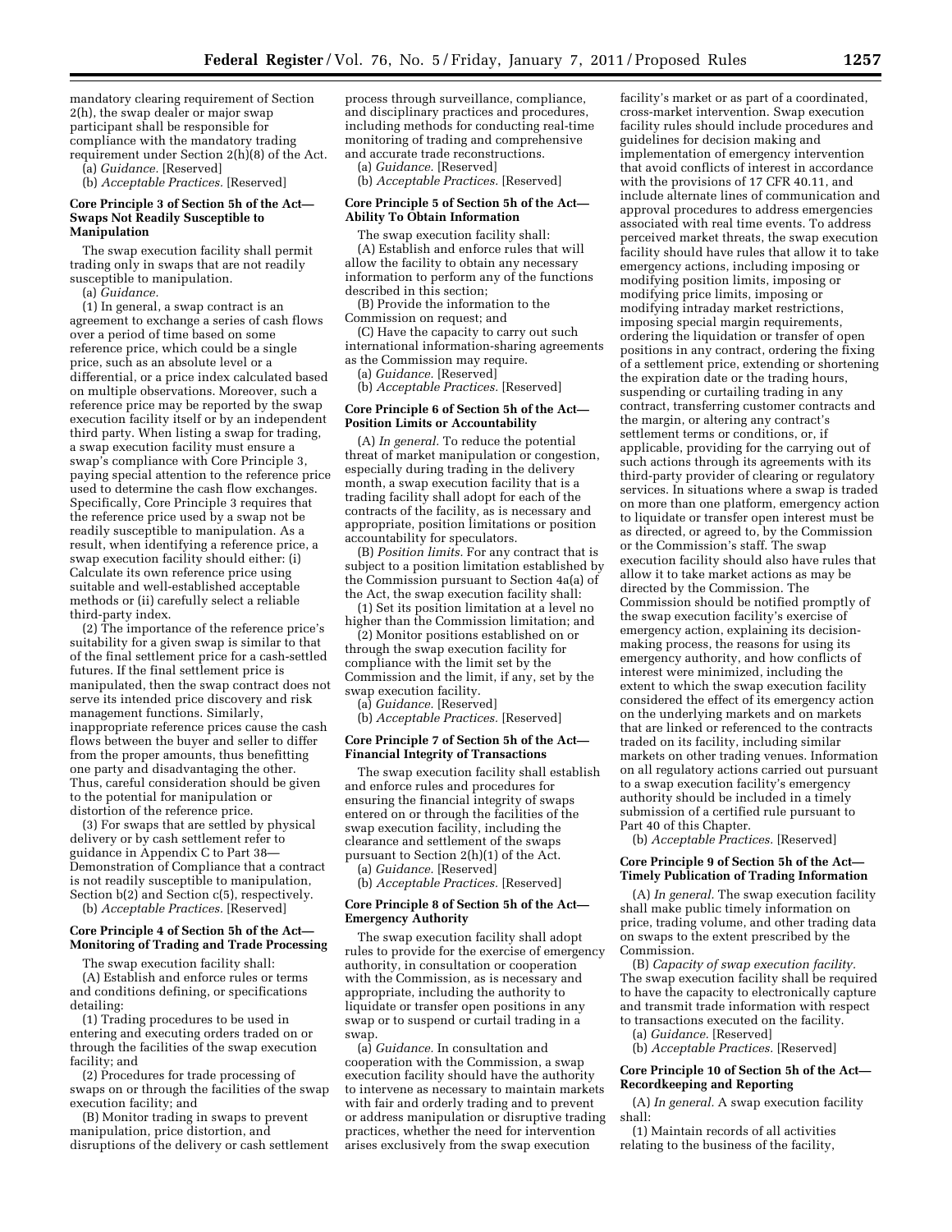mandatory clearing requirement of Section 2(h), the swap dealer or major swap participant shall be responsible for compliance with the mandatory trading requirement under Section 2(h)(8) of the Act.

(a) *Guidance.* [Reserved]

(b) *Acceptable Practices.* [Reserved]

**Core Principle 3 of Section 5h of the Act—Swaps Not Readily Susceptible to Manipulation**

The swap execution facility shall permit trading only in swaps that are not readily susceptible to manipulation.

(a) *Guidance.*

(1) In general, a swap contract is an agreement to exchange a series of cash flows over a period of time based on some reference price, which could be a single price, such as an absolute level or a differential, or a price index calculated based on multiple observations. Moreover, such a reference price may be reported by the swap execution facility itself or by an independent third party. When listing a swap for trading, a swap execution facility must ensure a swap's compliance with Core Principle 3, paying special attention to the reference price used to determine the cash flow exchanges. Specifically, Core Principle 3 requires that the reference price used by a swap not be readily susceptible to manipulation. As a result, when identifying a reference price, a swap execution facility should either: (i) Calculate its own reference price using suitable and well-established acceptable methods or (ii) carefully select a reliable third-party index.

(2) The importance of the reference price's suitability for a given swap is similar to that of the final settlement price for a cash-settled futures. If the final settlement price is manipulated, then the swap contract does not serve its intended price discovery and risk management functions. Similarly, inappropriate reference prices cause the cash flows between the buyer and seller to differ from the proper amounts, thus benefitting one party and disadvantaging the other. Thus, careful consideration should be given to the potential for manipulation or distortion of the reference price.

(3) For swaps that are settled by physical delivery or by cash settlement refer to guidance in Appendix C to Part 38—Demonstration of Compliance that a contract is not readily susceptible to manipulation, Section b(2) and Section c(5), respectively.

(b) *Acceptable Practices.* [Reserved]

**Core Principle 4 of Section 5h of the Act—Monitoring of Trading and Trade Processing**

The swap execution facility shall:

(A) Establish and enforce rules or terms and conditions defining, or specifications detailing:

(1) Trading procedures to be used in entering and executing orders traded on or through the facilities of the swap execution facility; and

(2) Procedures for trade processing of swaps on or through the facilities of the swap execution facility; and

(B) Monitor trading in swaps to prevent manipulation, price distortion, and disruptions of the delivery or cash settlement process through surveillance, compliance, and disciplinary practices and procedures, including methods for conducting real-time monitoring of trading and comprehensive and accurate trade reconstructions.

(a) *Guidance.* [Reserved]

(b) *Acceptable Practices.* [Reserved]

**Core Principle 5 of Section 5h of the Act—Ability To Obtain Information**

The swap execution facility shall:

(A) Establish and enforce rules that will allow the facility to obtain any necessary information to perform any of the functions described in this section;

(B) Provide the information to the Commission on request; and

(C) Have the capacity to carry out such international information-sharing agreements as the Commission may require.

(a) *Guidance.* [Reserved]

(b) *Acceptable Practices.* [Reserved]

**Core Principle 6 of Section 5h of the Act—Position Limits or Accountability**

(A) *In general.* To reduce the potential threat of market manipulation or congestion, especially during trading in the delivery month, a swap execution facility that is a trading facility shall adopt for each of the contracts of the facility, as is necessary and appropriate, position limitations or position accountability for speculators.

(B) *Position limits.* For any contract that is subject to a position limitation established by the Commission pursuant to Section 4a(a) of the Act, the swap execution facility shall:

(1) Set its position limitation at a level no higher than the Commission limitation; and

(2) Monitor positions established on or through the swap execution facility for compliance with the limit set by the Commission and the limit, if any, set by the swap execution facility.

(a) *Guidance.* [Reserved]

(b) *Acceptable Practices.* [Reserved]

**Core Principle 7 of Section 5h of the Act—Financial Integrity of Transactions**

The swap execution facility shall establish and enforce rules and procedures for ensuring the financial integrity of swaps entered on or through the facilities of the swap execution facility, including the clearance and settlement of the swaps pursuant to Section 2(h)(1) of the Act.

(a) *Guidance.* [Reserved]

(b) *Acceptable Practices.* [Reserved]

**Core Principle 8 of Section 5h of the Act—Emergency Authority**

The swap execution facility shall adopt rules to provide for the exercise of emergency authority, in consultation or cooperation with the Commission, as is necessary and appropriate, including the authority to liquidate or transfer open positions in any swap or to suspend or curtail trading in a swap.

(a) *Guidance.* In consultation and cooperation with the Commission, a swap execution facility should have the authority to intervene as necessary to maintain markets with fair and orderly trading and to prevent or address manipulation or disruptive trading practices, whether the need for intervention arises exclusively from the swap execution facility's market or as part of a coordinated, cross-market intervention. Swap execution facility rules should include procedures and guidelines for decision making and implementation of emergency intervention that avoid conflicts of interest in accordance with the provisions of 17 CFR 40.11, and include alternate lines of communication and approval procedures to address emergencies associated with real time events. To address perceived market threats, the swap execution facility should have rules that allow it to take emergency actions, including imposing or modifying position limits, imposing or modifying price limits, imposing or modifying intraday market restrictions, imposing special margin requirements, ordering the liquidation or transfer of open positions in any contract, ordering the fixing of a settlement price, extending or shortening the expiration date or the trading hours, suspending or curtailing trading in any contract, transferring customer contracts and the margin, or altering any contract's settlement terms or conditions, or, if applicable, providing for the carrying out of such actions through its agreements with its third-party provider of clearing or regulatory services. In situations where a swap is traded on more than one platform, emergency action to liquidate or transfer open interest must be as directed, or agreed to, by the Commission or the Commission's staff. The swap execution facility should also have rules that allow it to take market actions as may be directed by the Commission. The Commission should be notified promptly of the swap execution facility's exercise of emergency action, explaining its decision-making process, the reasons for using its emergency authority, and how conflicts of interest were minimized, including the extent to which the swap execution facility considered the effect of its emergency action on the underlying markets and on markets that are linked or referenced to the contracts traded on its facility, including similar markets on other trading venues. Information on all regulatory actions carried out pursuant to a swap execution facility's emergency authority should be included in a timely submission of a certified rule pursuant to Part 40 of this Chapter.

(b) *Acceptable Practices.* [Reserved]

**Core Principle 9 of Section 5h of the Act—Timely Publication of Trading Information**

(A) *In general.* The swap execution facility shall make public timely information on price, trading volume, and other trading data on swaps to the extent prescribed by the Commission.

(B) *Capacity of swap execution facility.* The swap execution facility shall be required to have the capacity to electronically capture and transmit trade information with respect to transactions executed on the facility.

(a) *Guidance.* [Reserved]

(b) *Acceptable Practices.* [Reserved]

**Core Principle 10 of Section 5h of the Act—Recordkeeping and Reporting**

(A) *In general.* A swap execution facility shall:

(1) Maintain records of all activities relating to the business of the facility,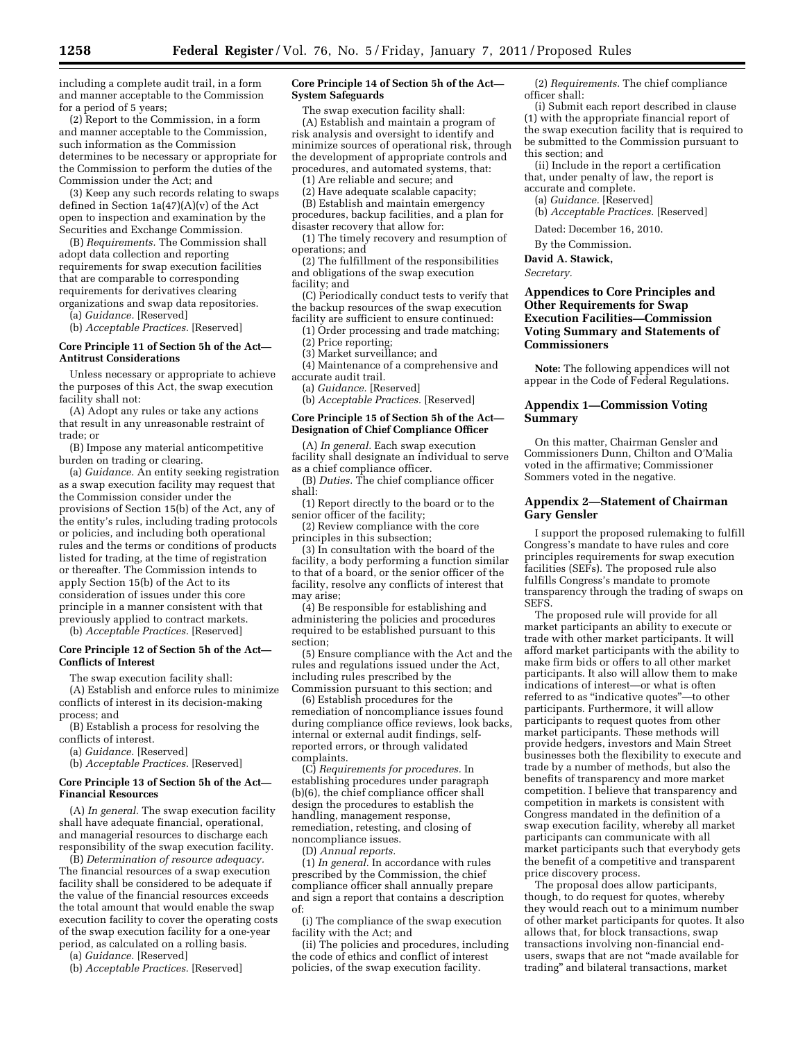including a complete audit trail, in a form and manner acceptable to the Commission for a period of 5 years;

(2) Report to the Commission, in a form and manner acceptable to the Commission, such information as the Commission determines to be necessary or appropriate for the Commission to perform the duties of the Commission under the Act; and

(3) Keep any such records relating to swaps defined in Section 1a(47)(A)(v) of the Act open to inspection and examination by the Securities and Exchange Commission.

(B) *Requirements.* The Commission shall adopt data collection and reporting requirements for swap execution facilities that are comparable to corresponding requirements for derivatives clearing organizations and swap data repositories.

(a) *Guidance.* [Reserved]

(b) *Acceptable Practices.* [Reserved]

**Core Principle 11 of Section 5h of the Act—Antitrust Considerations**

Unless necessary or appropriate to achieve the purposes of this Act, the swap execution facility shall not:

(A) Adopt any rules or take any actions that result in any unreasonable restraint of trade; or

(B) Impose any material anticompetitive burden on trading or clearing.

(a) *Guidance.* An entity seeking registration as a swap execution facility may request that the Commission consider under the provisions of Section 15(b) of the Act, any of the entity's rules, including trading protocols or policies, and including both operational rules and the terms or conditions of products listed for trading, at the time of registration or thereafter. The Commission intends to apply Section 15(b) of the Act to its consideration of issues under this core principle in a manner consistent with that previously applied to contract markets.

(b) *Acceptable Practices.* [Reserved]

**Core Principle 12 of Section 5h of the Act—Conflicts of Interest**

The swap execution facility shall:

(A) Establish and enforce rules to minimize conflicts of interest in its decision-making process; and

(B) Establish a process for resolving the conflicts of interest.

(a) *Guidance.* [Reserved]

(b) *Acceptable Practices.* [Reserved]

**Core Principle 13 of Section 5h of the Act—Financial Resources**

(A) *In general.* The swap execution facility shall have adequate financial, operational, and managerial resources to discharge each responsibility of the swap execution facility.

(B) *Determination of resource adequacy.* The financial resources of a swap execution facility shall be considered to be adequate if the value of the financial resources exceeds the total amount that would enable the swap execution facility to cover the operating costs of the swap execution facility for a one-year period, as calculated on a rolling basis.

(a) *Guidance.* [Reserved]

(b) *Acceptable Practices.* [Reserved]

**Core Principle 14 of Section 5h of the Act—System Safeguards**

The swap execution facility shall:

(A) Establish and maintain a program of risk analysis and oversight to identify and minimize sources of operational risk, through the development of appropriate controls and procedures, and automated systems, that:

(1) Are reliable and secure; and

(2) Have adequate scalable capacity;

(B) Establish and maintain emergency procedures, backup facilities, and a plan for disaster recovery that allow for:

(1) The timely recovery and resumption of operations; and

(2) The fulfillment of the responsibilities and obligations of the swap execution facility; and

(C) Periodically conduct tests to verify that the backup resources of the swap execution facility are sufficient to ensure continued:

(1) Order processing and trade matching;

(2) Price reporting;

(3) Market surveillance; and

(4) Maintenance of a comprehensive and accurate audit trail.

(a) *Guidance.* [Reserved]

(b) *Acceptable Practices.* [Reserved]

**Core Principle 15 of Section 5h of the Act—Designation of Chief Compliance Officer**

(A) *In general.* Each swap execution facility shall designate an individual to serve as a chief compliance officer.

(B) *Duties.* The chief compliance officer shall:

(1) Report directly to the board or to the senior officer of the facility;

(2) Review compliance with the core principles in this subsection;

(3) In consultation with the board of the facility, a body performing a function similar to that of a board, or the senior officer of the facility, resolve any conflicts of interest that may arise;

(4) Be responsible for establishing and administering the policies and procedures required to be established pursuant to this section;

(5) Ensure compliance with the Act and the rules and regulations issued under the Act, including rules prescribed by the Commission pursuant to this section; and

(6) Establish procedures for the remediation of noncompliance issues found during compliance office reviews, look backs, internal or external audit findings, self-reported errors, or through validated complaints.

(C) *Requirements for procedures.* In establishing procedures under paragraph (b)(6), the chief compliance officer shall design the procedures to establish the handling, management response, remediation, retesting, and closing of noncompliance issues.

(D) *Annual reports.*

(1) *In general.* In accordance with rules prescribed by the Commission, the chief compliance officer shall annually prepare and sign a report that contains a description of:

(i) The compliance of the swap execution facility with the Act; and

(ii) The policies and procedures, including the code of ethics and conflict of interest policies, of the swap execution facility.

(2) *Requirements.* The chief compliance officer shall:

(i) Submit each report described in clause (1) with the appropriate financial report of the swap execution facility that is required to be submitted to the Commission pursuant to this section; and

(ii) Include in the report a certification that, under penalty of law, the report is accurate and complete.

(a) *Guidance.* [Reserved]

(b) *Acceptable Practices.* [Reserved]

Dated: December 16, 2010.

By the Commission.

**David A. Stawick,**

*Secretary.*

## Appendices to Core Principles and Other Requirements for Swap Execution Facilities—Commission Voting Summary and Statements of Commissioners

**Note:** The following appendices will not appear in the Code of Federal Regulations.

## Appendix 1—Commission Voting Summary

On this matter, Chairman Gensler and Commissioners Dunn, Chilton and O'Malia voted in the affirmative; Commissioner Sommers voted in the negative.

## Appendix 2—Statement of Chairman Gary Gensler

I support the proposed rulemaking to fulfill Congress's mandate to have rules and core principles requirements for swap execution facilities (SEFs). The proposed rule also fulfills Congress's mandate to promote transparency through the trading of swaps on SEFS.

The proposed rule will provide for all market participants an ability to execute or trade with other market participants. It will afford market participants with the ability to make firm bids or offers to all other market participants. It also will allow them to make indications of interest—or what is often referred to as "indicative quotes"—to other participants. Furthermore, it will allow participants to request quotes from other market participants. These methods will provide hedgers, investors and Main Street businesses both the flexibility to execute and trade by a number of methods, but also the benefits of transparency and more market competition. I believe that transparency and competition in markets is consistent with Congress mandated in the definition of a swap execution facility, whereby all market participants can communicate with all market participants such that everybody gets the benefit of a competitive and transparent price discovery process.

The proposal does allow participants, though, to do request for quotes, whereby they would reach out to a minimum number of other market participants for quotes. It also allows that, for block transactions, swap transactions involving non-financial end-users, swaps that are not "made available for trading" and bilateral transactions, market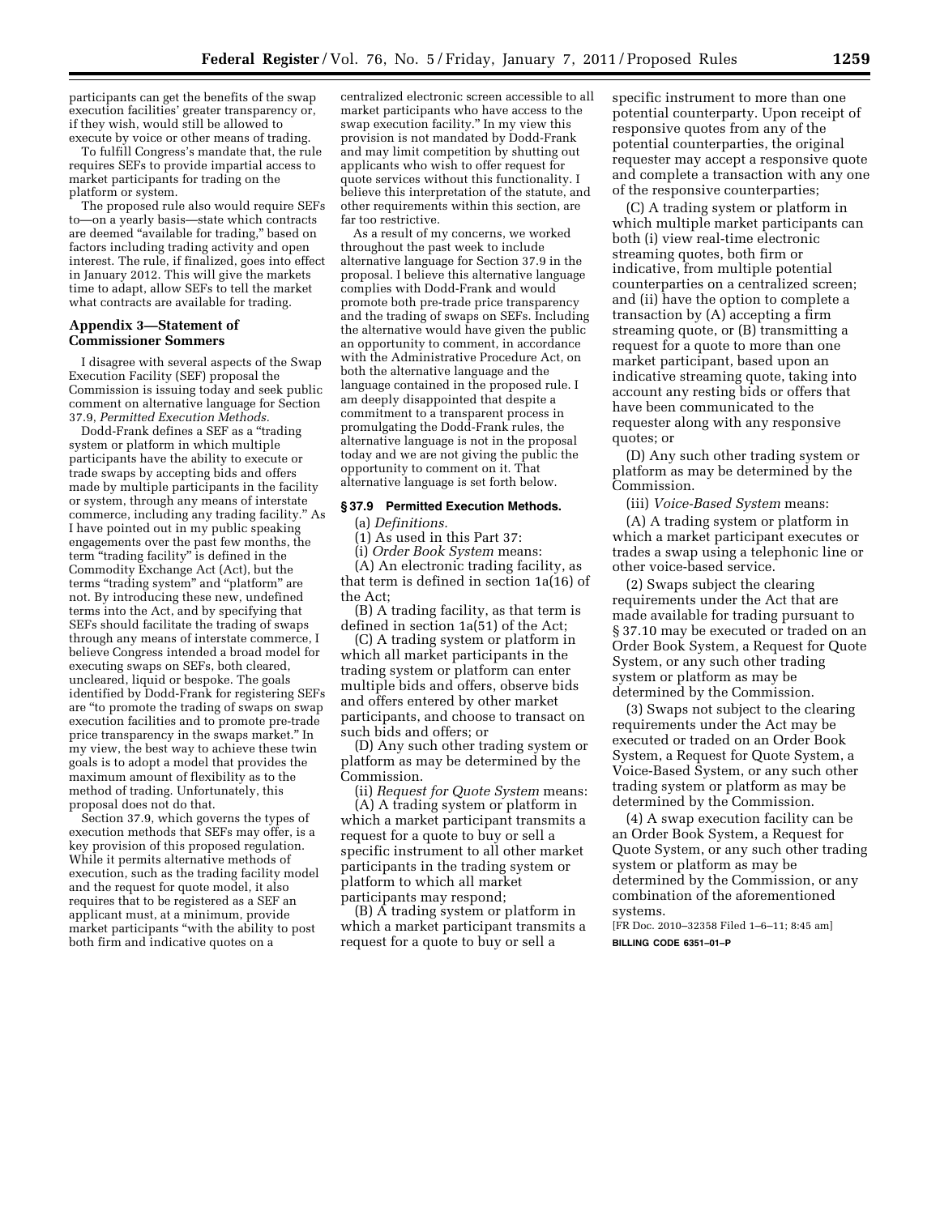participants can get the benefits of the swap execution facilities' greater transparency or, if they wish, would still be allowed to execute by voice or other means of trading.

To fulfill Congress's mandate that, the rule requires SEFs to provide impartial access to market participants for trading on the platform or system.

The proposed rule also would require SEFs to—on a yearly basis—state which contracts are deemed "available for trading," based on factors including trading activity and open interest. The rule, if finalized, goes into effect in January 2012. This will give the markets time to adapt, allow SEFs to tell the market what contracts are available for trading.

## Appendix 3—Statement of Commissioner Sommers

I disagree with several aspects of the Swap Execution Facility (SEF) proposal the Commission is issuing today and seek public comment on alternative language for Section 37.9, *Permitted Execution Methods.*

Dodd-Frank defines a SEF as a "trading system or platform in which multiple participants have the ability to execute or trade swaps by accepting bids and offers made by multiple participants in the facility or system, through any means of interstate commerce, including any trading facility." As I have pointed out in my public speaking engagements over the past few months, the term "trading facility" is defined in the Commodity Exchange Act (Act), but the terms "trading system" and "platform" are not. By introducing these new, undefined terms into the Act, and by specifying that SEFs should facilitate the trading of swaps through any means of interstate commerce, I believe Congress intended a broad model for executing swaps on SEFs, both cleared, uncleared, liquid or bespoke. The goals identified by Dodd-Frank for registering SEFs are "to promote the trading of swaps on swap execution facilities and to promote pre-trade price transparency in the swaps market." In my view, the best way to achieve these twin goals is to adopt a model that provides the maximum amount of flexibility as to the method of trading. Unfortunately, this proposal does not do that.

Section 37.9, which governs the types of execution methods that SEFs may offer, is a key provision of this proposed regulation. While it permits alternative methods of execution, such as the trading facility model and the request for quote model, it also requires that to be registered as a SEF an applicant must, at a minimum, provide market participants "with the ability to post both firm and indicative quotes on a centralized electronic screen accessible to all market participants who have access to the swap execution facility." In my view this provision is not mandated by Dodd-Frank and may limit competition by shutting out applicants who wish to offer request for quote services without this functionality. I believe this interpretation of the statute, and other requirements within this section, are far too restrictive.

As a result of my concerns, we worked throughout the past week to include alternative language for Section 37.9 in the proposal. I believe this alternative language complies with Dodd-Frank and would promote both pre-trade price transparency and the trading of swaps on SEFs. Including the alternative would have given the public an opportunity to comment, in accordance with the Administrative Procedure Act, on both the alternative language and the language contained in the proposed rule. I am deeply disappointed that despite a commitment to a transparent process in promulgating the Dodd-Frank rules, the alternative language is not in the proposal today and we are not giving the public the opportunity to comment on it. That alternative language is set forth below.

### § 37.9 Permitted Execution Methods.

(a) *Definitions.*

(1) As used in this Part 37:

(i) *Order Book System* means:

(A) An electronic trading facility, as that term is defined in section 1a(16) of the Act;

(B) A trading facility, as that term is defined in section 1a(51) of the Act;

(C) A trading system or platform in which all market participants in the trading system or platform can enter multiple bids and offers, observe bids and offers entered by other market participants, and choose to transact on such bids and offers; or

(D) Any such other trading system or platform as may be determined by the Commission.

(ii) *Request for Quote System* means:

(A) A trading system or platform in which a market participant transmits a request for a quote to buy or sell a specific instrument to all other market participants in the trading system or platform to which all market participants may respond;

(B) A trading system or platform in which a market participant transmits a request for a quote to buy or sell a specific instrument to more than one potential counterparty. Upon receipt of responsive quotes from any of the potential counterparties, the original requester may accept a responsive quote and complete a transaction with any one of the responsive counterparties;

(C) A trading system or platform in which multiple market participants can both (i) view real-time electronic streaming quotes, both firm or indicative, from multiple potential counterparties on a centralized screen; and (ii) have the option to complete a transaction by (A) accepting a firm streaming quote, or (B) transmitting a request for a quote to more than one market participant, based upon an indicative streaming quote, taking into account any resting bids or offers that have been communicated to the requester along with any responsive quotes; or

(D) Any such other trading system or platform as may be determined by the Commission.

(iii) *Voice-Based System* means:

(A) A trading system or platform in which a market participant executes or trades a swap using a telephonic line or other voice-based service.

(2) Swaps subject the clearing requirements under the Act that are made available for trading pursuant to § 37.10 may be executed or traded on an Order Book System, a Request for Quote System, or any such other trading system or platform as may be determined by the Commission.

(3) Swaps not subject to the clearing requirements under the Act may be executed or traded on an Order Book System, a Request for Quote System, a Voice-Based System, or any such other trading system or platform as may be determined by the Commission.

(4) A swap execution facility can be an Order Book System, a Request for Quote System, or any such other trading system or platform as may be determined by the Commission, or any combination of the aforementioned systems.

[FR Doc. 2010–32358 Filed 1–6–11; 8:45 am]

**BILLING CODE 6351–01–P**